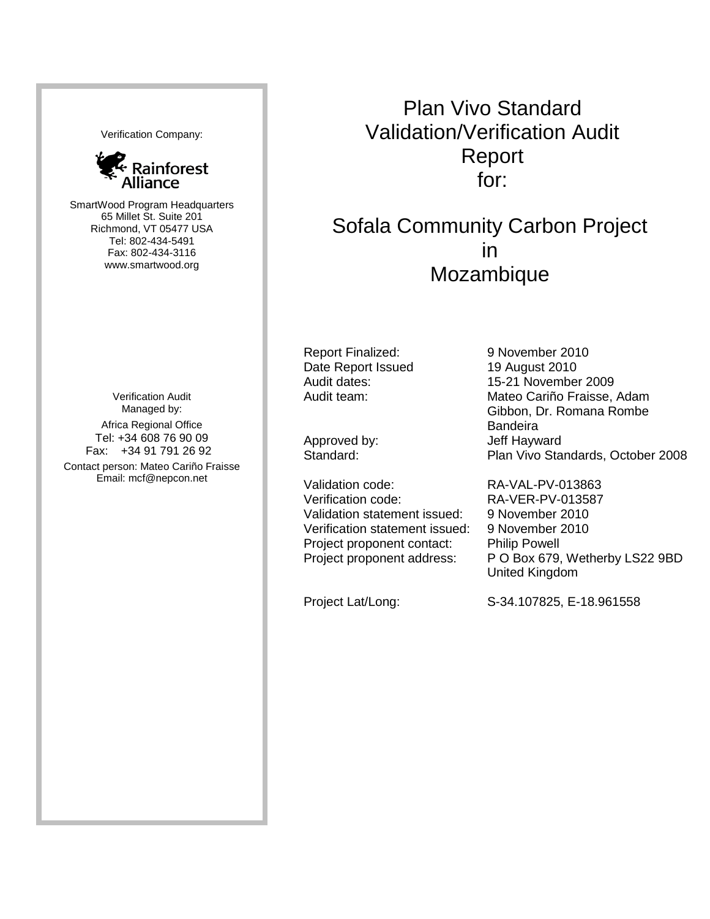Verification Company:

Rainforest Alliance

SmartWood Program Headquarters
65 Millet St. Suite 201
Richmond, VT 05477 USA
Tel: 802-434-5491
Fax: 802-434-3116
www.smartwood.org

Verification Audit
Managed by:

Africa Regional Office
Tel: +34 608 76 90 09
Fax: +34 91 791 26 92

Contact person: Mateo Cariño Fraisse
Email: mcf@nepcon.net

# Plan Vivo Standard Validation/Verification Audit Report for:

# Sofala Community Carbon Project in Mozambique

| | |
|---|---|
| Report Finalized: | 9 November 2010 |
| Date Report Issued | 19 August 2010 |
| Audit dates: | 15-21 November 2009 |
| Audit team: | Mateo Cariño Fraisse, Adam Gibbon, Dr. Romana Rombe Bandeira |
| Approved by: | Jeff Hayward |
| Standard: | Plan Vivo Standards, October 2008 |
| Validation code: | RA-VAL-PV-013863 |
| Verification code: | RA-VER-PV-013587 |
| Validation statement issued: | 9 November 2010 |
| Verification statement issued: | 9 November 2010 |
| Project proponent contact: | Philip Powell |
| Project proponent address: | P O Box 679, Wetherby LS22 9BD United Kingdom |
| Project Lat/Long: | S-34.107825, E-18.961558 |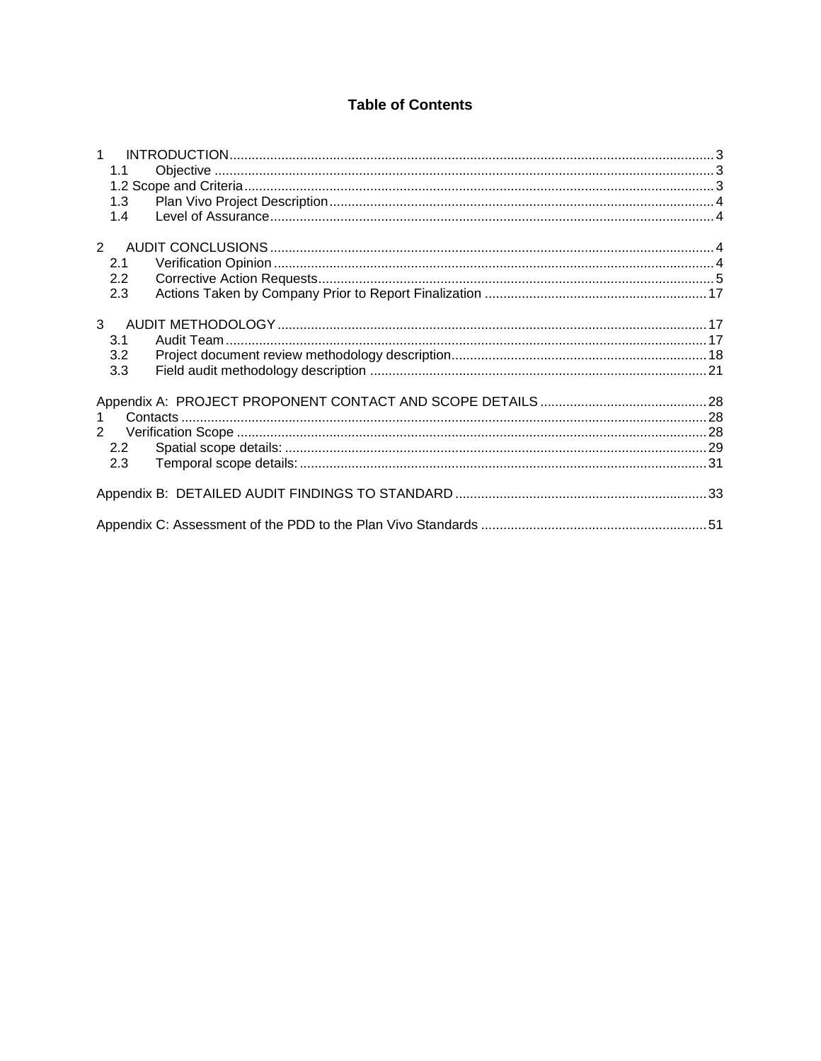# Table of Contents

1 INTRODUCTION ..... 3
   1.1 Objective ..... 3
   1.2 Scope and Criteria ..... 3
   1.3 Plan Vivo Project Description ..... 4
   1.4 Level of Assurance ..... 4

2 AUDIT CONCLUSIONS ..... 4
   2.1 Verification Opinion ..... 4
   2.2 Corrective Action Requests ..... 5
   2.3 Actions Taken by Company Prior to Report Finalization ..... 17

3 AUDIT METHODOLOGY ..... 17
   3.1 Audit Team ..... 17
   3.2 Project document review methodology description ..... 18
   3.3 Field audit methodology description ..... 21

Appendix A: PROJECT PROPONENT CONTACT AND SCOPE DETAILS ..... 28
1 Contacts ..... 28
2 Verification Scope ..... 28
   2.2 Spatial scope details: ..... 29
   2.3 Temporal scope details: ..... 31

Appendix B: DETAILED AUDIT FINDINGS TO STANDARD ..... 33

Appendix C: Assessment of the PDD to the Plan Vivo Standards ..... 51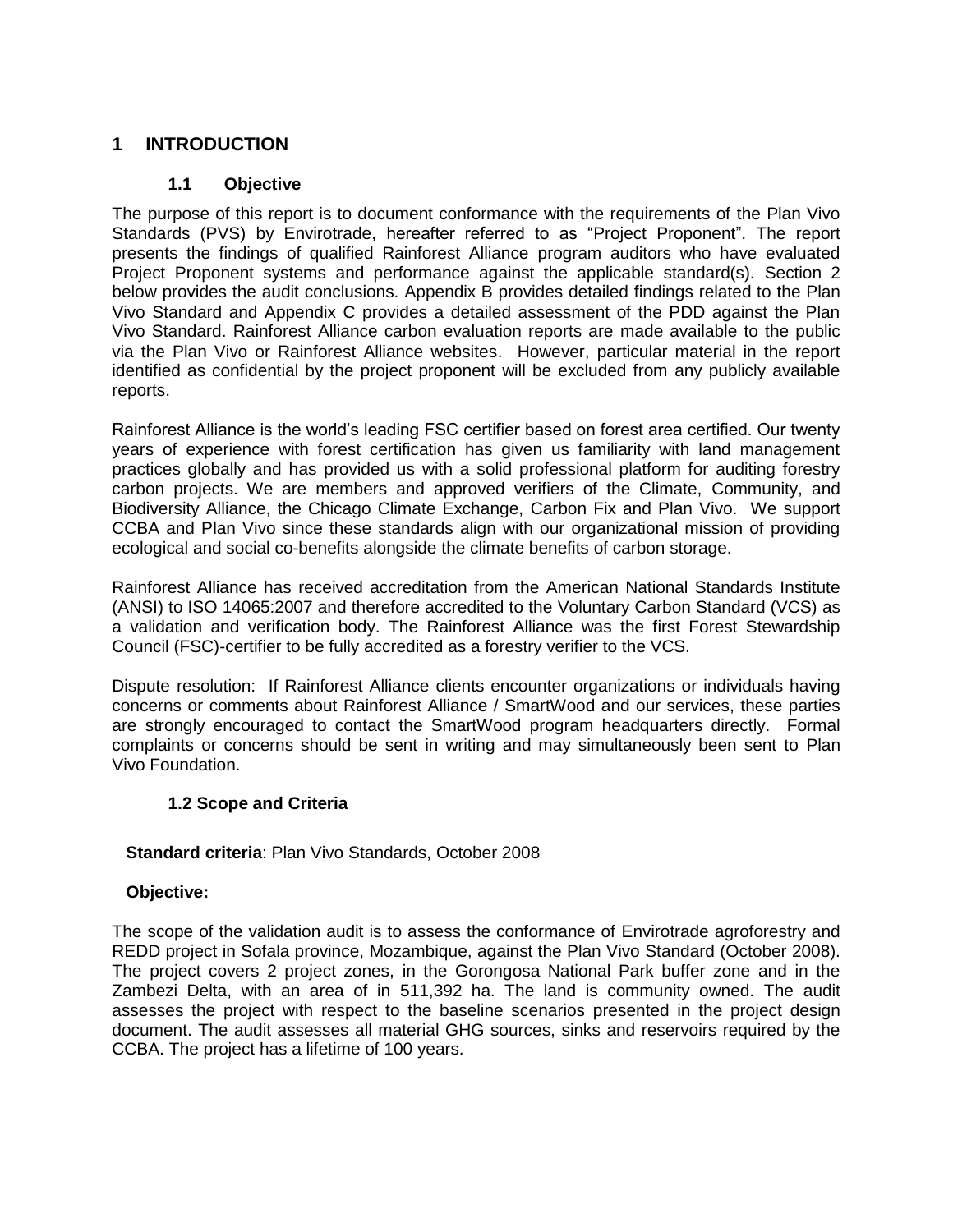# 1 INTRODUCTION

## 1.1 Objective

The purpose of this report is to document conformance with the requirements of the Plan Vivo Standards (PVS) by Envirotrade, hereafter referred to as "Project Proponent". The report presents the findings of qualified Rainforest Alliance program auditors who have evaluated Project Proponent systems and performance against the applicable standard(s). Section 2 below provides the audit conclusions. Appendix B provides detailed findings related to the Plan Vivo Standard and Appendix C provides a detailed assessment of the PDD against the Plan Vivo Standard. Rainforest Alliance carbon evaluation reports are made available to the public via the Plan Vivo or Rainforest Alliance websites. However, particular material in the report identified as confidential by the project proponent will be excluded from any publicly available reports.

Rainforest Alliance is the world's leading FSC certifier based on forest area certified. Our twenty years of experience with forest certification has given us familiarity with land management practices globally and has provided us with a solid professional platform for auditing forestry carbon projects. We are members and approved verifiers of the Climate, Community, and Biodiversity Alliance, the Chicago Climate Exchange, Carbon Fix and Plan Vivo. We support CCBA and Plan Vivo since these standards align with our organizational mission of providing ecological and social co-benefits alongside the climate benefits of carbon storage.

Rainforest Alliance has received accreditation from the American National Standards Institute (ANSI) to ISO 14065:2007 and therefore accredited to the Voluntary Carbon Standard (VCS) as a validation and verification body. The Rainforest Alliance was the first Forest Stewardship Council (FSC)-certifier to be fully accredited as a forestry verifier to the VCS.

Dispute resolution: If Rainforest Alliance clients encounter organizations or individuals having concerns or comments about Rainforest Alliance / SmartWood and our services, these parties are strongly encouraged to contact the SmartWood program headquarters directly. Formal complaints or concerns should be sent in writing and may simultaneously been sent to Plan Vivo Foundation.

## 1.2 Scope and Criteria

**Standard criteria**: Plan Vivo Standards, October 2008

**Objective:**

The scope of the validation audit is to assess the conformance of Envirotrade agroforestry and REDD project in Sofala province, Mozambique, against the Plan Vivo Standard (October 2008). The project covers 2 project zones, in the Gorongosa National Park buffer zone and in the Zambezi Delta, with an area of in 511,392 ha. The land is community owned. The audit assesses the project with respect to the baseline scenarios presented in the project design document. The audit assesses all material GHG sources, sinks and reservoirs required by the CCBA. The project has a lifetime of 100 years.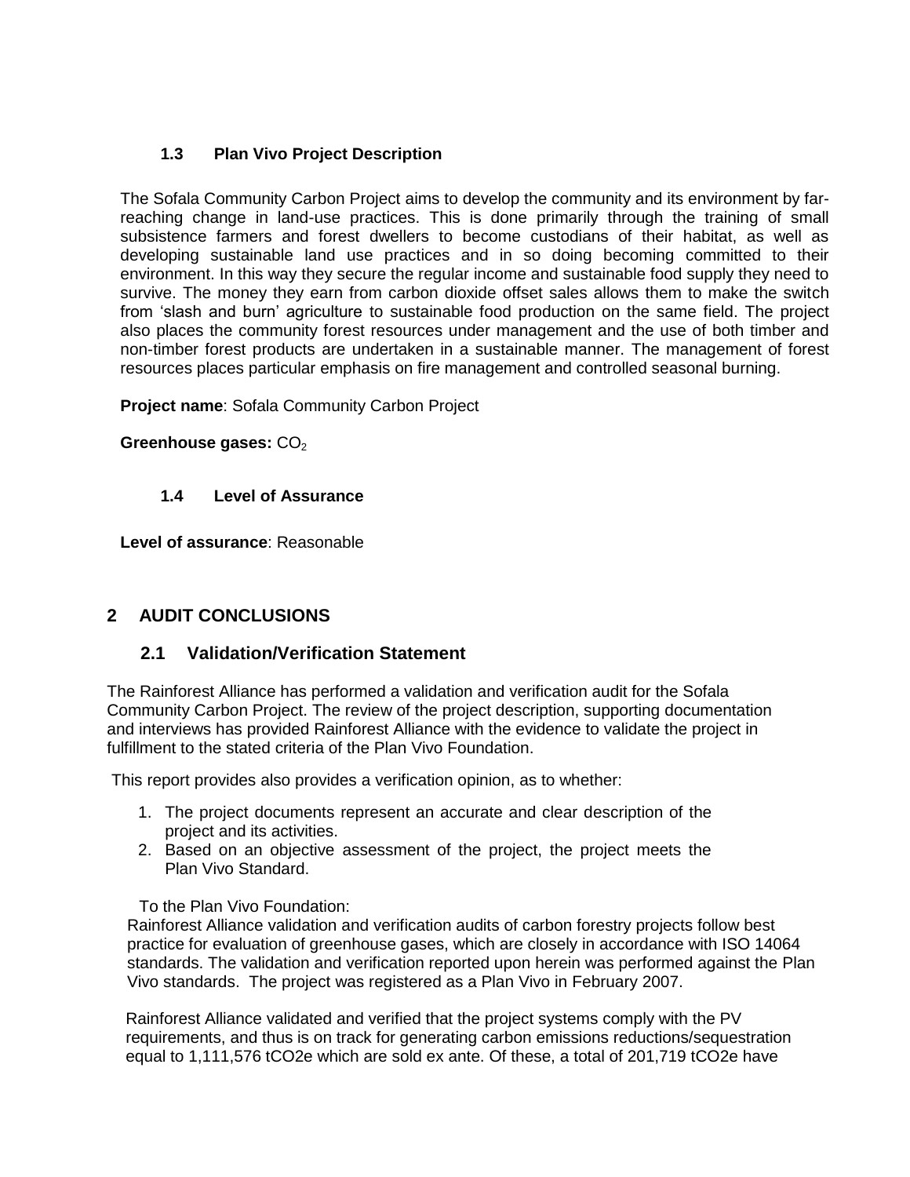### 1.3 Plan Vivo Project Description

The Sofala Community Carbon Project aims to develop the community and its environment by far-reaching change in land-use practices. This is done primarily through the training of small subsistence farmers and forest dwellers to become custodians of their habitat, as well as developing sustainable land use practices and in so doing becoming committed to their environment. In this way they secure the regular income and sustainable food supply they need to survive. The money they earn from carbon dioxide offset sales allows them to make the switch from 'slash and burn' agriculture to sustainable food production on the same field. The project also places the community forest resources under management and the use of both timber and non-timber forest products are undertaken in a sustainable manner. The management of forest resources places particular emphasis on fire management and controlled seasonal burning.

**Project name**: Sofala Community Carbon Project

**Greenhouse gases:** $CO_2$

### 1.4 Level of Assurance

**Level of assurance**: Reasonable

## 2 AUDIT CONCLUSIONS

### 2.1 Validation/Verification Statement

The Rainforest Alliance has performed a validation and verification audit for the Sofala Community Carbon Project. The review of the project description, supporting documentation and interviews has provided Rainforest Alliance with the evidence to validate the project in fulfillment to the stated criteria of the Plan Vivo Foundation.

This report provides also provides a verification opinion, as to whether:

1. The project documents represent an accurate and clear description of the project and its activities.
2. Based on an objective assessment of the project, the project meets the Plan Vivo Standard.

To the Plan Vivo Foundation:

Rainforest Alliance validation and verification audits of carbon forestry projects follow best practice for evaluation of greenhouse gases, which are closely in accordance with ISO 14064 standards. The validation and verification reported upon herein was performed against the Plan Vivo standards. The project was registered as a Plan Vivo in February 2007.

Rainforest Alliance validated and verified that the project systems comply with the PV requirements, and thus is on track for generating carbon emissions reductions/sequestration equal to 1,111,576 tCO2e which are sold ex ante. Of these, a total of 201,719 tCO2e have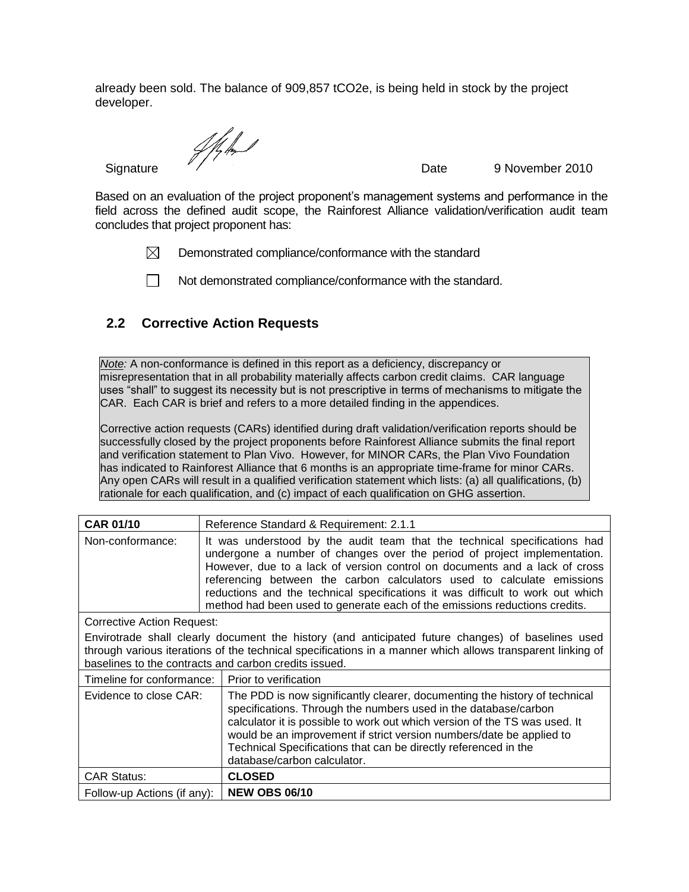already been sold. The balance of 909,857 tCO2e, is being held in stock by the project developer.

Signature Date 9 November 2010

Based on an evaluation of the project proponent's management systems and performance in the field across the defined audit scope, the Rainforest Alliance validation/verification audit team concludes that project proponent has:

☒ Demonstrated compliance/conformance with the standard

☐ Not demonstrated compliance/conformance with the standard.

## 2.2 Corrective Action Requests

*Note:* A non-conformance is defined in this report as a deficiency, discrepancy or misrepresentation that in all probability materially affects carbon credit claims. CAR language uses "shall" to suggest its necessity but is not prescriptive in terms of mechanisms to mitigate the CAR. Each CAR is brief and refers to a more detailed finding in the appendices.

Corrective action requests (CARs) identified during draft validation/verification reports should be successfully closed by the project proponents before Rainforest Alliance submits the final report and verification statement to Plan Vivo. However, for MINOR CARs, the Plan Vivo Foundation has indicated to Rainforest Alliance that 6 months is an appropriate time-frame for minor CARs. Any open CARs will result in a qualified verification statement which lists: (a) all qualifications, (b) rationale for each qualification, and (c) impact of each qualification on GHG assertion.

| **CAR 01/10** | Reference Standard & Requirement: 2.1.1 |
|---|---|
| Non-conformance: | It was understood by the audit team that the technical specifications had undergone a number of changes over the period of project implementation. However, due to a lack of version control on documents and a lack of cross referencing between the carbon calculators used to calculate emissions reductions and the technical specifications it was difficult to work out which method had been used to generate each of the emissions reductions credits. |
| Corrective Action Request: Envirotrade shall clearly document the history (and anticipated future changes) of baselines used through various iterations of the technical specifications in a manner which allows transparent linking of baselines to the contracts and carbon credits issued. | |
| Timeline for conformance: | Prior to verification |
| Evidence to close CAR: | The PDD is now significantly clearer, documenting the history of technical specifications. Through the numbers used in the database/carbon calculator it is possible to work out which version of the TS was used. It would be an improvement if strict version numbers/date be applied to Technical Specifications that can be directly referenced in the database/carbon calculator. |
| CAR Status: | **CLOSED** |
| Follow-up Actions (if any): | **NEW OBS 06/10** |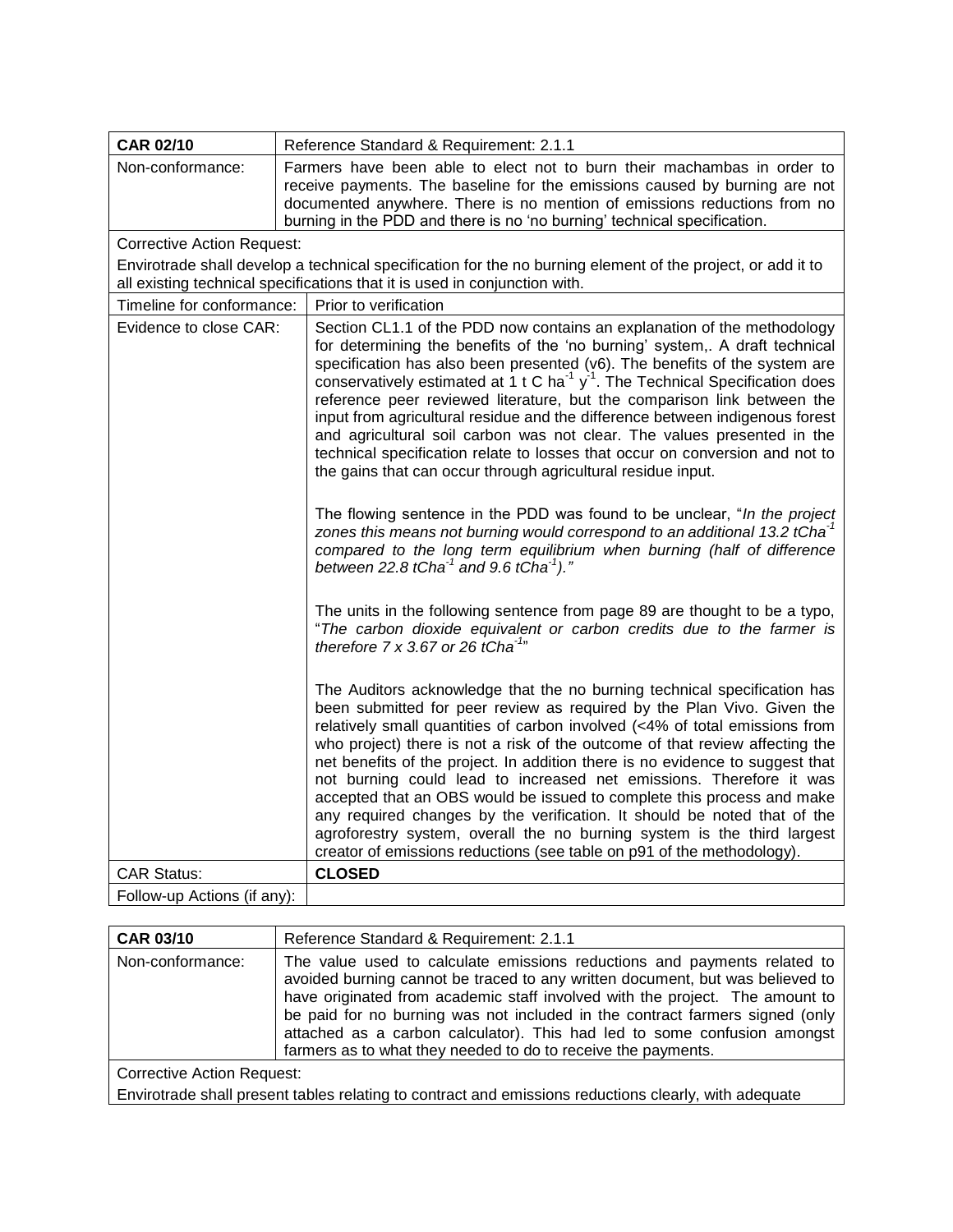| **CAR 02/10** | Reference Standard & Requirement: 2.1.1 |
|---|---|
| Non-conformance: | Farmers have been able to elect not to burn their machambas in order to receive payments. The baseline for the emissions caused by burning are not documented anywhere. There is no mention of emissions reductions from no burning in the PDD and there is no 'no burning' technical specification. |
| Corrective Action Request: | Envirotrade shall develop a technical specification for the no burning element of the project, or add it to all existing technical specifications that it is used in conjunction with. |
| Timeline for conformance: | Prior to verification |
| Evidence to close CAR: | Section CL1.1 of the PDD now contains an explanation of the methodology for determining the benefits of the 'no burning' system,. A draft technical specification has also been presented (v6). The benefits of the system are conservatively estimated at 1 t C $ha^{-1}$ $y^{-1}$. The Technical Specification does reference peer reviewed literature, but the comparison link between the input from agricultural residue and the difference between indigenous forest and agricultural soil carbon was not clear. The values presented in the technical specification relate to losses that occur on conversion and not to the gains that can occur through agricultural residue input.<br><br>The flowing sentence in the PDD was found to be unclear, "*In the project zones this means not burning would correspond to an additional 13.2 tCha$^{-1}$ compared to the long term equilibrium when burning (half of difference between 22.8 tCha$^{-1}$ and 9.6 tCha$^{-1}$).*"<br><br>The units in the following sentence from page 89 are thought to be a typo, "*The carbon dioxide equivalent or carbon credits due to the farmer is therefore 7 x 3.67 or 26 tCha$^{-1}$*"<br><br>The Auditors acknowledge that the no burning technical specification has been submitted for peer review as required by the Plan Vivo. Given the relatively small quantities of carbon involved (<4% of total emissions from who project) there is not a risk of the outcome of that review affecting the net benefits of the project. In addition there is no evidence to suggest that not burning could lead to increased net emissions. Therefore it was accepted that an OBS would be issued to complete this process and make any required changes by the verification. It should be noted that of the agroforestry system, overall the no burning system is the third largest creator of emissions reductions (see table on p91 of the methodology). |
| CAR Status: | **CLOSED** |
| Follow-up Actions (if any): | |

| **CAR 03/10** | Reference Standard & Requirement: 2.1.1 |
|---|---|
| Non-conformance: | The value used to calculate emissions reductions and payments related to avoided burning cannot be traced to any written document, but was believed to have originated from academic staff involved with the project. The amount to be paid for no burning was not included in the contract farmers signed (only attached as a carbon calculator). This had led to some confusion amongst farmers as to what they needed to do to receive the payments. |
| Corrective Action Request: | Envirotrade shall present tables relating to contract and emissions reductions clearly, with adequate |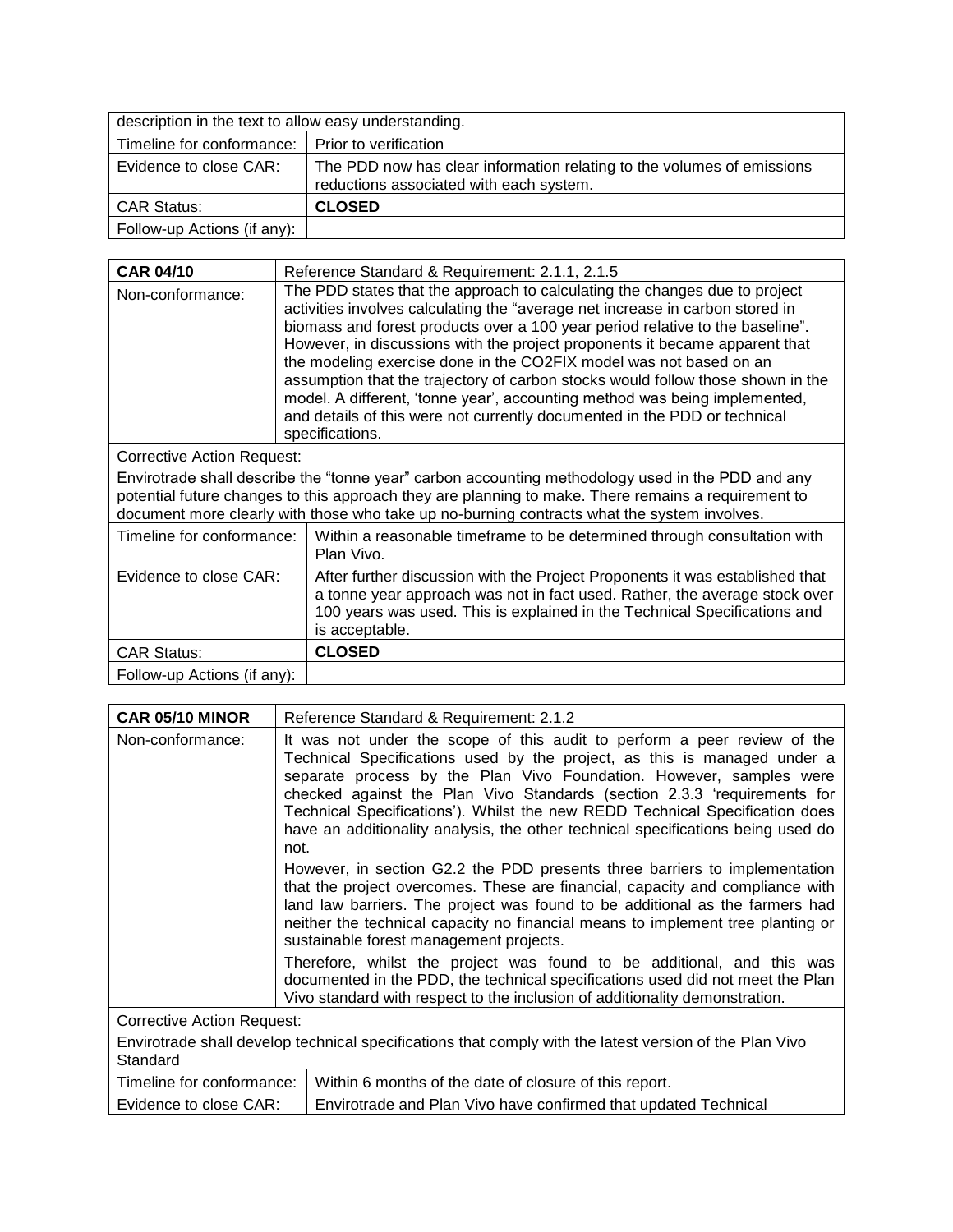| description in the text to allow easy understanding. | |
|---|---|
| Timeline for conformance: | Prior to verification |
| Evidence to close CAR: | The PDD now has clear information relating to the volumes of emissions reductions associated with each system. |
| CAR Status: | **CLOSED** |
| Follow-up Actions (if any): | |

| **CAR 04/10** | Reference Standard & Requirement: 2.1.1, 2.1.5 |
|---|---|
| Non-conformance: | The PDD states that the approach to calculating the changes due to project activities involves calculating the "average net increase in carbon stored in biomass and forest products over a 100 year period relative to the baseline". However, in discussions with the project proponents it became apparent that the modeling exercise done in the CO2FIX model was not based on an assumption that the trajectory of carbon stocks would follow those shown in the model. A different, 'tonne year', accounting method was being implemented, and details of this were not currently documented in the PDD or technical specifications. |
| Corrective Action Request:<br>Envirotrade shall describe the "tonne year" carbon accounting methodology used in the PDD and any potential future changes to this approach they are planning to make. There remains a requirement to document more clearly with those who take up no-burning contracts what the system involves. | |
| Timeline for conformance: | Within a reasonable timeframe to be determined through consultation with Plan Vivo. |
| Evidence to close CAR: | After further discussion with the Project Proponents it was established that a tonne year approach was not in fact used. Rather, the average stock over 100 years was used. This is explained in the Technical Specifications and is acceptable. |
| CAR Status: | **CLOSED** |
| Follow-up Actions (if any): | |

| **CAR 05/10 MINOR** | Reference Standard & Requirement: 2.1.2 |
|---|---|
| Non-conformance: | It was not under the scope of this audit to perform a peer review of the Technical Specifications used by the project, as this is managed under a separate process by the Plan Vivo Foundation. However, samples were checked against the Plan Vivo Standards (section 2.3.3 'requirements for Technical Specifications'). Whilst the new REDD Technical Specification does have an additionality analysis, the other technical specifications being used do not.<br><br>However, in section G2.2 the PDD presents three barriers to implementation that the project overcomes. These are financial, capacity and compliance with land law barriers. The project was found to be additional as the farmers had neither the technical capacity no financial means to implement tree planting or sustainable forest management projects.<br><br>Therefore, whilst the project was found to be additional, and this was documented in the PDD, the technical specifications used did not meet the Plan Vivo standard with respect to the inclusion of additionality demonstration. |
| Corrective Action Request:<br>Envirotrade shall develop technical specifications that comply with the latest version of the Plan Vivo Standard | |
| Timeline for conformance: | Within 6 months of the date of closure of this report. |
| Evidence to close CAR: | Envirotrade and Plan Vivo have confirmed that updated Technical |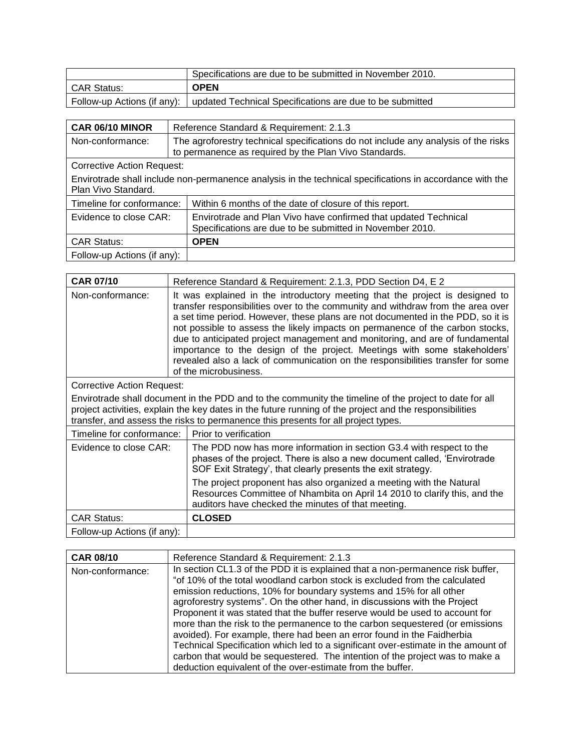| | Specifications are due to be submitted in November 2010. |
|---|---|
| CAR Status: | **OPEN** |
| Follow-up Actions (if any): | updated Technical Specifications are due to be submitted |

| **CAR 06/10 MINOR** | Reference Standard & Requirement: 2.1.3 |
|---|---|
| Non-conformance: | The agroforestry technical specifications do not include any analysis of the risks to permenance as required by the Plan Vivo Standards. |
| Corrective Action Request:<br>Envirotrade shall include non-permanence analysis in the technical specifications in accordance with the Plan Vivo Standard. | |
| Timeline for conformance: | Within 6 months of the date of closure of this report. |
| Evidence to close CAR: | Envirotrade and Plan Vivo have confirmed that updated Technical Specifications are due to be submitted in November 2010. |
| CAR Status: | **OPEN** |
| Follow-up Actions (if any): | |

| **CAR 07/10** | Reference Standard & Requirement: 2.1.3, PDD Section D4, E 2 |
|---|---|
| Non-conformance: | It was explained in the introductory meeting that the project is designed to transfer responsibilities over to the community and withdraw from the area over a set time period. However, these plans are not documented in the PDD, so it is not possible to assess the likely impacts on permanence of the carbon stocks, due to anticipated project management and monitoring, and are of fundamental importance to the design of the project. Meetings with some stakeholders' revealed also a lack of communication on the responsibilities transfer for some of the microbusiness. |
| Corrective Action Request:<br>Envirotrade shall document in the PDD and to the community the timeline of the project to date for all project activities, explain the key dates in the future running of the project and the responsibilities transfer, and assess the risks to permanence this presents for all project types. | |
| Timeline for conformance: | Prior to verification |
| Evidence to close CAR: | The PDD now has more information in section G3.4 with respect to the phases of the project. There is also a new document called, 'Envirotrade SOF Exit Strategy', that clearly presents the exit strategy.<br>The project proponent has also organized a meeting with the Natural Resources Committee of Nhambita on April 14 2010 to clarify this, and the auditors have checked the minutes of that meeting. |
| CAR Status: | **CLOSED** |
| Follow-up Actions (if any): | |

| **CAR 08/10** | Reference Standard & Requirement: 2.1.3 |
|---|---|
| Non-conformance: | In section CL1.3 of the PDD it is explained that a non-permanence risk buffer, "of 10% of the total woodland carbon stock is excluded from the calculated emission reductions, 10% for boundary systems and 15% for all other agroforestry systems". On the other hand, in discussions with the Project Proponent it was stated that the buffer reserve would be used to account for more than the risk to the permanence to the carbon sequestered (or emissions avoided). For example, there had been an error found in the Faidherbia Technical Specification which led to a significant over-estimate in the amount of carbon that would be sequestered. The intention of the project was to make a deduction equivalent of the over-estimate from the buffer. |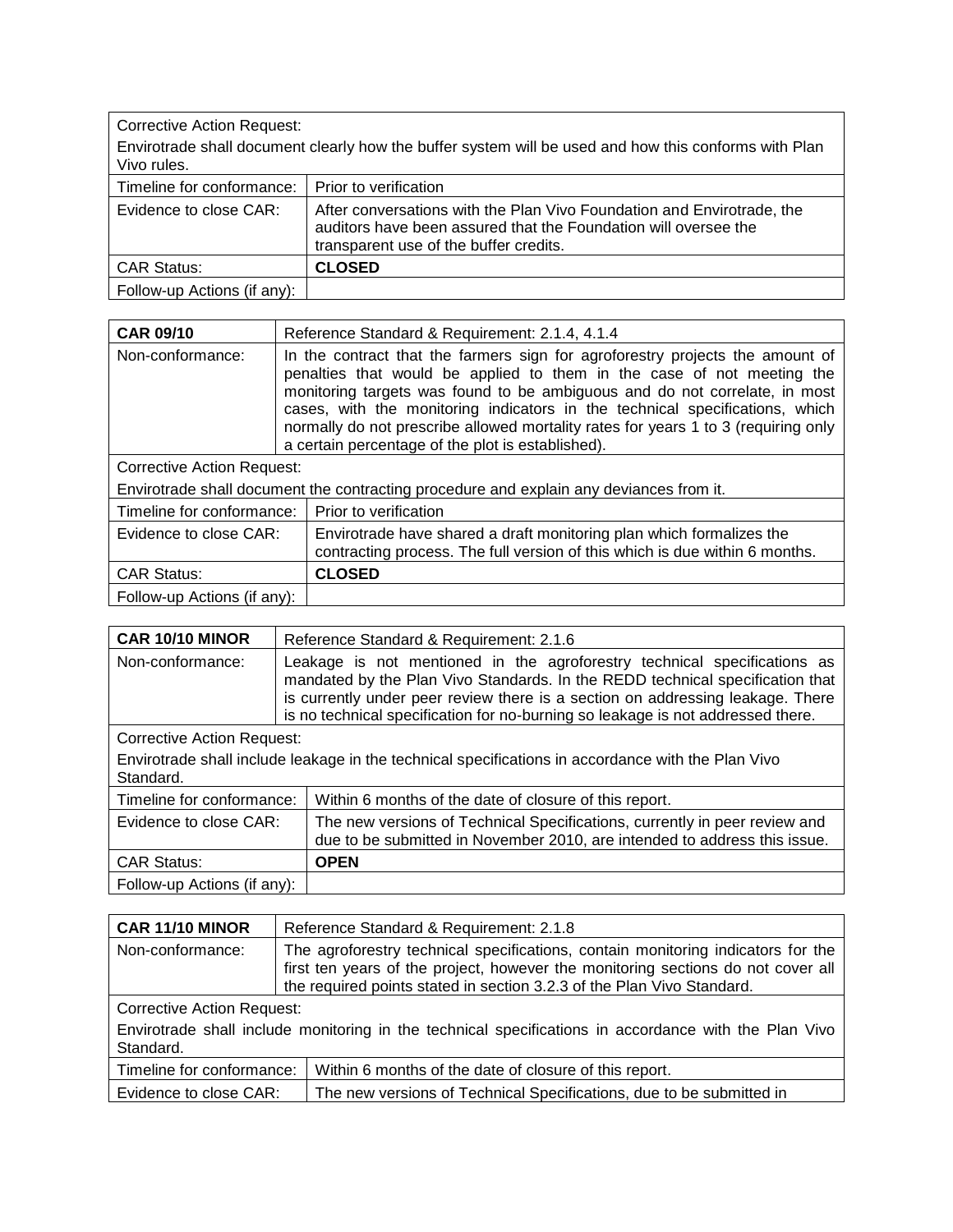| Corrective Action Request: | |
|---|---|
| Envirotrade shall document clearly how the buffer system will be used and how this conforms with Plan Vivo rules. | |
| Timeline for conformance: | Prior to verification |
| Evidence to close CAR: | After conversations with the Plan Vivo Foundation and Envirotrade, the auditors have been assured that the Foundation will oversee the transparent use of the buffer credits. |
| CAR Status: | **CLOSED** |
| Follow-up Actions (if any): | |

| **CAR 09/10** | Reference Standard & Requirement: 2.1.4, 4.1.4 |
|---|---|
| Non-conformance: | In the contract that the farmers sign for agroforestry projects the amount of penalties that would be applied to them in the case of not meeting the monitoring targets was found to be ambiguous and do not correlate, in most cases, with the monitoring indicators in the technical specifications, which normally do not prescribe allowed mortality rates for years 1 to 3 (requiring only a certain percentage of the plot is established). |
| Corrective Action Request: Envirotrade shall document the contracting procedure and explain any deviances from it. | |
| Timeline for conformance: | Prior to verification |
| Evidence to close CAR: | Envirotrade have shared a draft monitoring plan which formalizes the contracting process. The full version of this which is due within 6 months. |
| CAR Status: | **CLOSED** |
| Follow-up Actions (if any): | |

| **CAR 10/10 MINOR** | Reference Standard & Requirement: 2.1.6 |
|---|---|
| Non-conformance: | Leakage is not mentioned in the agroforestry technical specifications as mandated by the Plan Vivo Standards. In the REDD technical specification that is currently under peer review there is a section on addressing leakage. There is no technical specification for no-burning so leakage is not addressed there. |
| Corrective Action Request: Envirotrade shall include leakage in the technical specifications in accordance with the Plan Vivo Standard. | |
| Timeline for conformance: | Within 6 months of the date of closure of this report. |
| Evidence to close CAR: | The new versions of Technical Specifications, currently in peer review and due to be submitted in November 2010, are intended to address this issue. |
| CAR Status: | **OPEN** |
| Follow-up Actions (if any): | |

| **CAR 11/10 MINOR** | Reference Standard & Requirement: 2.1.8 |
|---|---|
| Non-conformance: | The agroforestry technical specifications, contain monitoring indicators for the first ten years of the project, however the monitoring sections do not cover all the required points stated in section 3.2.3 of the Plan Vivo Standard. |
| Corrective Action Request: Envirotrade shall include monitoring in the technical specifications in accordance with the Plan Vivo Standard. | |
| Timeline for conformance: | Within 6 months of the date of closure of this report. |
| Evidence to close CAR: | The new versions of Technical Specifications, due to be submitted in |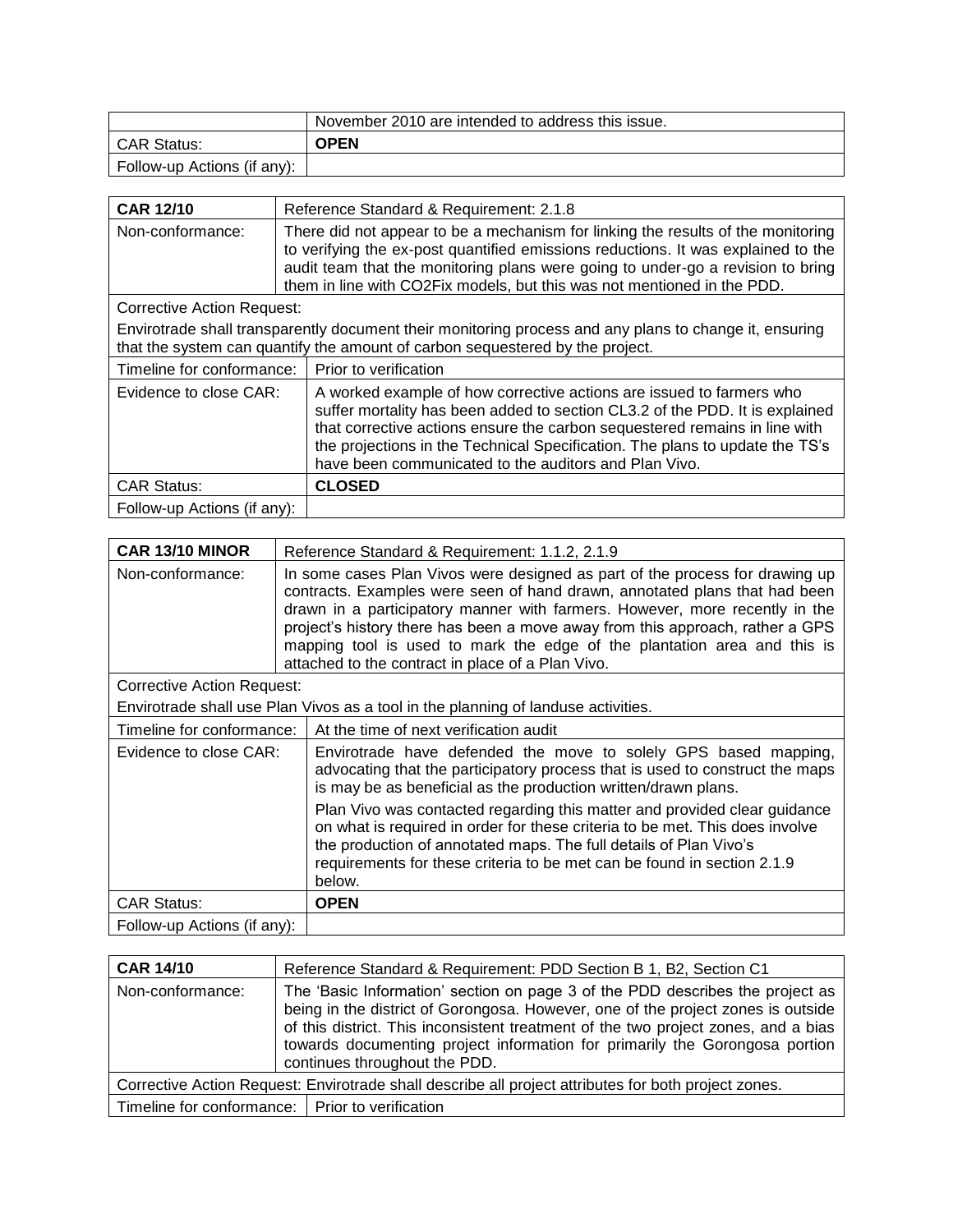| | November 2010 are intended to address this issue. |
|---|---|
| CAR Status: | **OPEN** |
| Follow-up Actions (if any): | |

| **CAR 12/10** | Reference Standard & Requirement: 2.1.8 |
|---|---|
| Non-conformance: | There did not appear to be a mechanism for linking the results of the monitoring to verifying the ex-post quantified emissions reductions. It was explained to the audit team that the monitoring plans were going to under-go a revision to bring them in line with CO2Fix models, but this was not mentioned in the PDD. |
| Corrective Action Request: Envirotrade shall transparently document their monitoring process and any plans to change it, ensuring that the system can quantify the amount of carbon sequestered by the project. | |
| Timeline for conformance: | Prior to verification |
| Evidence to close CAR: | A worked example of how corrective actions are issued to farmers who suffer mortality has been added to section CL3.2 of the PDD. It is explained that corrective actions ensure the carbon sequestered remains in line with the projections in the Technical Specification. The plans to update the TS's have been communicated to the auditors and Plan Vivo. |
| CAR Status: | **CLOSED** |
| Follow-up Actions (if any): | |

| **CAR 13/10 MINOR** | Reference Standard & Requirement: 1.1.2, 2.1.9 |
|---|---|
| Non-conformance: | In some cases Plan Vivos were designed as part of the process for drawing up contracts. Examples were seen of hand drawn, annotated plans that had been drawn in a participatory manner with farmers. However, more recently in the project's history there has been a move away from this approach, rather a GPS mapping tool is used to mark the edge of the plantation area and this is attached to the contract in place of a Plan Vivo. |
| Corrective Action Request: Envirotrade shall use Plan Vivos as a tool in the planning of landuse activities. | |
| Timeline for conformance: | At the time of next verification audit |
| Evidence to close CAR: | Envirotrade have defended the move to solely GPS based mapping, advocating that the participatory process that is used to construct the maps is may be as beneficial as the production written/drawn plans.<br><br>Plan Vivo was contacted regarding this matter and provided clear guidance on what is required in order for these criteria to be met. This does involve the production of annotated maps. The full details of Plan Vivo's requirements for these criteria to be met can be found in section 2.1.9 below. |
| CAR Status: | **OPEN** |
| Follow-up Actions (if any): | |

| **CAR 14/10** | Reference Standard & Requirement: PDD Section B 1, B2, Section C1 |
|---|---|
| Non-conformance: | The 'Basic Information' section on page 3 of the PDD describes the project as being in the district of Gorongosa. However, one of the project zones is outside of this district. This inconsistent treatment of the two project zones, and a bias towards documenting project information for primarily the Gorongosa portion continues throughout the PDD. |
| Corrective Action Request: Envirotrade shall describe all project attributes for both project zones. | |
| Timeline for conformance: | Prior to verification |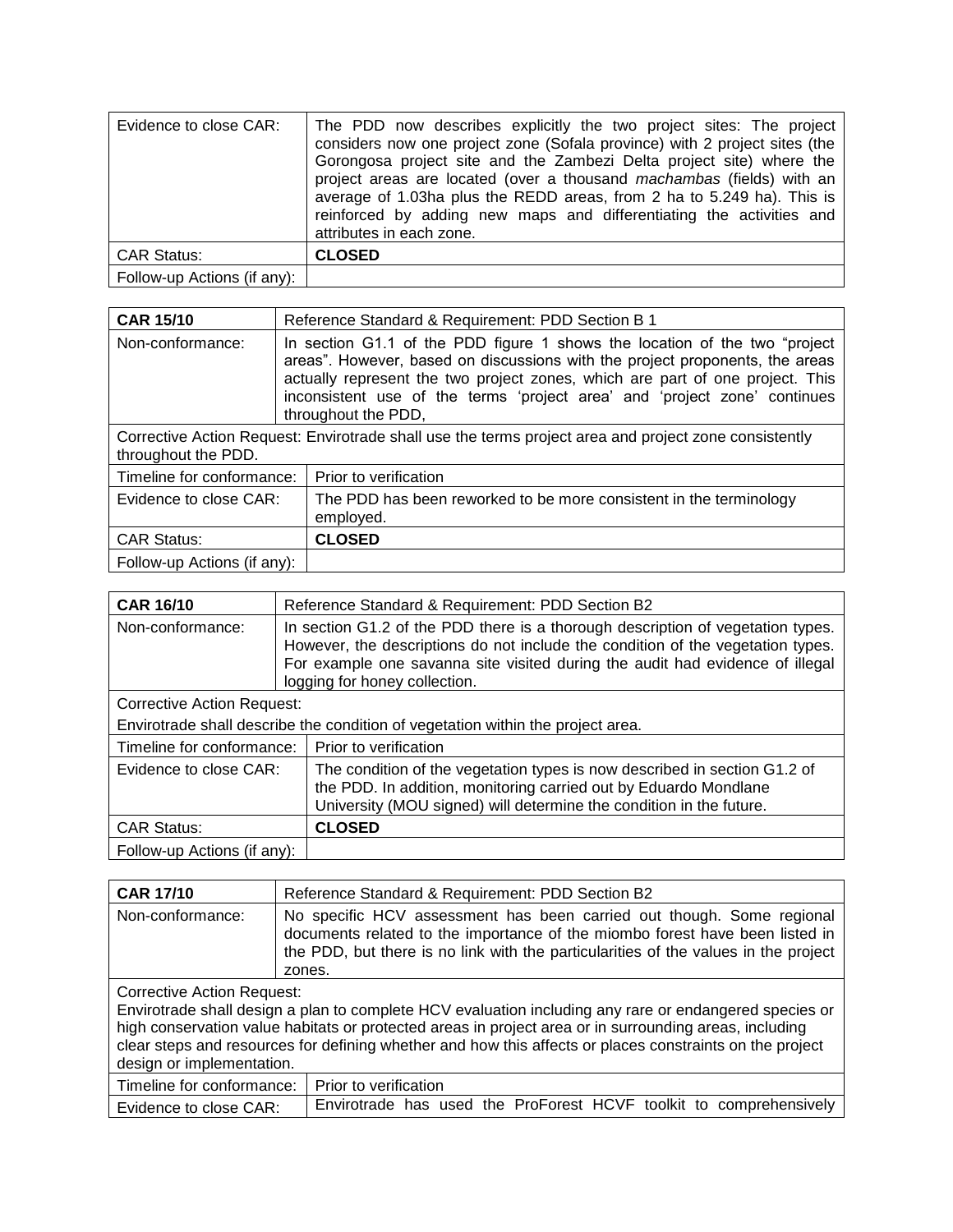| | |
|---|---|
| Evidence to close CAR: | The PDD now describes explicitly the two project sites: The project considers now one project zone (Sofala province) with 2 project sites (the Gorongosa project site and the Zambezi Delta project site) where the project areas are located (over a thousand *machambas* (fields) with an average of 1.03ha plus the REDD areas, from 2 ha to 5.249 ha). This is reinforced by adding new maps and differentiating the activities and attributes in each zone. |
| CAR Status: | **CLOSED** |
| Follow-up Actions (if any): | |

| **CAR 15/10** | Reference Standard & Requirement: PDD Section B 1 |
|---|---|
| Non-conformance: | In section G1.1 of the PDD figure 1 shows the location of the two "project areas". However, based on discussions with the project proponents, the areas actually represent the two project zones, which are part of one project. This inconsistent use of the terms 'project area' and 'project zone' continues throughout the PDD, |
| Corrective Action Request: Envirotrade shall use the terms project area and project zone consistently throughout the PDD. | |
| Timeline for conformance: | Prior to verification |
| Evidence to close CAR: | The PDD has been reworked to be more consistent in the terminology employed. |
| CAR Status: | **CLOSED** |
| Follow-up Actions (if any): | |

| **CAR 16/10** | Reference Standard & Requirement: PDD Section B2 |
|---|---|
| Non-conformance: | In section G1.2 of the PDD there is a thorough description of vegetation types. However, the descriptions do not include the condition of the vegetation types. For example one savanna site visited during the audit had evidence of illegal logging for honey collection. |
| Corrective Action Request: Envirotrade shall describe the condition of vegetation within the project area. | |
| Timeline for conformance: | Prior to verification |
| Evidence to close CAR: | The condition of the vegetation types is now described in section G1.2 of the PDD. In addition, monitoring carried out by Eduardo Mondlane University (MOU signed) will determine the condition in the future. |
| CAR Status: | **CLOSED** |
| Follow-up Actions (if any): | |

| **CAR 17/10** | Reference Standard & Requirement: PDD Section B2 |
|---|---|
| Non-conformance: | No specific HCV assessment has been carried out though. Some regional documents related to the importance of the miombo forest have been listed in the PDD, but there is no link with the particularities of the values in the project zones. |
| Corrective Action Request: Envirotrade shall design a plan to complete HCV evaluation including any rare or endangered species or high conservation value habitats or protected areas in project area or in surrounding areas, including clear steps and resources for defining whether and how this affects or places constraints on the project design or implementation. | |
| Timeline for conformance: | Prior to verification |
| Evidence to close CAR: | Envirotrade has used the ProForest HCVF toolkit to comprehensively |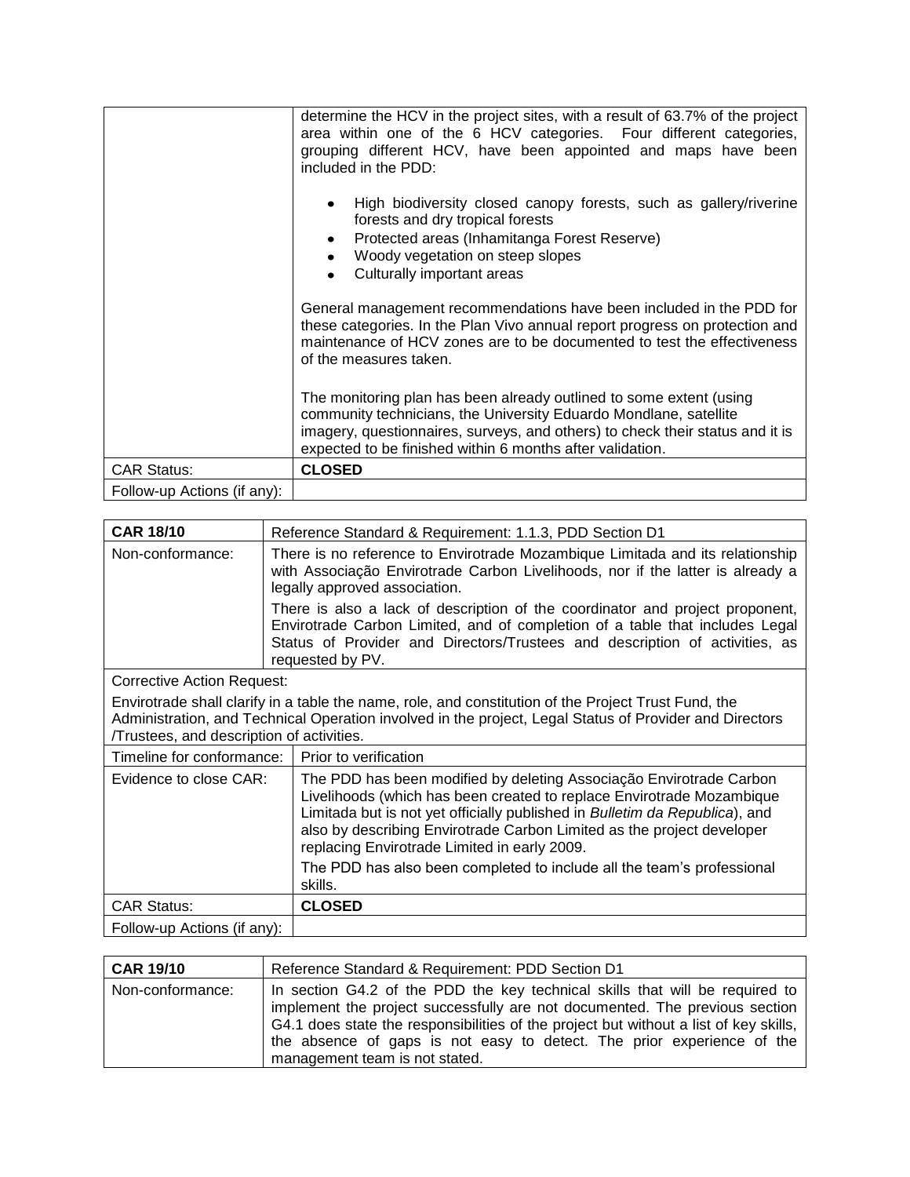| | |
|---|---|
| | determine the HCV in the project sites, with a result of 63.7% of the project area within one of the 6 HCV categories. Four different categories, grouping different HCV, have been appointed and maps have been included in the PDD:<br><br>• High biodiversity closed canopy forests, such as gallery/riverine forests and dry tropical forests<br>• Protected areas (Inhamitanga Forest Reserve)<br>• Woody vegetation on steep slopes<br>• Culturally important areas<br><br>General management recommendations have been included in the PDD for these categories. In the Plan Vivo annual report progress on protection and maintenance of HCV zones are to be documented to test the effectiveness of the measures taken.<br><br>The monitoring plan has been already outlined to some extent (using community technicians, the University Eduardo Mondlane, satellite imagery, questionnaires, surveys, and others) to check their status and it is expected to be finished within 6 months after validation. |
| CAR Status: | **CLOSED** |
| Follow-up Actions (if any): | |

| **CAR 18/10** | Reference Standard & Requirement: 1.1.3, PDD Section D1 |
|---|---|
| Non-conformance: | There is no reference to Envirotrade Mozambique Limitada and its relationship with Associação Envirotrade Carbon Livelihoods, nor if the latter is already a legally approved association.<br><br>There is also a lack of description of the coordinator and project proponent, Envirotrade Carbon Limited, and of completion of a table that includes Legal Status of Provider and Directors/Trustees and description of activities, as requested by PV. |
| Corrective Action Request:<br><br>Envirotrade shall clarify in a table the name, role, and constitution of the Project Trust Fund, the Administration, and Technical Operation involved in the project, Legal Status of Provider and Directors /Trustees, and description of activities. | |
| Timeline for conformance: | Prior to verification |
| Evidence to close CAR: | The PDD has been modified by deleting Associação Envirotrade Carbon Livelihoods (which has been created to replace Envirotrade Mozambique Limitada but is not yet officially published in *Bulletim da Republica*), and also by describing Envirotrade Carbon Limited as the project developer replacing Envirotrade Limited in early 2009.<br><br>The PDD has also been completed to include all the team's professional skills. |
| CAR Status: | **CLOSED** |
| Follow-up Actions (if any): | |

| **CAR 19/10** | Reference Standard & Requirement: PDD Section D1 |
|---|---|
| Non-conformance: | In section G4.2 of the PDD the key technical skills that will be required to implement the project successfully are not documented. The previous section G4.1 does state the responsibilities of the project but without a list of key skills, the absence of gaps is not easy to detect. The prior experience of the management team is not stated. |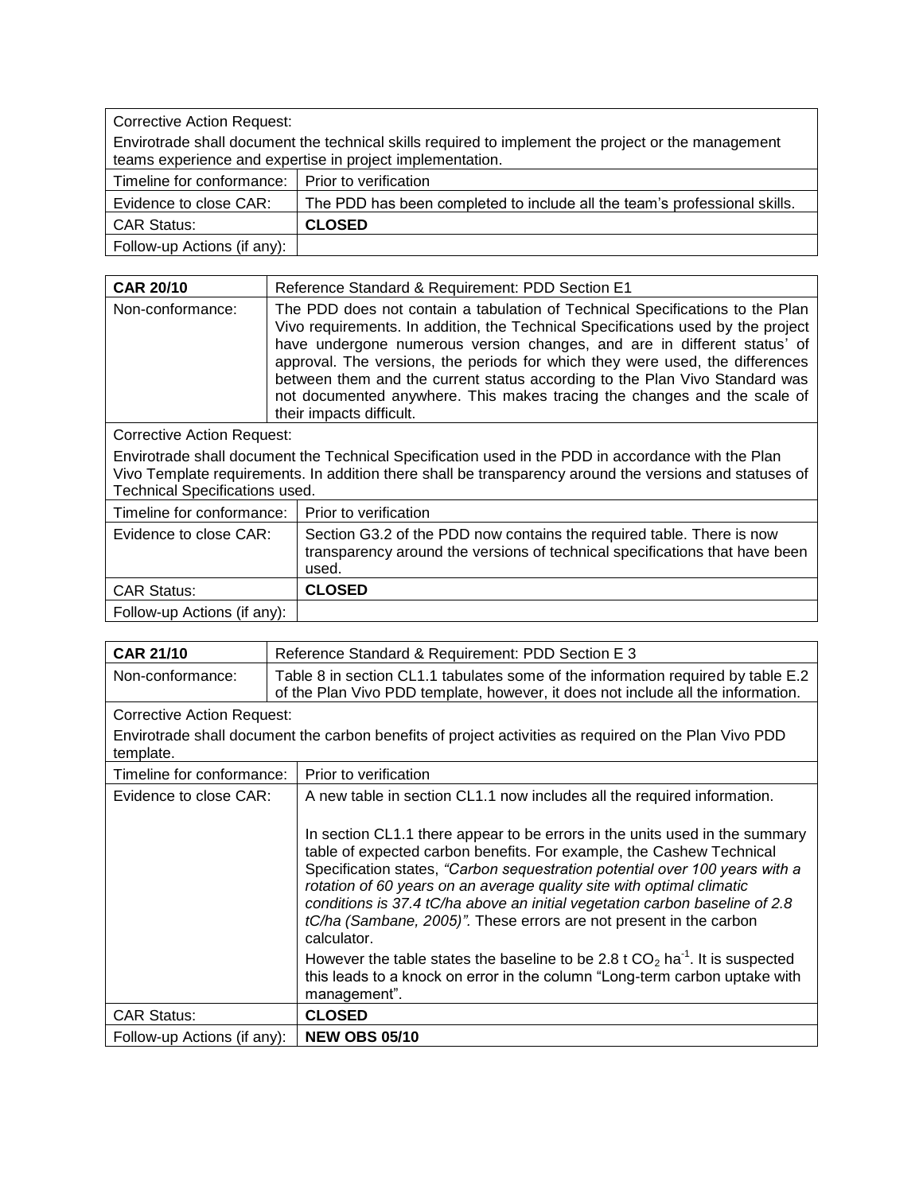| Corrective Action Request: | |
|---|---|
| Envirotrade shall document the technical skills required to implement the project or the management teams experience and expertise in project implementation. | |
| Timeline for conformance: | Prior to verification |
| Evidence to close CAR: | The PDD has been completed to include all the team's professional skills. |
| CAR Status: | **CLOSED** |
| Follow-up Actions (if any): | |

| **CAR 20/10** | Reference Standard & Requirement: PDD Section E1 |
|---|---|
| Non-conformance: | The PDD does not contain a tabulation of Technical Specifications to the Plan Vivo requirements. In addition, the Technical Specifications used by the project have undergone numerous version changes, and are in different status' of approval. The versions, the periods for which they were used, the differences between them and the current status according to the Plan Vivo Standard was not documented anywhere. This makes tracing the changes and the scale of their impacts difficult. |
| Corrective Action Request:<br><br>Envirotrade shall document the Technical Specification used in the PDD in accordance with the Plan Vivo Template requirements. In addition there shall be transparency around the versions and statuses of Technical Specifications used. | |
| Timeline for conformance: | Prior to verification |
| Evidence to close CAR: | Section G3.2 of the PDD now contains the required table. There is now transparency around the versions of technical specifications that have been used. |
| CAR Status: | **CLOSED** |
| Follow-up Actions (if any): | |

| **CAR 21/10** | Reference Standard & Requirement: PDD Section E 3 |
|---|---|
| Non-conformance: | Table 8 in section CL1.1 tabulates some of the information required by table E.2 of the Plan Vivo PDD template, however, it does not include all the information. |
| Corrective Action Request:<br><br>Envirotrade shall document the carbon benefits of project activities as required on the Plan Vivo PDD template. | |
| Timeline for conformance: | Prior to verification |
| Evidence to close CAR: | A new table in section CL1.1 now includes all the required information.<br><br>In section CL1.1 there appear to be errors in the units used in the summary table of expected carbon benefits. For example, the Cashew Technical Specification states, *"Carbon sequestration potential over 100 years with a rotation of 60 years on an average quality site with optimal climatic conditions is 37.4 tC/ha above an initial vegetation carbon baseline of 2.8 tC/ha (Sambane, 2005)".* These errors are not present in the carbon calculator.<br><br>However the table states the baseline to be 2.8 t $CO_2$ $ha^{-1}$. It is suspected this leads to a knock on error in the column "Long-term carbon uptake with management". |
| CAR Status: | **CLOSED** |
| Follow-up Actions (if any): | **NEW OBS 05/10** |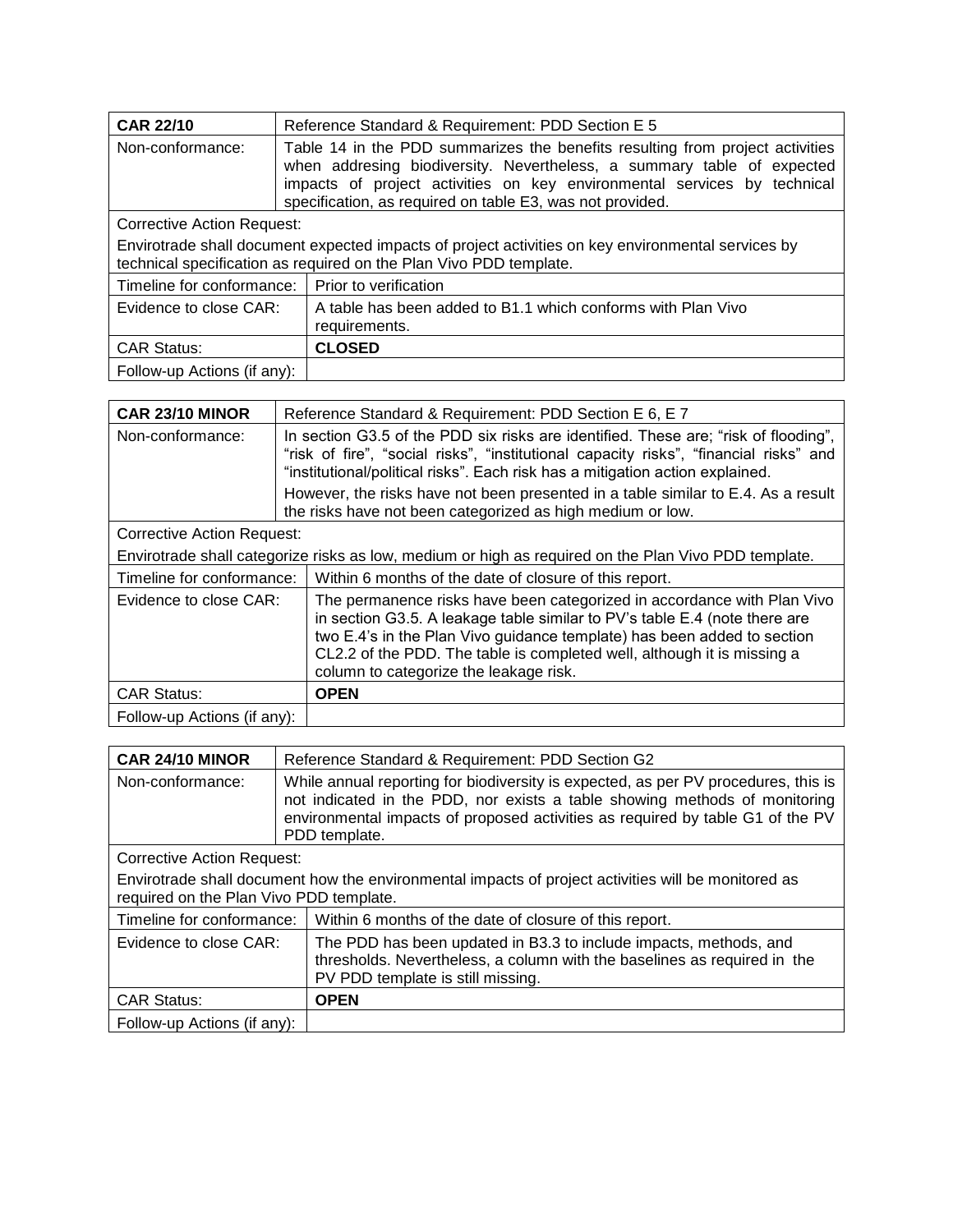| **CAR 22/10** | Reference Standard & Requirement: PDD Section E 5 |
|---|---|
| Non-conformance: | Table 14 in the PDD summarizes the benefits resulting from project activities when addresing biodiversity. Nevertheless, a summary table of expected impacts of project activities on key environmental services by technical specification, as required on table E3, was not provided. |
| Corrective Action Request: Envirotrade shall document expected impacts of project activities on key environmental services by technical specification as required on the Plan Vivo PDD template. | |
| Timeline for conformance: | Prior to verification |
| Evidence to close CAR: | A table has been added to B1.1 which conforms with Plan Vivo requirements. |
| CAR Status: | **CLOSED** |
| Follow-up Actions (if any): | |

| **CAR 23/10 MINOR** | Reference Standard & Requirement: PDD Section E 6, E 7 |
|---|---|
| Non-conformance: | In section G3.5 of the PDD six risks are identified. These are; "risk of flooding", "risk of fire", "social risks", "institutional capacity risks", "financial risks" and "institutional/political risks". Each risk has a mitigation action explained. However, the risks have not been presented in a table similar to E.4. As a result the risks have not been categorized as high medium or low. |
| Corrective Action Request: Envirotrade shall categorize risks as low, medium or high as required on the Plan Vivo PDD template. | |
| Timeline for conformance: | Within 6 months of the date of closure of this report. |
| Evidence to close CAR: | The permanence risks have been categorized in accordance with Plan Vivo in section G3.5. A leakage table similar to PV's table E.4 (note there are two E.4's in the Plan Vivo guidance template) has been added to section CL2.2 of the PDD. The table is completed well, although it is missing a column to categorize the leakage risk. |
| CAR Status: | **OPEN** |
| Follow-up Actions (if any): | |

| **CAR 24/10 MINOR** | Reference Standard & Requirement: PDD Section G2 |
|---|---|
| Non-conformance: | While annual reporting for biodiversity is expected, as per PV procedures, this is not indicated in the PDD, nor exists a table showing methods of monitoring environmental impacts of proposed activities as required by table G1 of the PV PDD template. |
| Corrective Action Request: Envirotrade shall document how the environmental impacts of project activities will be monitored as required on the Plan Vivo PDD template. | |
| Timeline for conformance: | Within 6 months of the date of closure of this report. |
| Evidence to close CAR: | The PDD has been updated in B3.3 to include impacts, methods, and thresholds. Nevertheless, a column with the baselines as required in the PV PDD template is still missing. |
| CAR Status: | **OPEN** |
| Follow-up Actions (if any): | |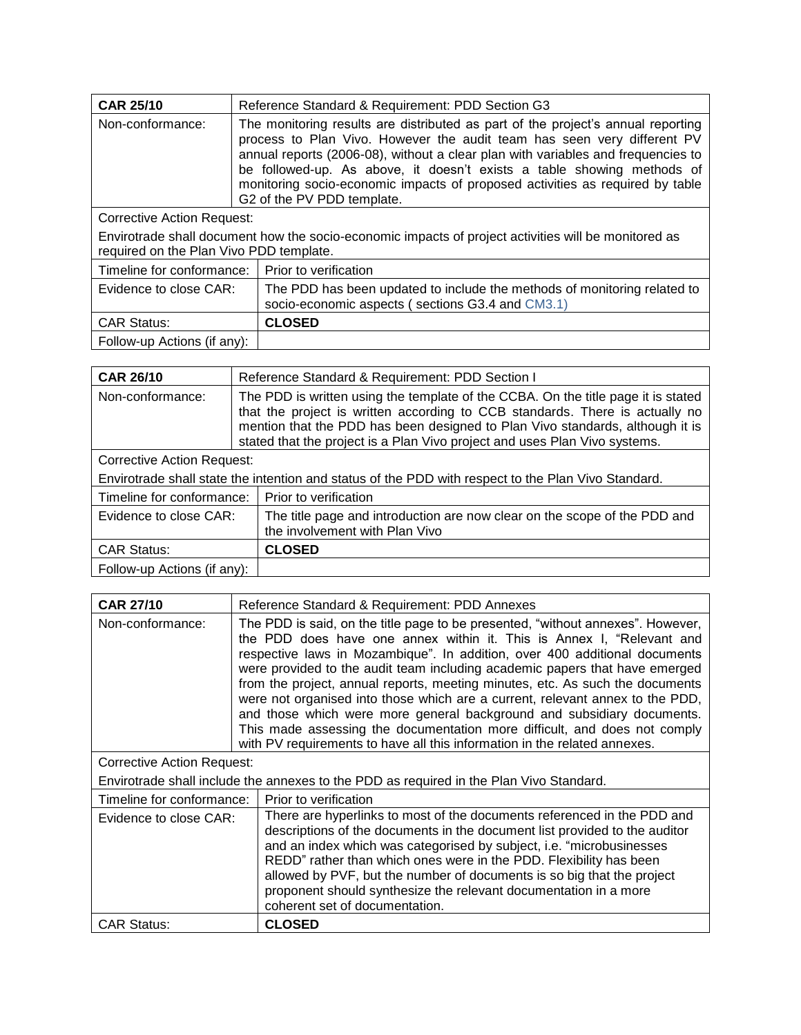| CAR 25/10 | Reference Standard & Requirement: PDD Section G3 |
|---|---|
| Non-conformance: | The monitoring results are distributed as part of the project's annual reporting process to Plan Vivo. However the audit team has seen very different PV annual reports (2006-08), without a clear plan with variables and frequencies to be followed-up. As above, it doesn't exists a table showing methods of monitoring socio-economic impacts of proposed activities as required by table G2 of the PV PDD template. |
| Corrective Action Request: Envirotrade shall document how the socio-economic impacts of project activities will be monitored as required on the Plan Vivo PDD template. | |
| Timeline for conformance: | Prior to verification |
| Evidence to close CAR: | The PDD has been updated to include the methods of monitoring related to socio-economic aspects ( sections G3.4 and CM3.1) |
| CAR Status: | **CLOSED** |
| Follow-up Actions (if any): | |

| CAR 26/10 | Reference Standard & Requirement: PDD Section I |
|---|---|
| Non-conformance: | The PDD is written using the template of the CCBA. On the title page it is stated that the project is written according to CCB standards. There is actually no mention that the PDD has been designed to Plan Vivo standards, although it is stated that the project is a Plan Vivo project and uses Plan Vivo systems. |
| Corrective Action Request: Envirotrade shall state the intention and status of the PDD with respect to the Plan Vivo Standard. | |
| Timeline for conformance: | Prior to verification |
| Evidence to close CAR: | The title page and introduction are now clear on the scope of the PDD and the involvement with Plan Vivo |
| CAR Status: | **CLOSED** |
| Follow-up Actions (if any): | |

| CAR 27/10 | Reference Standard & Requirement: PDD Annexes |
|---|---|
| Non-conformance: | The PDD is said, on the title page to be presented, "without annexes". However, the PDD does have one annex within it. This is Annex I, "Relevant and respective laws in Mozambique". In addition, over 400 additional documents were provided to the audit team including academic papers that have emerged from the project, annual reports, meeting minutes, etc. As such the documents were not organised into those which are a current, relevant annex to the PDD, and those which were more general background and subsidiary documents. This made assessing the documentation more difficult, and does not comply with PV requirements to have all this information in the related annexes. |
| Corrective Action Request: Envirotrade shall include the annexes to the PDD as required in the Plan Vivo Standard. | |
| Timeline for conformance: | Prior to verification |
| Evidence to close CAR: | There are hyperlinks to most of the documents referenced in the PDD and descriptions of the documents in the document list provided to the auditor and an index which was categorised by subject, i.e. "microbusinesses REDD" rather than which ones were in the PDD. Flexibility has been allowed by PVF, but the number of documents is so big that the project proponent should synthesize the relevant documentation in a more coherent set of documentation. |
| CAR Status: | **CLOSED** |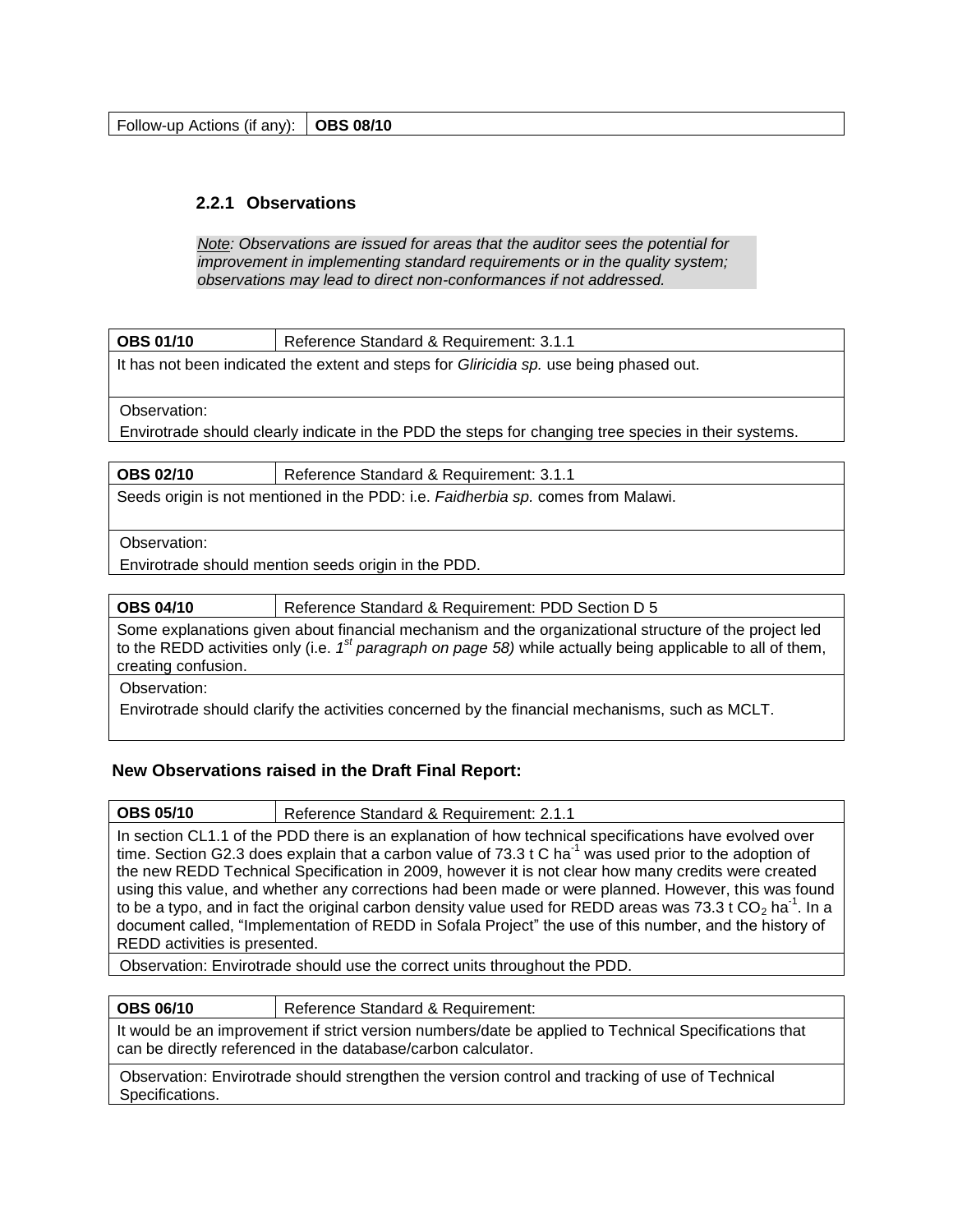| Follow-up Actions (if any): | **OBS 08/10** |
|---|---|

### 2.2.1 Observations

*Note: Observations are issued for areas that the auditor sees the potential for improvement in implementing standard requirements or in the quality system; observations may lead to direct non-conformances if not addressed.*

| **OBS 01/10** | Reference Standard & Requirement: 3.1.1 |
|---|---|
| It has not been indicated the extent and steps for *Gliricidia sp.* use being phased out. | |
| Observation: Envirotrade should clearly indicate in the PDD the steps for changing tree species in their systems. | |

| **OBS 02/10** | Reference Standard & Requirement: 3.1.1 |
|---|---|
| Seeds origin is not mentioned in the PDD: i.e. *Faidherbia sp.* comes from Malawi. | |
| Observation: Envirotrade should mention seeds origin in the PDD. | |

| **OBS 04/10** | Reference Standard & Requirement: PDD Section D 5 |
|---|---|
| Some explanations given about financial mechanism and the organizational structure of the project led to the REDD activities only (i.e. *1st paragraph on page 58)* while actually being applicable to all of them, creating confusion. | |
| Observation: Envirotrade should clarify the activities concerned by the financial mechanisms, such as MCLT. | |

### New Observations raised in the Draft Final Report:

| **OBS 05/10** | Reference Standard & Requirement: 2.1.1 |
|---|---|
| In section CL1.1 of the PDD there is an explanation of how technical specifications have evolved over time. Section G2.3 does explain that a carbon value of 73.3 t C $ha^{-1}$ was used prior to the adoption of the new REDD Technical Specification in 2009, however it is not clear how many credits were created using this value, and whether any corrections had been made or were planned. However, this was found to be a typo, and in fact the original carbon density value used for REDD areas was 73.3 t $CO_2$ $ha^{-1}$. In a document called, "Implementation of REDD in Sofala Project" the use of this number, and the history of REDD activities is presented. | |
| Observation: Envirotrade should use the correct units throughout the PDD. | |

| **OBS 06/10** | Reference Standard & Requirement: |
|---|---|
| It would be an improvement if strict version numbers/date be applied to Technical Specifications that can be directly referenced in the database/carbon calculator. | |
| Observation: Envirotrade should strengthen the version control and tracking of use of Technical Specifications. | |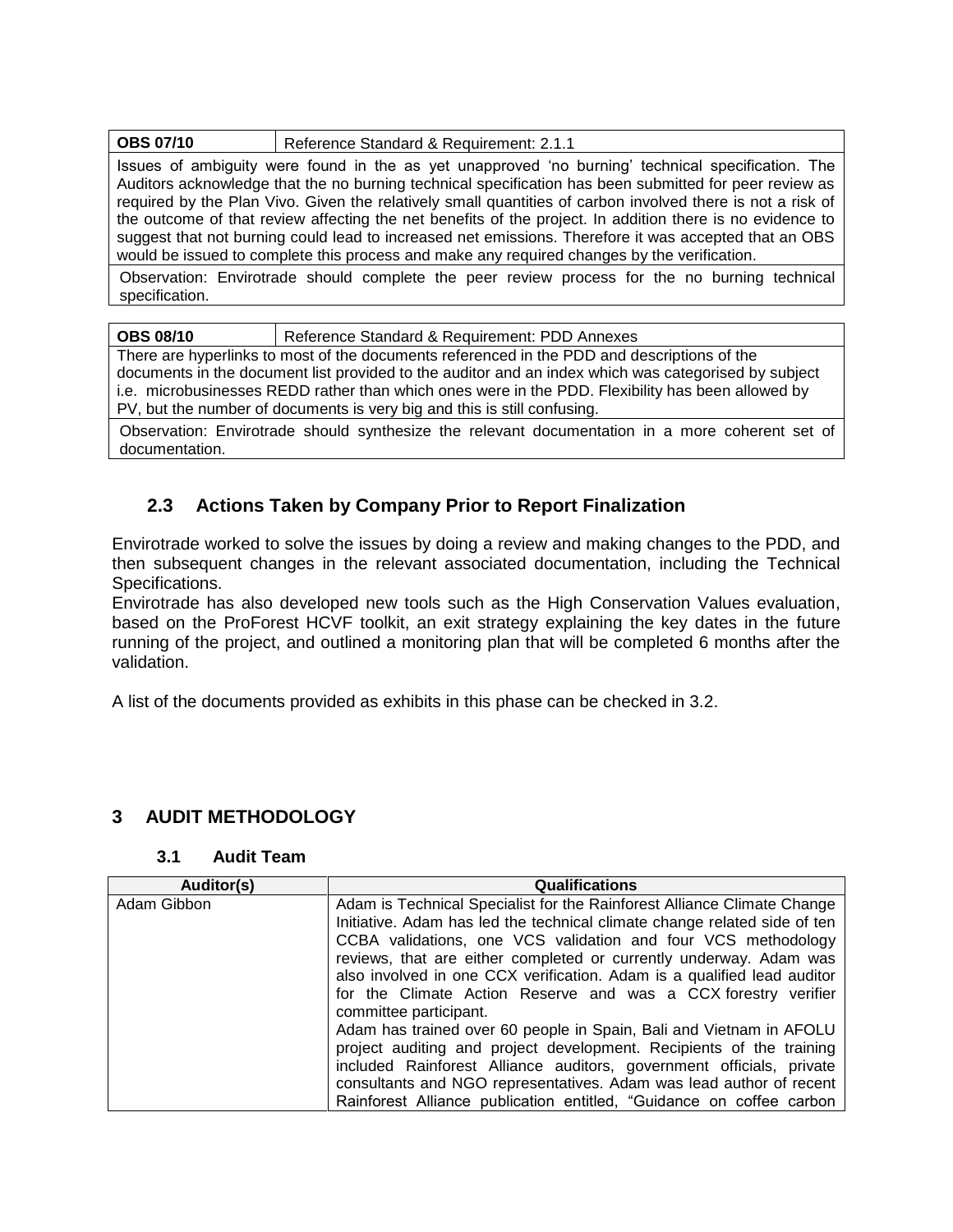| OBS 07/10 | Reference Standard & Requirement: 2.1.1 |
|---|---|
| Issues of ambiguity were found in the as yet unapproved 'no burning' technical specification. The Auditors acknowledge that the no burning technical specification has been submitted for peer review as required by the Plan Vivo. Given the relatively small quantities of carbon involved there is not a risk of the outcome of that review affecting the net benefits of the project. In addition there is no evidence to suggest that not burning could lead to increased net emissions. Therefore it was accepted that an OBS would be issued to complete this process and make any required changes by the verification. | |
| Observation: Envirotrade should complete the peer review process for the no burning technical specification. | |

| OBS 08/10 | Reference Standard & Requirement: PDD Annexes |
|---|---|
| There are hyperlinks to most of the documents referenced in the PDD and descriptions of the documents in the document list provided to the auditor and an index which was categorised by subject i.e. microbusinesses REDD rather than which ones were in the PDD. Flexibility has been allowed by PV, but the number of documents is very big and this is still confusing. | |
| Observation: Envirotrade should synthesize the relevant documentation in a more coherent set of documentation. | |

## 2.3 Actions Taken by Company Prior to Report Finalization

Envirotrade worked to solve the issues by doing a review and making changes to the PDD, and then subsequent changes in the relevant associated documentation, including the Technical Specifications.
Envirotrade has also developed new tools such as the High Conservation Values evaluation, based on the ProForest HCVF toolkit, an exit strategy explaining the key dates in the future running of the project, and outlined a monitoring plan that will be completed 6 months after the validation.

A list of the documents provided as exhibits in this phase can be checked in 3.2.

# 3 AUDIT METHODOLOGY

### 3.1 Audit Team

| Auditor(s) | Qualifications |
|---|---|
| Adam Gibbon | Adam is Technical Specialist for the Rainforest Alliance Climate Change Initiative. Adam has led the technical climate change related side of ten CCBA validations, one VCS validation and four VCS methodology reviews, that are either completed or currently underway. Adam was also involved in one CCX verification. Adam is a qualified lead auditor for the Climate Action Reserve and was a CCX forestry verifier committee participant. Adam has trained over 60 people in Spain, Bali and Vietnam in AFOLU project auditing and project development. Recipients of the training included Rainforest Alliance auditors, government officials, private consultants and NGO representatives. Adam was lead author of recent Rainforest Alliance publication entitled, "Guidance on coffee carbon |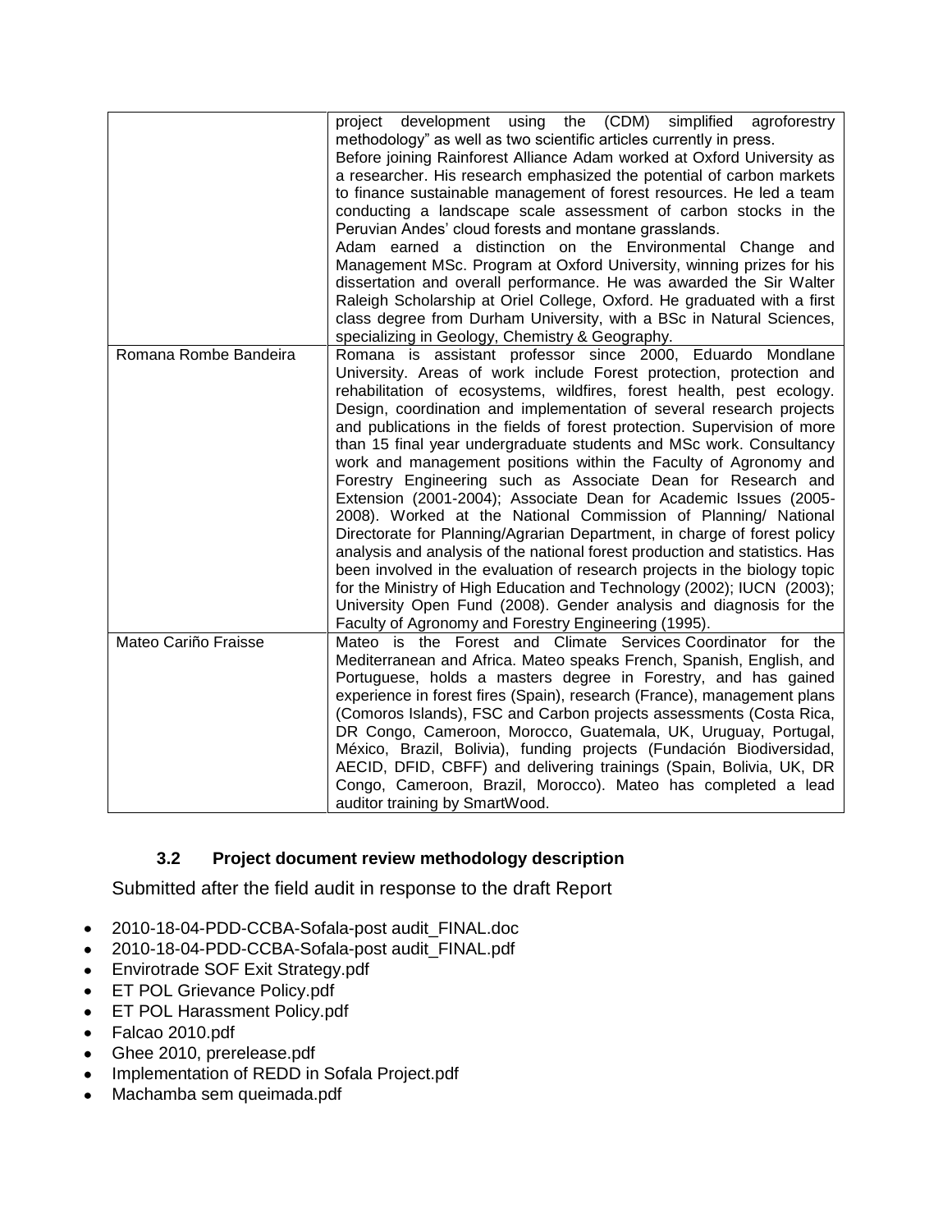| | |
|---|---|
| | project development using the (CDM) simplified agroforestry methodology" as well as two scientific articles currently in press.<br>Before joining Rainforest Alliance Adam worked at Oxford University as a researcher. His research emphasized the potential of carbon markets to finance sustainable management of forest resources. He led a team conducting a landscape scale assessment of carbon stocks in the Peruvian Andes' cloud forests and montane grasslands.<br>Adam earned a distinction on the Environmental Change and Management MSc. Program at Oxford University, winning prizes for his dissertation and overall performance. He was awarded the Sir Walter Raleigh Scholarship at Oriel College, Oxford. He graduated with a first class degree from Durham University, with a BSc in Natural Sciences, specializing in Geology, Chemistry & Geography. |
| Romana Rombe Bandeira | Romana is assistant professor since 2000, Eduardo Mondlane University. Areas of work include Forest protection, protection and rehabilitation of ecosystems, wildfires, forest health, pest ecology. Design, coordination and implementation of several research projects and publications in the fields of forest protection. Supervision of more than 15 final year undergraduate students and MSc work. Consultancy work and management positions within the Faculty of Agronomy and Forestry Engineering such as Associate Dean for Research and Extension (2001-2004); Associate Dean for Academic Issues (2005-2008). Worked at the National Commission of Planning/ National Directorate for Planning/Agrarian Department, in charge of forest policy analysis and analysis of the national forest production and statistics. Has been involved in the evaluation of research projects in the biology topic for the Ministry of High Education and Technology (2002); IUCN (2003); University Open Fund (2008). Gender analysis and diagnosis for the Faculty of Agronomy and Forestry Engineering (1995). |
| Mateo Cariño Fraisse | Mateo is the Forest and Climate Services Coordinator for the Mediterranean and Africa. Mateo speaks French, Spanish, English, and Portuguese, holds a masters degree in Forestry, and has gained experience in forest fires (Spain), research (France), management plans (Comoros Islands), FSC and Carbon projects assessments (Costa Rica, DR Congo, Cameroon, Morocco, Guatemala, UK, Uruguay, Portugal, México, Brazil, Bolivia), funding projects (Fundación Biodiversidad, AECID, DFID, CBFF) and delivering trainings (Spain, Bolivia, UK, DR Congo, Cameroon, Brazil, Morocco). Mateo has completed a lead auditor training by SmartWood. |

### 3.2 Project document review methodology description

Submitted after the field audit in response to the draft Report

- 2010-18-04-PDD-CCBA-Sofala-post audit_FINAL.doc
- 2010-18-04-PDD-CCBA-Sofala-post audit_FINAL.pdf
- Envirotrade SOF Exit Strategy.pdf
- ET POL Grievance Policy.pdf
- ET POL Harassment Policy.pdf
- Falcao 2010.pdf
- Ghee 2010, prerelease.pdf
- Implementation of REDD in Sofala Project.pdf
- Machamba sem queimada.pdf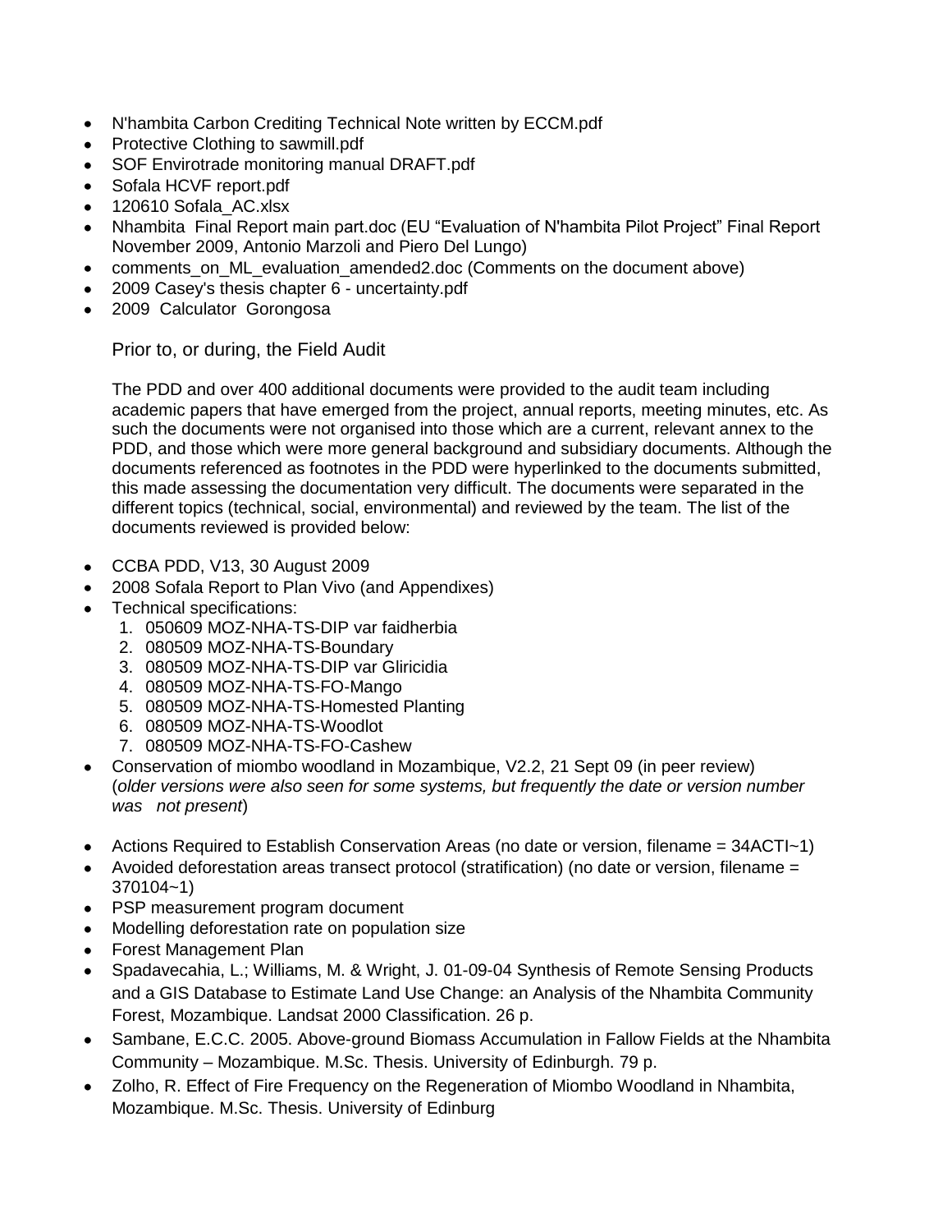- N'hambita Carbon Crediting Technical Note written by ECCM.pdf
- Protective Clothing to sawmill.pdf
- SOF Envirotrade monitoring manual DRAFT.pdf
- Sofala HCVF report.pdf
- 120610 Sofala_AC.xlsx
- Nhambita  Final Report main part.doc (EU “Evaluation of N'hambita Pilot Project” Final Report November 2009, Antonio Marzoli and Piero Del Lungo)
- comments_on_ML_evaluation_amended2.doc (Comments on the document above)
- 2009 Casey's thesis chapter 6 - uncertainty.pdf
- 2009  Calculator  Gorongosa

Prior to, or during, the Field Audit

The PDD and over 400 additional documents were provided to the audit team including academic papers that have emerged from the project, annual reports, meeting minutes, etc. As such the documents were not organised into those which are a current, relevant annex to the PDD, and those which were more general background and subsidiary documents. Although the documents referenced as footnotes in the PDD were hyperlinked to the documents submitted, this made assessing the documentation very difficult. The documents were separated in the different topics (technical, social, environmental) and reviewed by the team. The list of the documents reviewed is provided below:

- CCBA PDD, V13, 30 August 2009
- 2008 Sofala Report to Plan Vivo (and Appendixes)
- Technical specifications:
  1. 050609 MOZ-NHA-TS-DIP var faidherbia
  2. 080509 MOZ-NHA-TS-Boundary
  3. 080509 MOZ-NHA-TS-DIP var Gliricidia
  4. 080509 MOZ-NHA-TS-FO-Mango
  5. 080509 MOZ-NHA-TS-Homested Planting
  6. 080509 MOZ-NHA-TS-Woodlot
  7. 080509 MOZ-NHA-TS-FO-Cashew
- Conservation of miombo woodland in Mozambique, V2.2, 21 Sept 09 (in peer review) (*older versions were also seen for some systems, but frequently the date or version number was not present*)
- Actions Required to Establish Conservation Areas (no date or version, filename = 34ACTI~1)
- Avoided deforestation areas transect protocol (stratification) (no date or version, filename = 370104~1)
- PSP measurement program document
- Modelling deforestation rate on population size
- Forest Management Plan
- Spadavecahia, L.; Williams, M. & Wright, J. 01-09-04 Synthesis of Remote Sensing Products and a GIS Database to Estimate Land Use Change: an Analysis of the Nhambita Community Forest, Mozambique. Landsat 2000 Classification. 26 p.
- Sambane, E.C.C. 2005. Above-ground Biomass Accumulation in Fallow Fields at the Nhambita Community – Mozambique. M.Sc. Thesis. University of Edinburgh. 79 p.
- Zolho, R. Effect of Fire Frequency on the Regeneration of Miombo Woodland in Nhambita, Mozambique. M.Sc. Thesis. University of Edinburg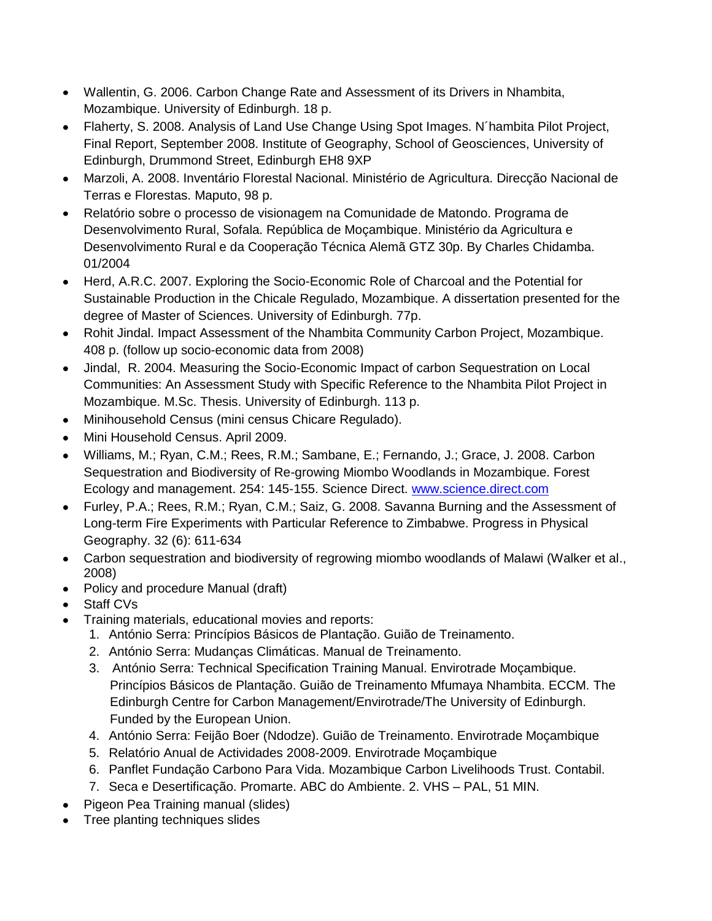- Wallentin, G. 2006. Carbon Change Rate and Assessment of its Drivers in Nhambita, Mozambique. University of Edinburgh. 18 p.
- Flaherty, S. 2008. Analysis of Land Use Change Using Spot Images. N´hambita Pilot Project, Final Report, September 2008. Institute of Geography, School of Geosciences, University of Edinburgh, Drummond Street, Edinburgh EH8 9XP
- Marzoli, A. 2008. Inventário Florestal Nacional. Ministério de Agricultura. Direcção Nacional de Terras e Florestas. Maputo, 98 p.
- Relatório sobre o processo de visionagem na Comunidade de Matondo. Programa de Desenvolvimento Rural, Sofala. República de Moçambique. Ministério da Agricultura e Desenvolvimento Rural e da Cooperação Técnica Alemã GTZ 30p. By Charles Chidamba. 01/2004
- Herd, A.R.C. 2007. Exploring the Socio-Economic Role of Charcoal and the Potential for Sustainable Production in the Chicale Regulado, Mozambique. A dissertation presented for the degree of Master of Sciences. University of Edinburgh. 77p.
- Rohit Jindal. Impact Assessment of the Nhambita Community Carbon Project, Mozambique. 408 p. (follow up socio-economic data from 2008)
- Jindal, R. 2004. Measuring the Socio-Economic Impact of carbon Sequestration on Local Communities: An Assessment Study with Specific Reference to the Nhambita Pilot Project in Mozambique. M.Sc. Thesis. University of Edinburgh. 113 p.
- Minihousehold Census (mini census Chicare Regulado).
- Mini Household Census. April 2009.
- Williams, M.; Ryan, C.M.; Rees, R.M.; Sambane, E.; Fernando, J.; Grace, J. 2008. Carbon Sequestration and Biodiversity of Re-growing Miombo Woodlands in Mozambique. Forest Ecology and management. 254: 145-155. Science Direct. www.science.direct.com
- Furley, P.A.; Rees, R.M.; Ryan, C.M.; Saiz, G. 2008. Savanna Burning and the Assessment of Long-term Fire Experiments with Particular Reference to Zimbabwe. Progress in Physical Geography. 32 (6): 611-634
- Carbon sequestration and biodiversity of regrowing miombo woodlands of Malawi (Walker et al., 2008)
- Policy and procedure Manual (draft)
- Staff CVs
- Training materials, educational movies and reports:
  1. António Serra: Princípios Básicos de Plantação. Guião de Treinamento.
  2. António Serra: Mudanças Climáticas. Manual de Treinamento.
  3. António Serra: Technical Specification Training Manual. Envirotrade Moçambique. Princípios Básicos de Plantação. Guião de Treinamento Mfumaya Nhambita. ECCM. The Edinburgh Centre for Carbon Management/Envirotrade/The University of Edinburgh. Funded by the European Union.
  4. António Serra: Feijão Boer (Ndodze). Guião de Treinamento. Envirotrade Moçambique
  5. Relatório Anual de Actividades 2008-2009. Envirotrade Moçambique
  6. Panflet Fundação Carbono Para Vida. Mozambique Carbon Livelihoods Trust. Contabil.
  7. Seca e Desertificação. Promarte. ABC do Ambiente. 2. VHS – PAL, 51 MIN.
- Pigeon Pea Training manual (slides)
- Tree planting techniques slides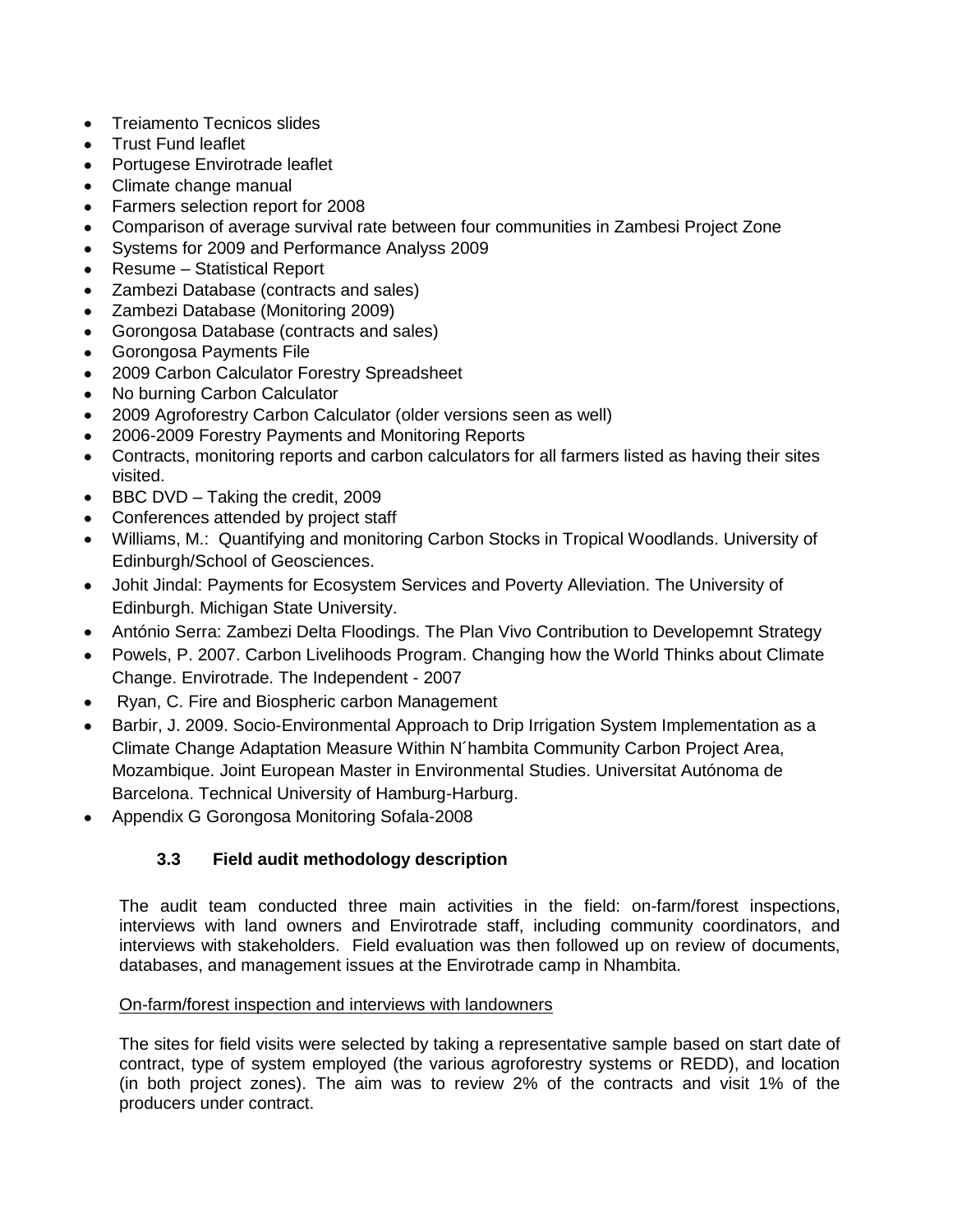- Treiamento Tecnicos slides
- Trust Fund leaflet
- Portugese Envirotrade leaflet
- Climate change manual
- Farmers selection report for 2008
- Comparison of average survival rate between four communities in Zambesi Project Zone
- Systems for 2009 and Performance Analyss 2009
- Resume – Statistical Report
- Zambezi Database (contracts and sales)
- Zambezi Database (Monitoring 2009)
- Gorongosa Database (contracts and sales)
- Gorongosa Payments File
- 2009 Carbon Calculator Forestry Spreadsheet
- No burning Carbon Calculator
- 2009 Agroforestry Carbon Calculator (older versions seen as well)
- 2006-2009 Forestry Payments and Monitoring Reports
- Contracts, monitoring reports and carbon calculators for all farmers listed as having their sites visited.
- BBC DVD – Taking the credit, 2009
- Conferences attended by project staff
- Williams, M.: Quantifying and monitoring Carbon Stocks in Tropical Woodlands. University of Edinburgh/School of Geosciences.
- Johit Jindal: Payments for Ecosystem Services and Poverty Alleviation. The University of Edinburgh. Michigan State University.
- António Serra: Zambezi Delta Floodings. The Plan Vivo Contribution to Developemnt Strategy
- Powels, P. 2007. Carbon Livelihoods Program. Changing how the World Thinks about Climate Change. Envirotrade. The Independent - 2007
- Ryan, C. Fire and Biospheric carbon Management
- Barbir, J. 2009. Socio-Environmental Approach to Drip Irrigation System Implementation as a Climate Change Adaptation Measure Within N´hambita Community Carbon Project Area, Mozambique. Joint European Master in Environmental Studies. Universitat Autónoma de Barcelona. Technical University of Hamburg-Harburg.
- Appendix G Gorongosa Monitoring Sofala-2008

### 3.3 Field audit methodology description

The audit team conducted three main activities in the field: on-farm/forest inspections, interviews with land owners and Envirotrade staff, including community coordinators, and interviews with stakeholders. Field evaluation was then followed up on review of documents, databases, and management issues at the Envirotrade camp in Nhambita.

On-farm/forest inspection and interviews with landowners

The sites for field visits were selected by taking a representative sample based on start date of contract, type of system employed (the various agroforestry systems or REDD), and location (in both project zones). The aim was to review 2% of the contracts and visit 1% of the producers under contract.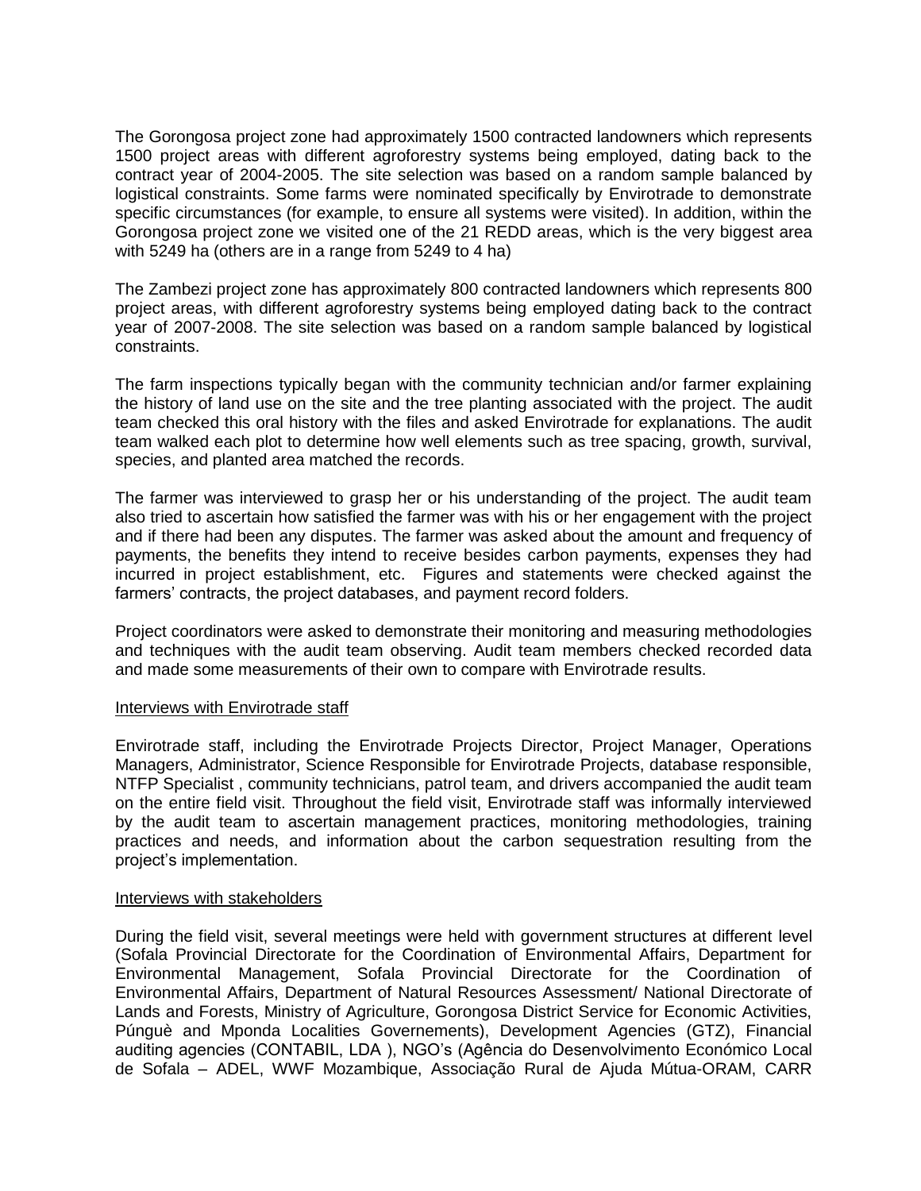The Gorongosa project zone had approximately 1500 contracted landowners which represents 1500 project areas with different agroforestry systems being employed, dating back to the contract year of 2004-2005. The site selection was based on a random sample balanced by logistical constraints. Some farms were nominated specifically by Envirotrade to demonstrate specific circumstances (for example, to ensure all systems were visited). In addition, within the Gorongosa project zone we visited one of the 21 REDD areas, which is the very biggest area with 5249 ha (others are in a range from 5249 to 4 ha)

The Zambezi project zone has approximately 800 contracted landowners which represents 800 project areas, with different agroforestry systems being employed dating back to the contract year of 2007-2008. The site selection was based on a random sample balanced by logistical constraints.

The farm inspections typically began with the community technician and/or farmer explaining the history of land use on the site and the tree planting associated with the project. The audit team checked this oral history with the files and asked Envirotrade for explanations. The audit team walked each plot to determine how well elements such as tree spacing, growth, survival, species, and planted area matched the records.

The farmer was interviewed to grasp her or his understanding of the project. The audit team also tried to ascertain how satisfied the farmer was with his or her engagement with the project and if there had been any disputes. The farmer was asked about the amount and frequency of payments, the benefits they intend to receive besides carbon payments, expenses they had incurred in project establishment, etc. Figures and statements were checked against the farmers' contracts, the project databases, and payment record folders.

Project coordinators were asked to demonstrate their monitoring and measuring methodologies and techniques with the audit team observing. Audit team members checked recorded data and made some measurements of their own to compare with Envirotrade results.

Interviews with Envirotrade staff

Envirotrade staff, including the Envirotrade Projects Director, Project Manager, Operations Managers, Administrator, Science Responsible for Envirotrade Projects, database responsible, NTFP Specialist , community technicians, patrol team, and drivers accompanied the audit team on the entire field visit. Throughout the field visit, Envirotrade staff was informally interviewed by the audit team to ascertain management practices, monitoring methodologies, training practices and needs, and information about the carbon sequestration resulting from the project's implementation.

Interviews with stakeholders

During the field visit, several meetings were held with government structures at different level (Sofala Provincial Directorate for the Coordination of Environmental Affairs, Department for Environmental Management, Sofala Provincial Directorate for the Coordination of Environmental Affairs, Department of Natural Resources Assessment/ National Directorate of Lands and Forests, Ministry of Agriculture, Gorongosa District Service for Economic Activities, Púnguè and Mponda Localities Governements), Development Agencies (GTZ), Financial auditing agencies (CONTABIL, LDA ), NGO's (Agência do Desenvolvimento Económico Local de Sofala – ADEL, WWF Mozambique, Associação Rural de Ajuda Mútua-ORAM, CARR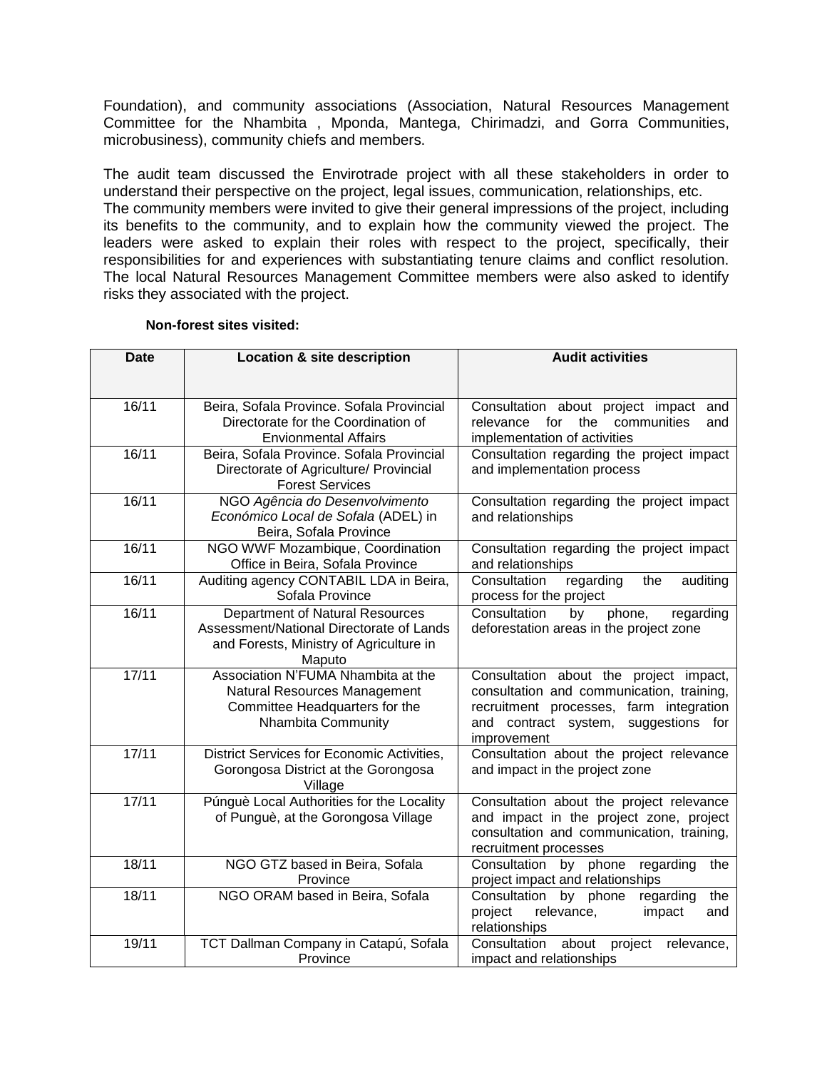Foundation), and community associations (Association, Natural Resources Management Committee for the Nhambita , Mponda, Mantega, Chirimadzi, and Gorra Communities, microbusiness), community chiefs and members.

The audit team discussed the Envirotrade project with all these stakeholders in order to understand their perspective on the project, legal issues, communication, relationships, etc. The community members were invited to give their general impressions of the project, including its benefits to the community, and to explain how the community viewed the project. The leaders were asked to explain their roles with respect to the project, specifically, their responsibilities for and experiences with substantiating tenure claims and conflict resolution. The local Natural Resources Management Committee members were also asked to identify risks they associated with the project.

**Non-forest sites visited:**

| Date | Location & site description | Audit activities |
|---|---|---|
| 16/11 | Beira, Sofala Province. Sofala Provincial Directorate for the Coordination of Envionmental Affairs | Consultation about project impact and relevance for the communities and implementation of activities |
| 16/11 | Beira, Sofala Province. Sofala Provincial Directorate of Agriculture/ Provincial Forest Services | Consultation regarding the project impact and implementation process |
| 16/11 | NGO *Agência do Desenvolvimento Económico Local de Sofala* (ADEL) in Beira, Sofala Province | Consultation regarding the project impact and relationships |
| 16/11 | NGO WWF Mozambique, Coordination Office in Beira, Sofala Province | Consultation regarding the project impact and relationships |
| 16/11 | Auditing agency CONTABIL LDA in Beira, Sofala Province | Consultation regarding the auditing process for the project |
| 16/11 | Department of Natural Resources Assessment/National Directorate of Lands and Forests, Ministry of Agriculture in Maputo | Consultation by phone, regarding deforestation areas in the project zone |
| 17/11 | Association N'FUMA Nhambita at the Natural Resources Management Committee Headquarters for the Nhambita Community | Consultation about the project impact, consultation and communication, training, recruitment processes, farm integration and contract system, suggestions for improvement |
| 17/11 | District Services for Economic Activities, Gorongosa District at the Gorongosa Village | Consultation about the project relevance and impact in the project zone |
| 17/11 | Púnguè Local Authorities for the Locality of Punguè, at the Gorongosa Village | Consultation about the project relevance and impact in the project zone, project consultation and communication, training, recruitment processes |
| 18/11 | NGO GTZ based in Beira, Sofala Province | Consultation by phone regarding the project impact and relationships |
| 18/11 | NGO ORAM based in Beira, Sofala | Consultation by phone regarding the project relevance, impact and relationships |
| 19/11 | TCT Dallman Company in Catapú, Sofala Province | Consultation about project relevance, impact and relationships |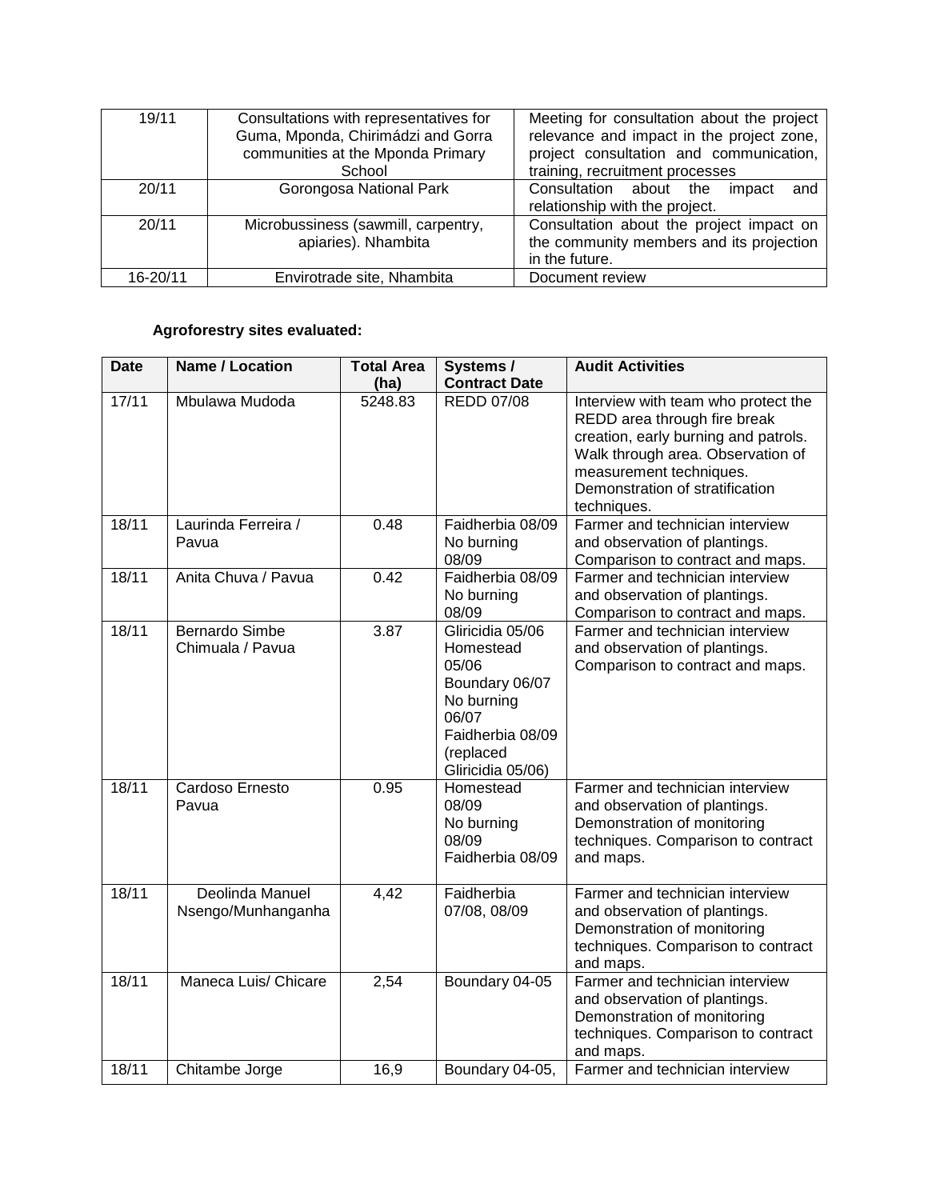| 19/11 | Consultations with representatives for Guma, Mponda, Chirimádzi and Gorra communities at the Mponda Primary School | Meeting for consultation about the project relevance and impact in the project zone, project consultation and communication, training, recruitment processes |
|---|---|---|
| 20/11 | Gorongosa National Park | Consultation about the impact and relationship with the project. |
| 20/11 | Microbussiness (sawmill, carpentry, apiaries). Nhambita | Consultation about the project impact on the community members and its projection in the future. |
| 16-20/11 | Envirotrade site, Nhambita | Document review |

**Agroforestry sites evaluated:**

| Date | Name / Location | Total Area (ha) | Systems / Contract Date | Audit Activities |
|---|---|---|---|---|
| 17/11 | Mbulawa Mudoda | 5248.83 | REDD 07/08 | Interview with team who protect the REDD area through fire break creation, early burning and patrols. Walk through area. Observation of measurement techniques. Demonstration of stratification techniques. |
| 18/11 | Laurinda Ferreira / Pavua | 0.48 | Faidherbia 08/09 No burning 08/09 | Farmer and technician interview and observation of plantings. Comparison to contract and maps. |
| 18/11 | Anita Chuva / Pavua | 0.42 | Faidherbia 08/09 No burning 08/09 | Farmer and technician interview and observation of plantings. Comparison to contract and maps. |
| 18/11 | Bernardo Simbe Chimuala / Pavua | 3.87 | Gliricidia 05/06 Homestead 05/06 Boundary 06/07 No burning 06/07 Faidherbia 08/09 (replaced Gliricidia 05/06) | Farmer and technician interview and observation of plantings. Comparison to contract and maps. |
| 18/11 | Cardoso Ernesto Pavua | 0.95 | Homestead 08/09 No burning 08/09 Faidherbia 08/09 | Farmer and technician interview and observation of plantings. Demonstration of monitoring techniques. Comparison to contract and maps. |
| 18/11 | Deolinda Manuel Nsengo/Munhanganha | 4,42 | Faidherbia 07/08, 08/09 | Farmer and technician interview and observation of plantings. Demonstration of monitoring techniques. Comparison to contract and maps. |
| 18/11 | Maneca Luis/ Chicare | 2,54 | Boundary 04-05 | Farmer and technician interview and observation of plantings. Demonstration of monitoring techniques. Comparison to contract and maps. |
| 18/11 | Chitambe Jorge | 16,9 | Boundary 04-05, | Farmer and technician interview |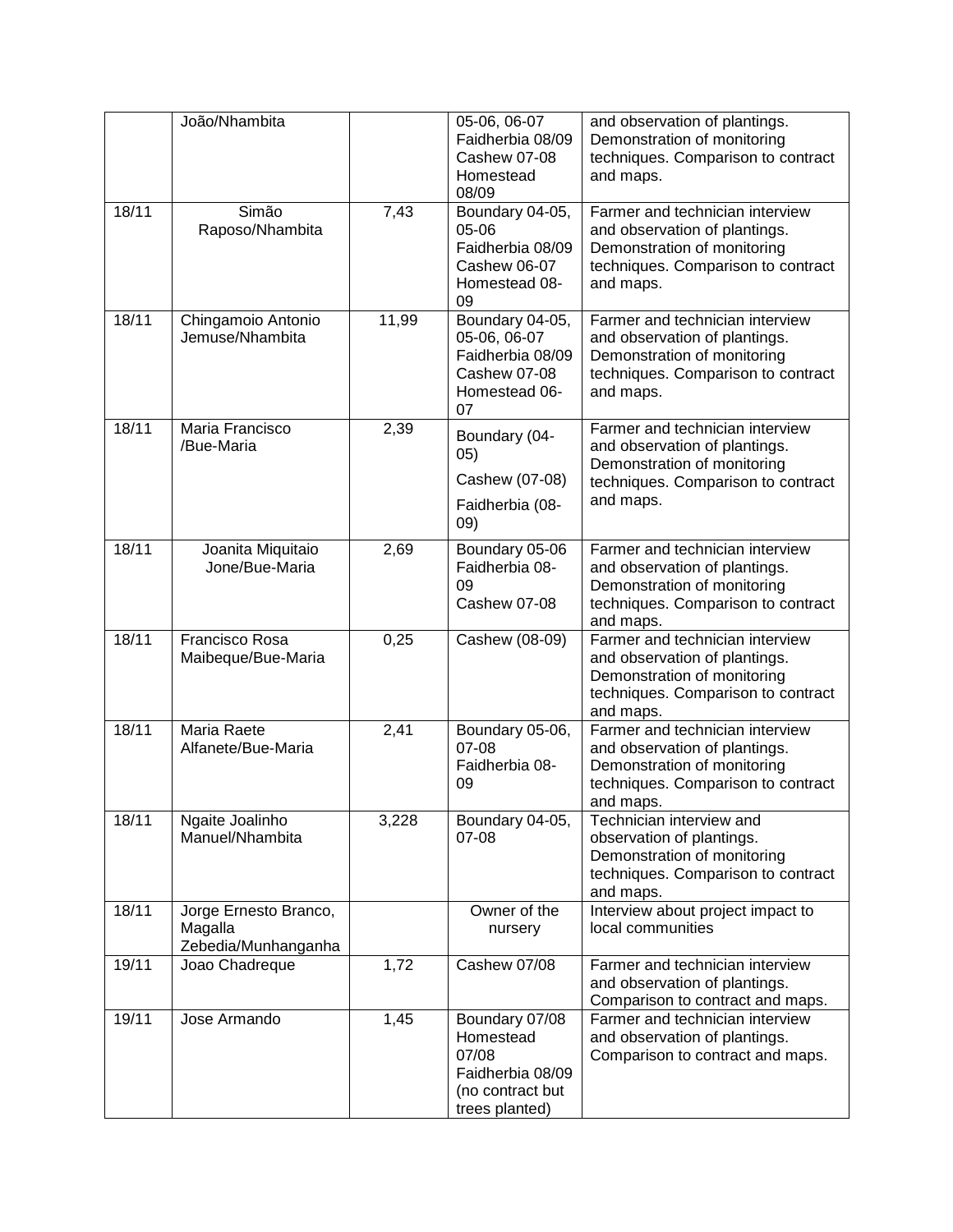| | | | | |
|---|---|---|---|---|
| | João/Nhambita | | 05-06, 06-07 Faidherbia 08/09 Cashew 07-08 Homestead 08/09 | and observation of plantings. Demonstration of monitoring techniques. Comparison to contract and maps. |
| 18/11 | Simão Raposo/Nhambita | 7,43 | Boundary 04-05, 05-06 Faidherbia 08/09 Cashew 06-07 Homestead 08-09 | Farmer and technician interview and observation of plantings. Demonstration of monitoring techniques. Comparison to contract and maps. |
| 18/11 | Chingamoio Antonio Jemuse/Nhambita | 11,99 | Boundary 04-05, 05-06, 06-07 Faidherbia 08/09 Cashew 07-08 Homestead 06-07 | Farmer and technician interview and observation of plantings. Demonstration of monitoring techniques. Comparison to contract and maps. |
| 18/11 | Maria Francisco /Bue-Maria | 2,39 | Boundary (04-05) Cashew (07-08) Faidherbia (08-09) | Farmer and technician interview and observation of plantings. Demonstration of monitoring techniques. Comparison to contract and maps. |
| 18/11 | Joanita Miquitaio Jone/Bue-Maria | 2,69 | Boundary 05-06 Faidherbia 08-09 Cashew 07-08 | Farmer and technician interview and observation of plantings. Demonstration of monitoring techniques. Comparison to contract and maps. |
| 18/11 | Francisco Rosa Maibeque/Bue-Maria | 0,25 | Cashew (08-09) | Farmer and technician interview and observation of plantings. Demonstration of monitoring techniques. Comparison to contract and maps. |
| 18/11 | Maria Raete Alfanete/Bue-Maria | 2,41 | Boundary 05-06, 07-08 Faidherbia 08-09 | Farmer and technician interview and observation of plantings. Demonstration of monitoring techniques. Comparison to contract and maps. |
| 18/11 | Ngaite Joalinho Manuel/Nhambita | 3,228 | Boundary 04-05, 07-08 | Technician interview and observation of plantings. Demonstration of monitoring techniques. Comparison to contract and maps. |
| 18/11 | Jorge Ernesto Branco, Magalla Zebedia/Munhanganha | | Owner of the nursery | Interview about project impact to local communities |
| 19/11 | Joao Chadreque | 1,72 | Cashew 07/08 | Farmer and technician interview and observation of plantings. Comparison to contract and maps. |
| 19/11 | Jose Armando | 1,45 | Boundary 07/08 Homestead 07/08 Faidherbia 08/09 (no contract but trees planted) | Farmer and technician interview and observation of plantings. Comparison to contract and maps. |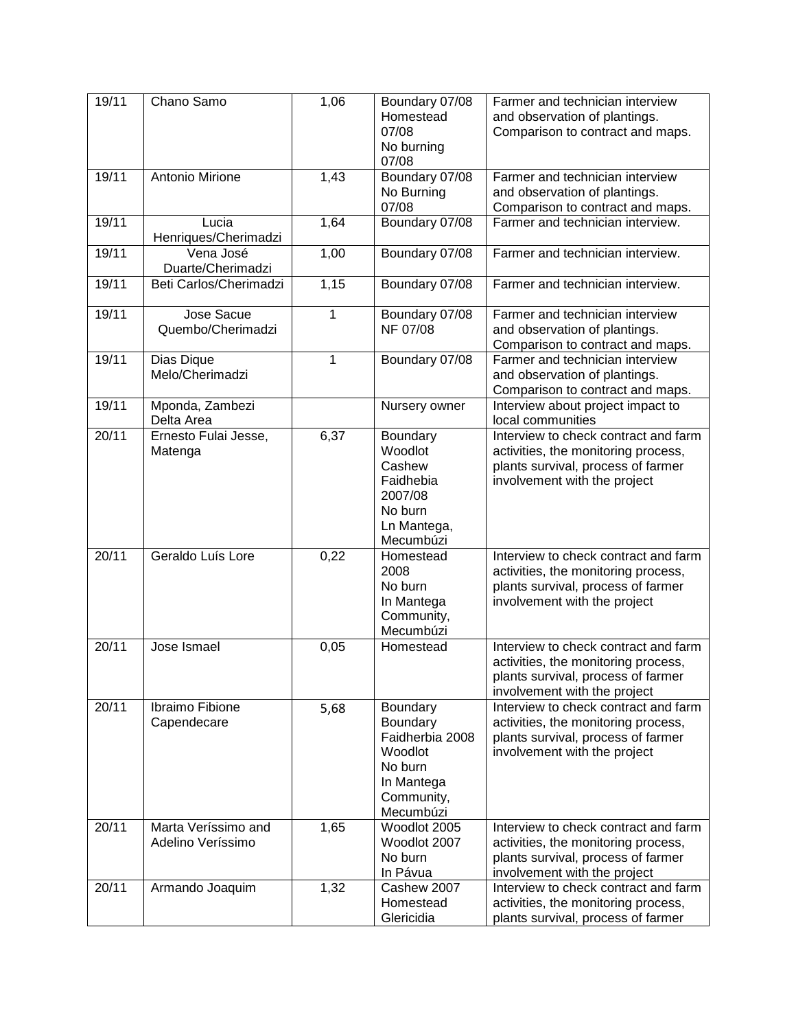| | | | | |
|---|---|---|---|---|
| 19/11 | Chano Samo | 1,06 | Boundary 07/08 Homestead 07/08 No burning 07/08 | Farmer and technician interview and observation of plantings. Comparison to contract and maps. |
| 19/11 | Antonio Mirione | 1,43 | Boundary 07/08 No Burning 07/08 | Farmer and technician interview and observation of plantings. Comparison to contract and maps. |
| 19/11 | Lucia Henriques/Cherimadzi | 1,64 | Boundary 07/08 | Farmer and technician interview. |
| 19/11 | Vena José Duarte/Cherimadzi | 1,00 | Boundary 07/08 | Farmer and technician interview. |
| 19/11 | Beti Carlos/Cherimadzi | 1,15 | Boundary 07/08 | Farmer and technician interview. |
| 19/11 | Jose Sacue Quembo/Cherimadzi | 1 | Boundary 07/08 NF 07/08 | Farmer and technician interview and observation of plantings. Comparison to contract and maps. |
| 19/11 | Dias Dique Melo/Cherimadzi | 1 | Boundary 07/08 | Farmer and technician interview and observation of plantings. Comparison to contract and maps. |
| 19/11 | Mponda, Zambezi Delta Area | | Nursery owner | Interview about project impact to local communities |
| 20/11 | Ernesto Fulai Jesse, Matenga | 6,37 | Boundary Woodlot Cashew Faidhebia 2007/08 No burn Ln Mantega, Mecumbúzi | Interview to check contract and farm activities, the monitoring process, plants survival, process of farmer involvement with the project |
| 20/11 | Geraldo Luís Lore | 0,22 | Homestead 2008 No burn In Mantega Community, Mecumbúzi | Interview to check contract and farm activities, the monitoring process, plants survival, process of farmer involvement with the project |
| 20/11 | Jose Ismael | 0,05 | Homestead | Interview to check contract and farm activities, the monitoring process, plants survival, process of farmer involvement with the project |
| 20/11 | Ibraimo Fibione Capendecare | 5,68 | Boundary Boundary Faidherbia 2008 Woodlot No burn In Mantega Community, Mecumbúzi | Interview to check contract and farm activities, the monitoring process, plants survival, process of farmer involvement with the project |
| 20/11 | Marta Veríssimo and Adelino Veríssimo | 1,65 | Woodlot 2005 Woodlot 2007 No burn In Pávua | Interview to check contract and farm activities, the monitoring process, plants survival, process of farmer involvement with the project |
| 20/11 | Armando Joaquim | 1,32 | Cashew 2007 Homestead Glericidia | Interview to check contract and farm activities, the monitoring process, plants survival, process of farmer |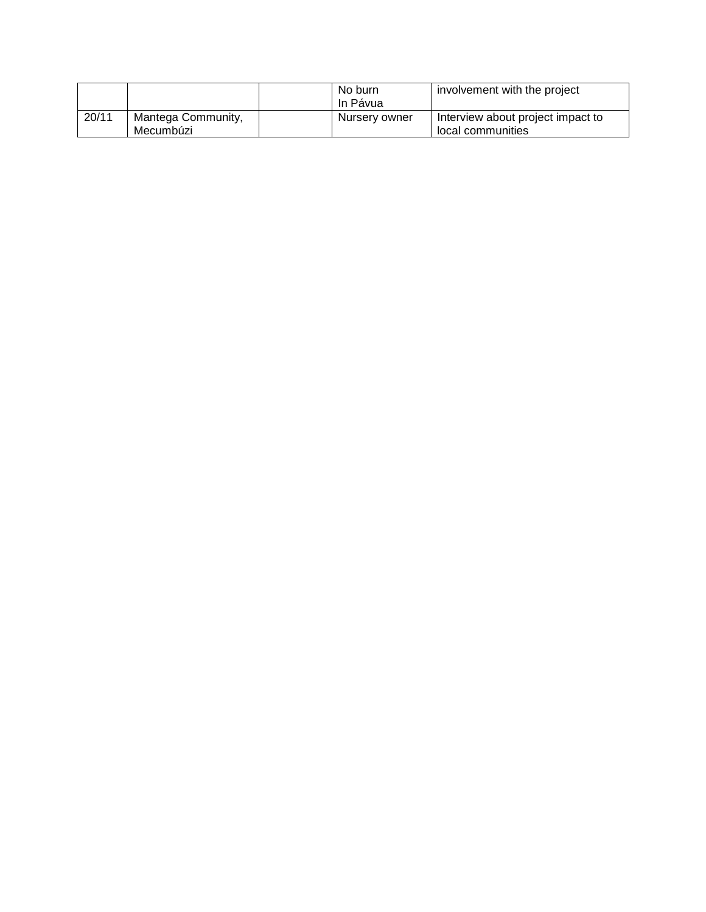| | | | No burn In Pávua | involvement with the project |
|---|---|---|---|---|
| 20/11 | Mantega Community, Mecumbúzi | | Nursery owner | Interview about project impact to local communities |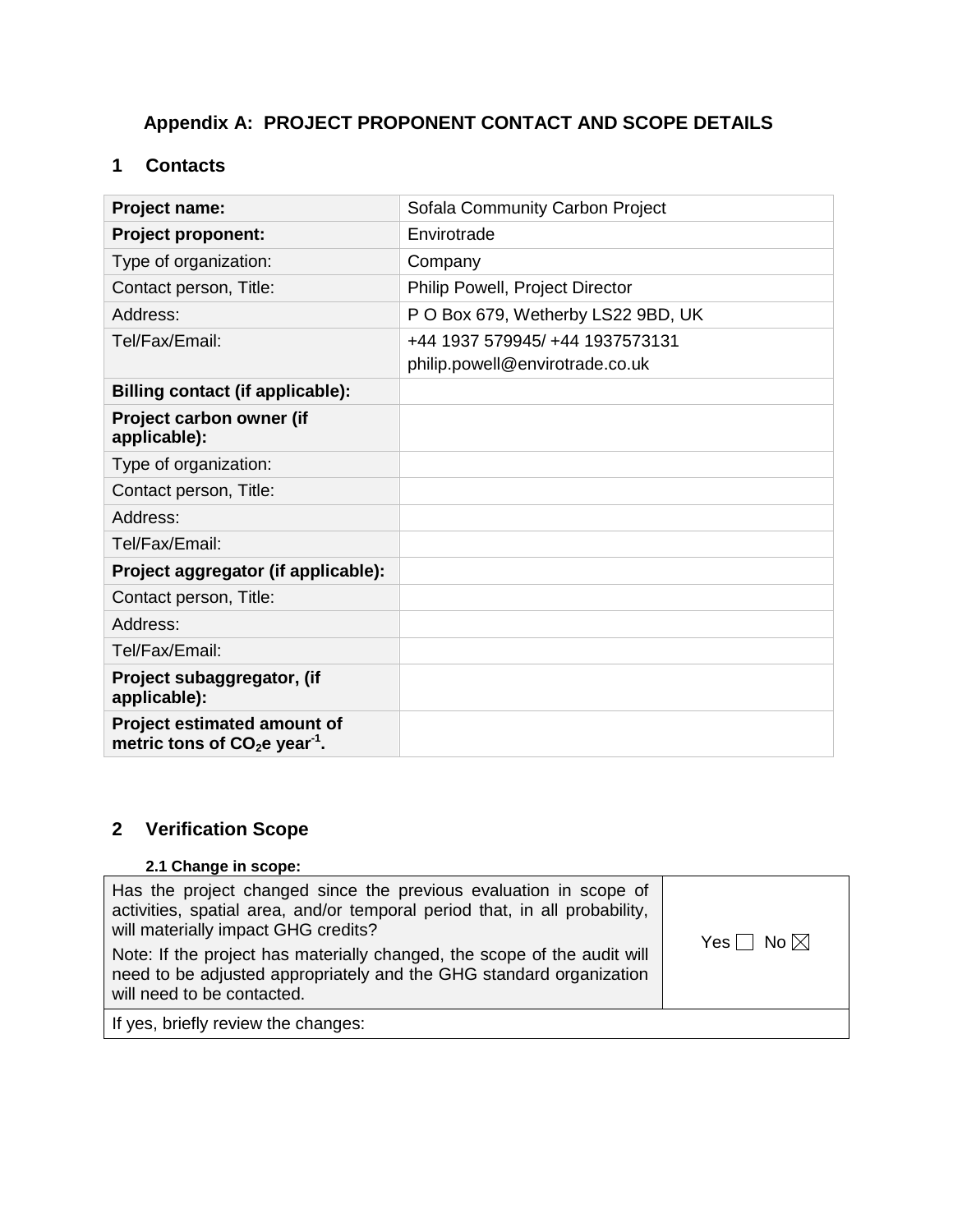# Appendix A: PROJECT PROPONENT CONTACT AND SCOPE DETAILS

## 1 Contacts

| **Project name:** | Sofala Community Carbon Project |
|---|---|
| **Project proponent:** | Envirotrade |
| Type of organization: | Company |
| Contact person, Title: | Philip Powell, Project Director |
| Address: | P O Box 679, Wetherby LS22 9BD, UK |
| Tel/Fax/Email: | +44 1937 579945/ +44 1937573131 philip.powell@envirotrade.co.uk |
| **Billing contact (if applicable):** | |
| **Project carbon owner (if applicable):** | |
| Type of organization: | |
| Contact person, Title: | |
| Address: | |
| Tel/Fax/Email: | |
| **Project aggregator (if applicable):** | |
| Contact person, Title: | |
| Address: | |
| Tel/Fax/Email: | |
| **Project subaggregator, (if applicable):** | |
| **Project estimated amount of metric tons of $CO_2$e $year^{-1}$.** | |

## 2 Verification Scope

### 2.1 Change in scope:

| Has the project changed since the previous evaluation in scope of activities, spatial area, and/or temporal period that, in all probability, will materially impact GHG credits? Note: If the project has materially changed, the scope of the audit will need to be adjusted appropriately and the GHG standard organization will need to be contacted. | Yes ☐ No ☒ |
|---|---|
| If yes, briefly review the changes: | |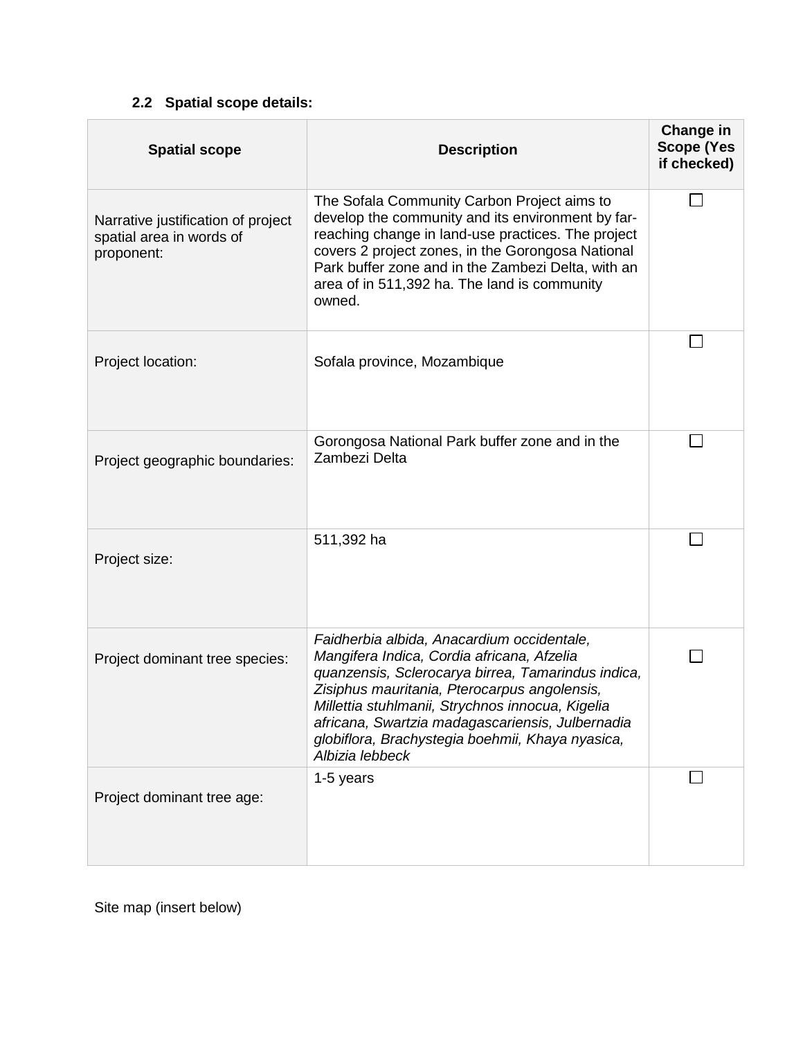### 2.2 Spatial scope details:

| Spatial scope | Description | Change in Scope (Yes if checked) |
|---|---|---|
| Narrative justification of project spatial area in words of proponent: | The Sofala Community Carbon Project aims to develop the community and its environment by far-reaching change in land-use practices. The project covers 2 project zones, in the Gorongosa National Park buffer zone and in the Zambezi Delta, with an area of in 511,392 ha. The land is community owned. | ☐ |
| Project location: | Sofala province, Mozambique | ☐ |
| Project geographic boundaries: | Gorongosa National Park buffer zone and in the Zambezi Delta | ☐ |
| Project size: | 511,392 ha | ☐ |
| Project dominant tree species: | *Faidherbia albida, Anacardium occidentale, Mangifera Indica, Cordia africana, Afzelia quanzensis, Sclerocarya birrea, Tamarindus indica, Zisiphus mauritania, Pterocarpus angolensis, Millettia stuhlmanii, Strychnos innocua, Kigelia africana, Swartzia madagascariensis, Julbernadia globiflora, Brachystegia boehmii, Khaya nyasica, Albizia lebbeck* | ☐ |
| Project dominant tree age: | 1-5 years | ☐ |

Site map (insert below)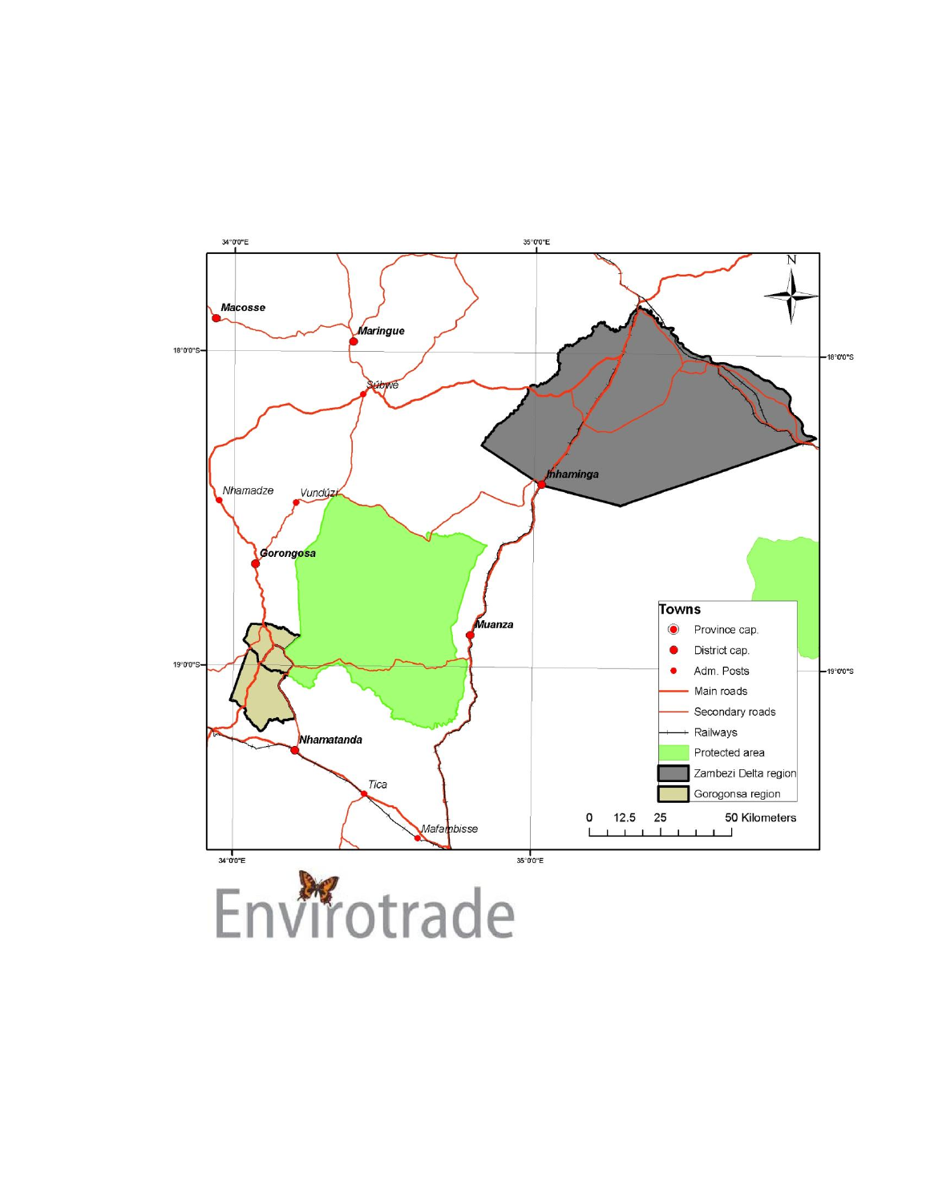Macosse

Maringue

Súbwe

Nhamadze

Vundúzi

Gorongosa

Inhaminga

Muanza

Nhamatanda

Tica

Mafambisse

34°0'0"E

35°0'0"E

18°0'0"S

19°0'0"S

N

**Towns**

- Province cap.
- District cap.
- Adm. Posts
- Main roads
- Secondary roads
- Railways
- Protected area
- Zambezi Delta region
- Gorogonsa region

0 12.5 25 50 Kilometers

Envirotrade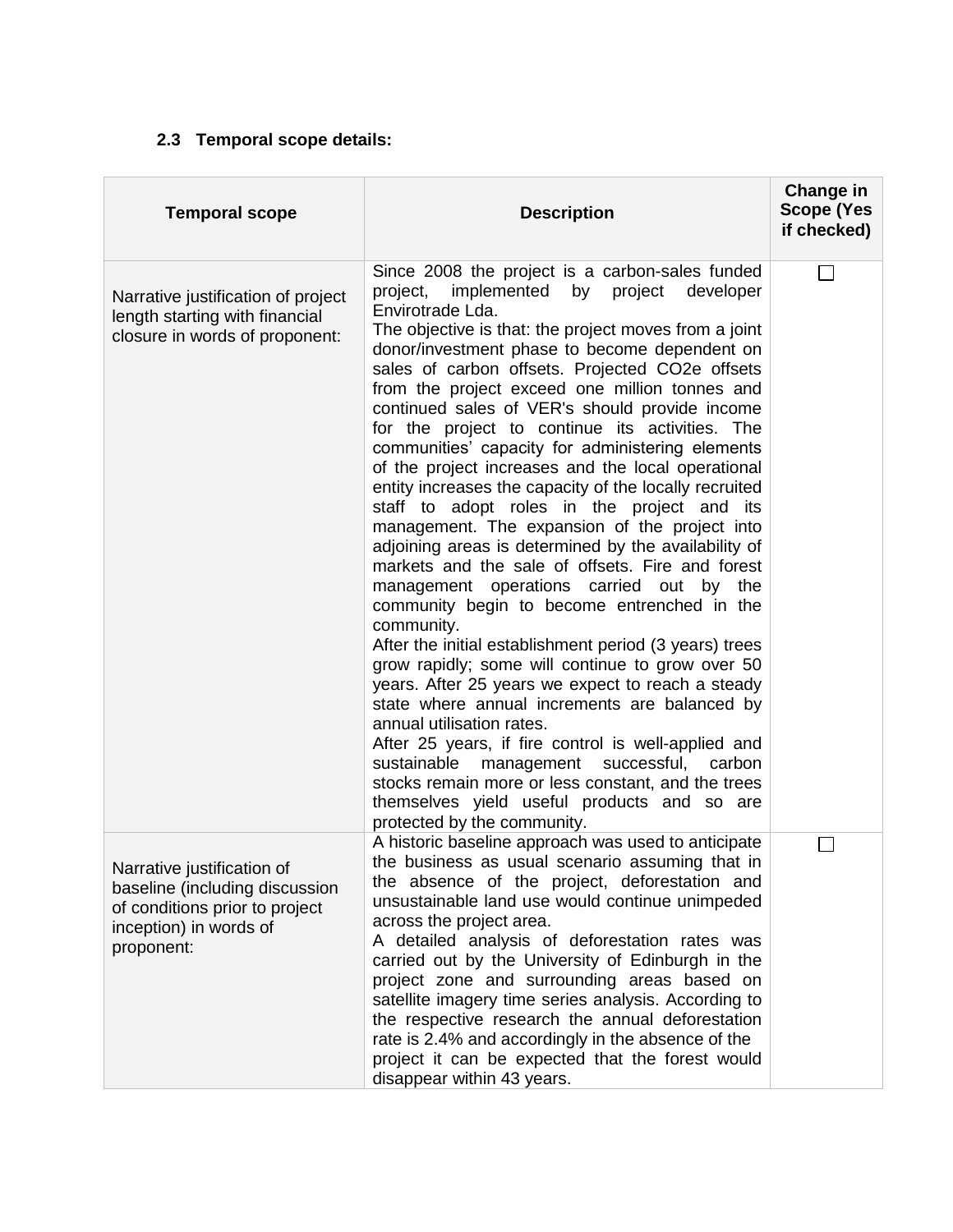### 2.3 Temporal scope details:

| Temporal scope | Description | Change in Scope (Yes if checked) |
|---|---|---|
| Narrative justification of project length starting with financial closure in words of proponent: | Since 2008 the project is a carbon-sales funded project, implemented by project developer Envirotrade Lda.<br>The objective is that: the project moves from a joint donor/investment phase to become dependent on sales of carbon offsets. Projected CO2e offsets from the project exceed one million tonnes and continued sales of VER's should provide income for the project to continue its activities. The communities' capacity for administering elements of the project increases and the local operational entity increases the capacity of the locally recruited staff to adopt roles in the project and its management. The expansion of the project into adjoining areas is determined by the availability of markets and the sale of offsets. Fire and forest management operations carried out by the community begin to become entrenched in the community.<br>After the initial establishment period (3 years) trees grow rapidly; some will continue to grow over 50 years. After 25 years we expect to reach a steady state where annual increments are balanced by annual utilisation rates.<br>After 25 years, if fire control is well-applied and sustainable management successful, carbon stocks remain more or less constant, and the trees themselves yield useful products and so are protected by the community. | ☐ |
| Narrative justification of baseline (including discussion of conditions prior to project inception) in words of proponent: | A historic baseline approach was used to anticipate the business as usual scenario assuming that in the absence of the project, deforestation and unsustainable land use would continue unimpeded across the project area.<br>A detailed analysis of deforestation rates was carried out by the University of Edinburgh in the project zone and surrounding areas based on satellite imagery time series analysis. According to the respective research the annual deforestation rate is 2.4% and accordingly in the absence of the project it can be expected that the forest would disappear within 43 years. | ☐ |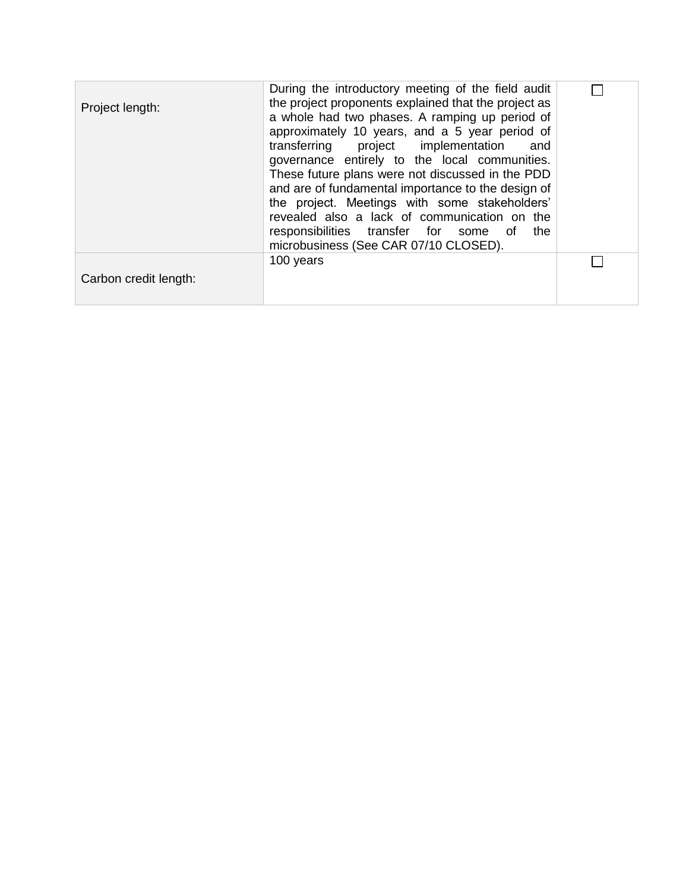| | | |
|---|---|---|
| Project length: | During the introductory meeting of the field audit the project proponents explained that the project as a whole had two phases. A ramping up period of approximately 10 years, and a 5 year period of transferring project implementation and governance entirely to the local communities. These future plans were not discussed in the PDD and are of fundamental importance to the design of the project. Meetings with some stakeholders' revealed also a lack of communication on the responsibilities transfer for some of the microbusiness (See CAR 07/10 CLOSED). | ☐ |
| Carbon credit length: | 100 years | ☐ |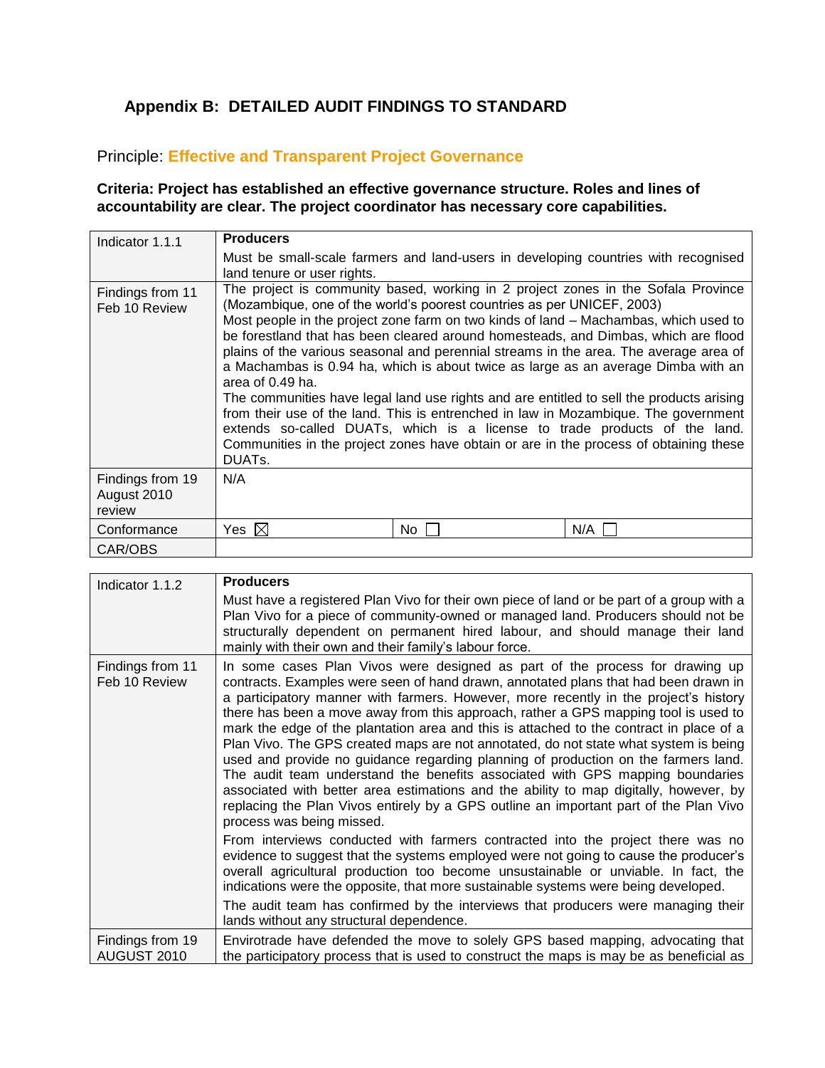## Appendix B: DETAILED AUDIT FINDINGS TO STANDARD

### Principle: Effective and Transparent Project Governance

**Criteria: Project has established an effective governance structure. Roles and lines of accountability are clear. The project coordinator has necessary core capabilities.**

| Indicator 1.1.1 | **Producers**<br>Must be small-scale farmers and land-users in developing countries with recognised land tenure or user rights. | | |
|---|---|---|---|
| Findings from 11 Feb 10 Review | The project is community based, working in 2 project zones in the Sofala Province (Mozambique, one of the world's poorest countries as per UNICEF, 2003)<br>Most people in the project zone farm on two kinds of land – Machambas, which used to be forestland that has been cleared around homesteads, and Dimbas, which are flood plains of the various seasonal and perennial streams in the area. The average area of a Machambas is 0.94 ha, which is about twice as large as an average Dimba with an area of 0.49 ha.<br>The communities have legal land use rights and are entitled to sell the products arising from their use of the land. This is entrenched in law in Mozambique. The government extends so-called DUATs, which is a license to trade products of the land. Communities in the project zones have obtain or are in the process of obtaining these DUATs. | | |
| Findings from 19 August 2010 review | N/A | | |
| Conformance | Yes ☒ | No ☐ | N/A ☐ |
| CAR/OBS | | | |

| Indicator 1.1.2 | **Producers**<br>Must have a registered Plan Vivo for their own piece of land or be part of a group with a Plan Vivo for a piece of community-owned or managed land. Producers should not be structurally dependent on permanent hired labour, and should manage their land mainly with their own and their family's labour force. |
|---|---|
| Findings from 11 Feb 10 Review | In some cases Plan Vivos were designed as part of the process for drawing up contracts. Examples were seen of hand drawn, annotated plans that had been drawn in a participatory manner with farmers. However, more recently in the project's history there has been a move away from this approach, rather a GPS mapping tool is used to mark the edge of the plantation area and this is attached to the contract in place of a Plan Vivo. The GPS created maps are not annotated, do not state what system is being used and provide no guidance regarding planning of production on the farmers land. The audit team understand the benefits associated with GPS mapping boundaries associated with better area estimations and the ability to map digitally, however, by replacing the Plan Vivos entirely by a GPS outline an important part of the Plan Vivo process was being missed.<br><br>From interviews conducted with farmers contracted into the project there was no evidence to suggest that the systems employed were not going to cause the producer's overall agricultural production too become unsustainable or unviable. In fact, the indications were the opposite, that more sustainable systems were being developed.<br><br>The audit team has confirmed by the interviews that producers were managing their lands without any structural dependence. |
| Findings from 19 AUGUST 2010 | Envirotrade have defended the move to solely GPS based mapping, advocating that the participatory process that is used to construct the maps is may be as beneficial as |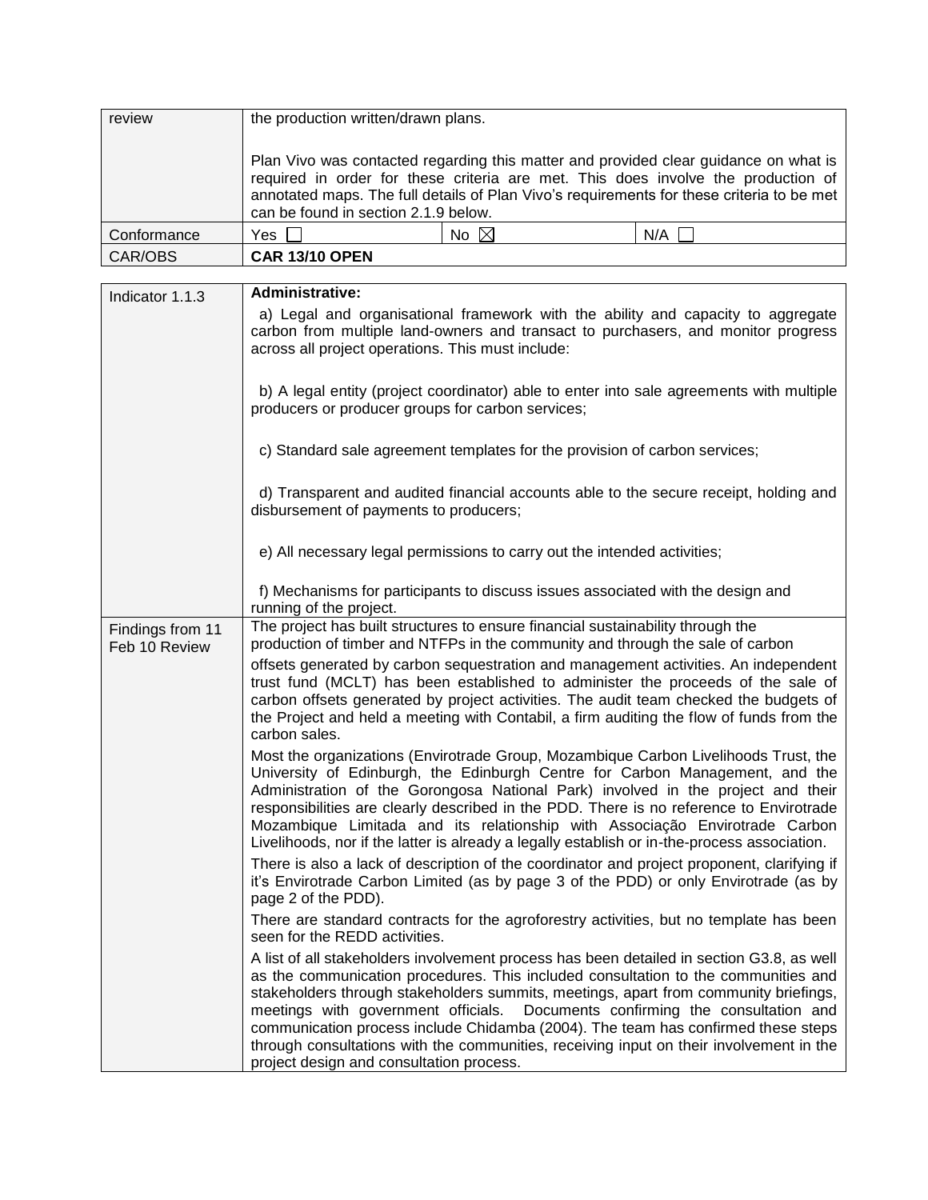| review | the production written/drawn plans.<br><br>Plan Vivo was contacted regarding this matter and provided clear guidance on what is required in order for these criteria are met. This does involve the production of annotated maps. The full details of Plan Vivo's requirements for these criteria to be met can be found in section 2.1.9 below. | | |
|---|---|---|---|
| Conformance | Yes ☐ | No ☒ | N/A ☐ |
| CAR/OBS | **CAR 13/10 OPEN** | | |

| Indicator 1.1.3 | **Administrative:**<br><br>a) Legal and organisational framework with the ability and capacity to aggregate carbon from multiple land-owners and transact to purchasers, and monitor progress across all project operations. This must include:<br><br>b) A legal entity (project coordinator) able to enter into sale agreements with multiple producers or producer groups for carbon services;<br><br>c) Standard sale agreement templates for the provision of carbon services;<br><br>d) Transparent and audited financial accounts able to the secure receipt, holding and disbursement of payments to producers;<br><br>e) All necessary legal permissions to carry out the intended activities;<br><br>f) Mechanisms for participants to discuss issues associated with the design and running of the project. |
|---|---|
| Findings from 11 Feb 10 Review | The project has built structures to ensure financial sustainability through the production of timber and NTFPs in the community and through the sale of carbon offsets generated by carbon sequestration and management activities. An independent trust fund (MCLT) has been established to administer the proceeds of the sale of carbon offsets generated by project activities. The audit team checked the budgets of the Project and held a meeting with Contabil, a firm auditing the flow of funds from the carbon sales.<br><br>Most the organizations (Envirotrade Group, Mozambique Carbon Livelihoods Trust, the University of Edinburgh, the Edinburgh Centre for Carbon Management, and the Administration of the Gorongosa National Park) involved in the project and their responsibilities are clearly described in the PDD. There is no reference to Envirotrade Mozambique Limitada and its relationship with Associação Envirotrade Carbon Livelihoods, nor if the latter is already a legally establish or in-the-process association.<br><br>There is also a lack of description of the coordinator and project proponent, clarifying if it's Envirotrade Carbon Limited (as by page 3 of the PDD) or only Envirotrade (as by page 2 of the PDD).<br><br>There are standard contracts for the agroforestry activities, but no template has been seen for the REDD activities.<br><br>A list of all stakeholders involvement process has been detailed in section G3.8, as well as the communication procedures. This included consultation to the communities and stakeholders through stakeholders summits, meetings, apart from community briefings, meetings with government officials. Documents confirming the consultation and communication process include Chidamba (2004). The team has confirmed these steps through consultations with the communities, receiving input on their involvement in the project design and consultation process. |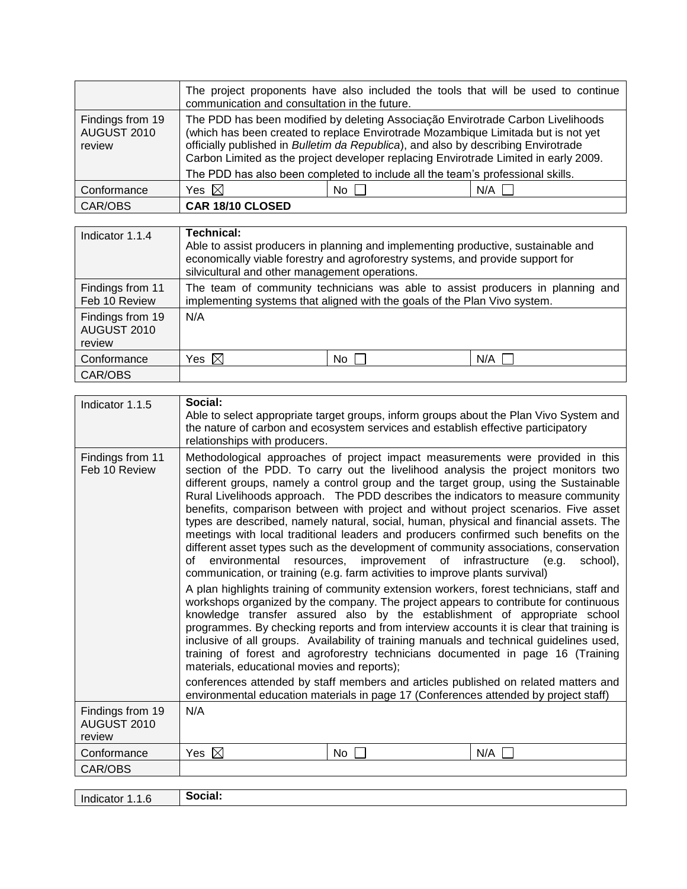| | | | |
|---|---|---|---|
| | The project proponents have also included the tools that will be used to continue communication and consultation in the future. | | |
| Findings from 19 AUGUST 2010 review | The PDD has been modified by deleting Associação Envirotrade Carbon Livelihoods (which has been created to replace Envirotrade Mozambique Limitada but is not yet officially published in *Bulletim da Republica*), and also by describing Envirotrade Carbon Limited as the project developer replacing Envirotrade Limited in early 2009. The PDD has also been completed to include all the team's professional skills. | | |
| Conformance | Yes ☒ | No ☐ | N/A ☐ |
| CAR/OBS | **CAR 18/10 CLOSED** | | |

| | | | |
|---|---|---|---|
| Indicator 1.1.4 | **Technical:** Able to assist producers in planning and implementing productive, sustainable and economically viable forestry and agroforestry systems, and provide support for silvicultural and other management operations. | | |
| Findings from 11 Feb 10 Review | The team of community technicians was able to assist producers in planning and implementing systems that aligned with the goals of the Plan Vivo system. | | |
| Findings from 19 AUGUST 2010 review | N/A | | |
| Conformance | Yes ☒ | No ☐ | N/A ☐ |
| CAR/OBS | | | |

| | | | |
|---|---|---|---|
| Indicator 1.1.5 | **Social:** Able to select appropriate target groups, inform groups about the Plan Vivo System and the nature of carbon and ecosystem services and establish effective participatory relationships with producers. | | |
| Findings from 11 Feb 10 Review | Methodological approaches of project impact measurements were provided in this section of the PDD. To carry out the livelihood analysis the project monitors two different groups, namely a control group and the target group, using the Sustainable Rural Livelihoods approach. The PDD describes the indicators to measure community benefits, comparison between with project and without project scenarios. Five asset types are described, namely natural, social, human, physical and financial assets. The meetings with local traditional leaders and producers confirmed such benefits on the different asset types such as the development of community associations, conservation of environmental resources, improvement of infrastructure (e.g. school), communication, or training (e.g. farm activities to improve plants survival)<br><br>A plan highlights training of community extension workers, forest technicians, staff and workshops organized by the company. The project appears to contribute for continuous knowledge transfer assured also by the establishment of appropriate school programmes. By checking reports and from interview accounts it is clear that training is inclusive of all groups. Availability of training manuals and technical guidelines used, training of forest and agroforestry technicians documented in page 16 (Training materials, educational movies and reports);<br><br>conferences attended by staff members and articles published on related matters and environmental education materials in page 17 (Conferences attended by project staff) | | |
| Findings from 19 AUGUST 2010 review | N/A | | |
| Conformance | Yes ☒ | No ☐ | N/A ☐ |
| CAR/OBS | | | |

| | |
|---|---|
| Indicator 1.1.6 | **Social:** |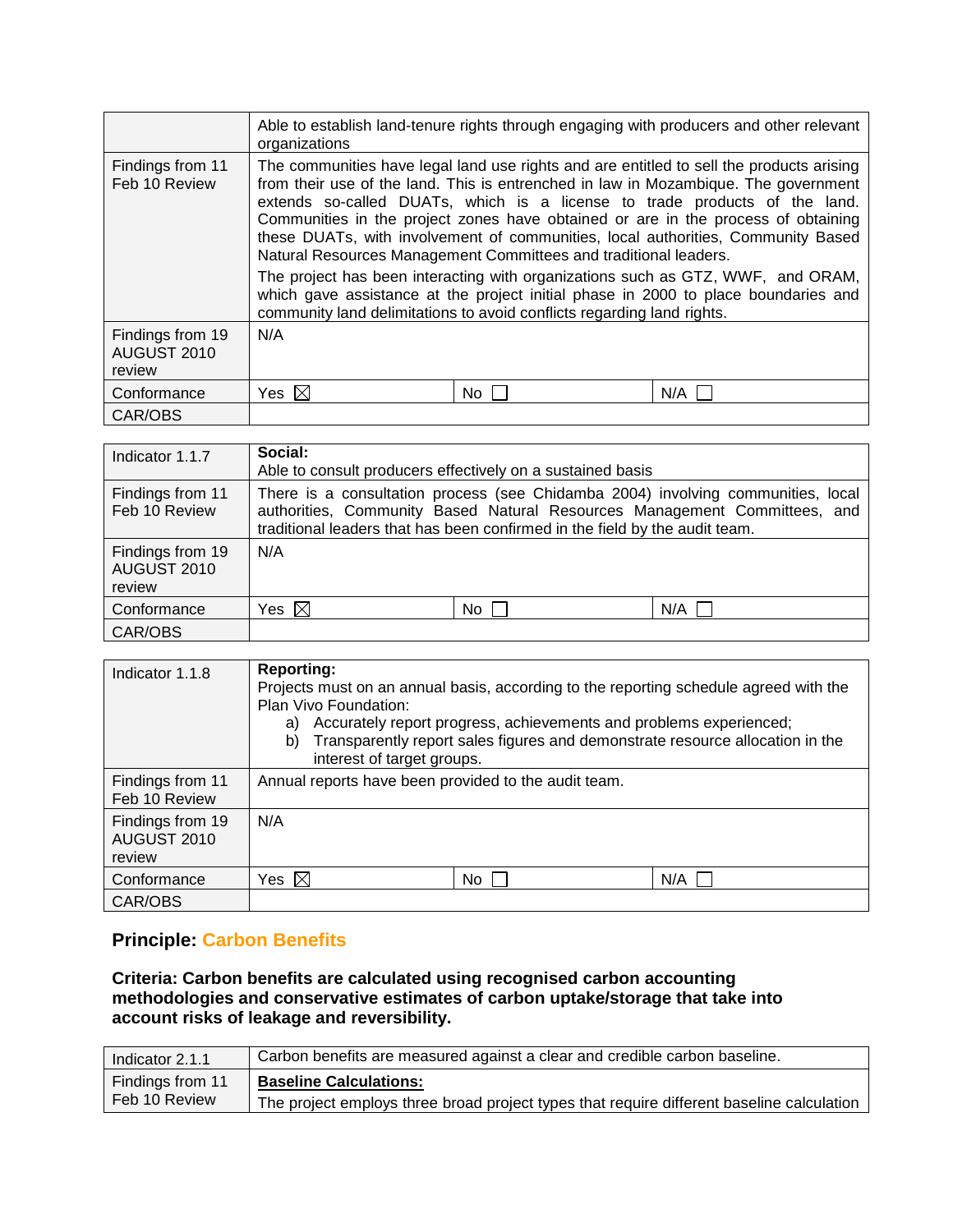| | | | |
|---|---|---|---|
| | Able to establish land-tenure rights through engaging with producers and other relevant organizations | | |
| Findings from 11 Feb 10 Review | The communities have legal land use rights and are entitled to sell the products arising from their use of the land. This is entrenched in law in Mozambique. The government extends so-called DUATs, which is a license to trade products of the land. Communities in the project zones have obtained or are in the process of obtaining these DUATs, with involvement of communities, local authorities, Community Based Natural Resources Management Committees and traditional leaders.<br><br>The project has been interacting with organizations such as GTZ, WWF, and ORAM, which gave assistance at the project initial phase in 2000 to place boundaries and community land delimitations to avoid conflicts regarding land rights. | | |
| Findings from 19 AUGUST 2010 review | N/A | | |
| Conformance | Yes ☒ | No ☐ | N/A ☐ |
| CAR/OBS | | | |

| | | | |
|---|---|---|---|
| Indicator 1.1.7 | **Social:**<br>Able to consult producers effectively on a sustained basis | | |
| Findings from 11 Feb 10 Review | There is a consultation process (see Chidamba 2004) involving communities, local authorities, Community Based Natural Resources Management Committees, and traditional leaders that has been confirmed in the field by the audit team. | | |
| Findings from 19 AUGUST 2010 review | N/A | | |
| Conformance | Yes ☒ | No ☐ | N/A ☐ |
| CAR/OBS | | | |

| | | | |
|---|---|---|---|
| Indicator 1.1.8 | **Reporting:**<br>Projects must on an annual basis, according to the reporting schedule agreed with the Plan Vivo Foundation:<br>a) Accurately report progress, achievements and problems experienced;<br>b) Transparently report sales figures and demonstrate resource allocation in the interest of target groups. | | |
| Findings from 11 Feb 10 Review | Annual reports have been provided to the audit team. | | |
| Findings from 19 AUGUST 2010 review | N/A | | |
| Conformance | Yes ☒ | No ☐ | N/A ☐ |
| CAR/OBS | | | |

## Principle: Carbon Benefits

**Criteria: Carbon benefits are calculated using recognised carbon accounting methodologies and conservative estimates of carbon uptake/storage that take into account risks of leakage and reversibility.**

| | |
|---|---|
| Indicator 2.1.1 | Carbon benefits are measured against a clear and credible carbon baseline. |
| Findings from 11 Feb 10 Review | **Baseline Calculations:**<br>The project employs three broad project types that require different baseline calculation |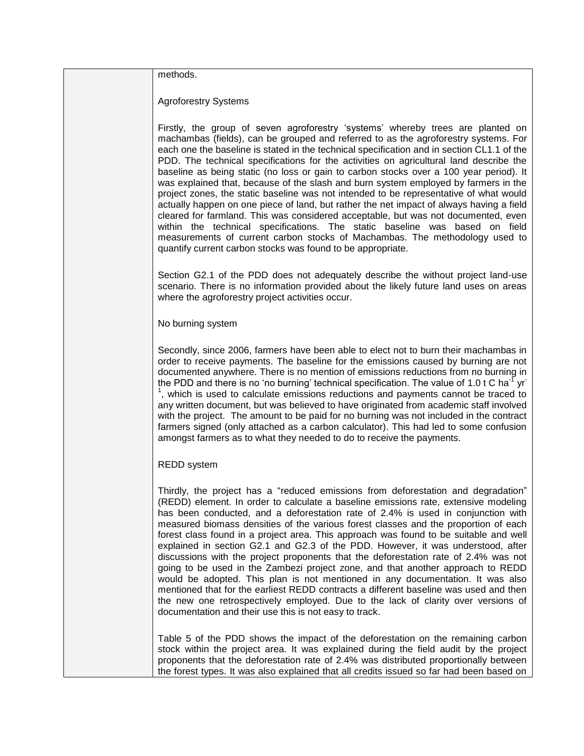| | methods.<br><br>Agroforestry Systems<br><br>Firstly, the group of seven agroforestry 'systems' whereby trees are planted on machambas (fields), can be grouped and referred to as the agroforestry systems. For each one the baseline is stated in the technical specification and in section CL1.1 of the PDD. The technical specifications for the activities on agricultural land describe the baseline as being static (no loss or gain to carbon stocks over a 100 year period). It was explained that, because of the slash and burn system employed by farmers in the project zones, the static baseline was not intended to be representative of what would actually happen on one piece of land, but rather the net impact of always having a field cleared for farmland. This was considered acceptable, but was not documented, even within the technical specifications. The static baseline was based on field measurements of current carbon stocks of Machambas. The methodology used to quantify current carbon stocks was found to be appropriate.<br><br>Section G2.1 of the PDD does not adequately describe the without project land-use scenario. There is no information provided about the likely future land uses on areas where the agroforestry project activities occur.<br><br>No burning system<br><br>Secondly, since 2006, farmers have been able to elect not to burn their machambas in order to receive payments. The baseline for the emissions caused by burning are not documented anywhere. There is no mention of emissions reductions from no burning in the PDD and there is no 'no burning' technical specification. The value of 1.0 t C $ha^{-1}$ $yr^{-1}$, which is used to calculate emissions reductions and payments cannot be traced to any written document, but was believed to have originated from academic staff involved with the project. The amount to be paid for no burning was not included in the contract farmers signed (only attached as a carbon calculator). This had led to some confusion amongst farmers as to what they needed to do to receive the payments.<br><br>REDD system<br><br>Thirdly, the project has a "reduced emissions from deforestation and degradation" (REDD) element. In order to calculate a baseline emissions rate, extensive modeling has been conducted, and a deforestation rate of 2.4% is used in conjunction with measured biomass densities of the various forest classes and the proportion of each forest class found in a project area. This approach was found to be suitable and well explained in section G2.1 and G2.3 of the PDD. However, it was understood, after discussions with the project proponents that the deforestation rate of 2.4% was not going to be used in the Zambezi project zone, and that another approach to REDD would be adopted. This plan is not mentioned in any documentation. It was also mentioned that for the earliest REDD contracts a different baseline was used and then the new one retrospectively employed. Due to the lack of clarity over versions of documentation and their use this is not easy to track.<br><br>Table 5 of the PDD shows the impact of the deforestation on the remaining carbon stock within the project area. It was explained during the field audit by the project proponents that the deforestation rate of 2.4% was distributed proportionally between the forest types. It was also explained that all credits issued so far had been based on |
|---|---|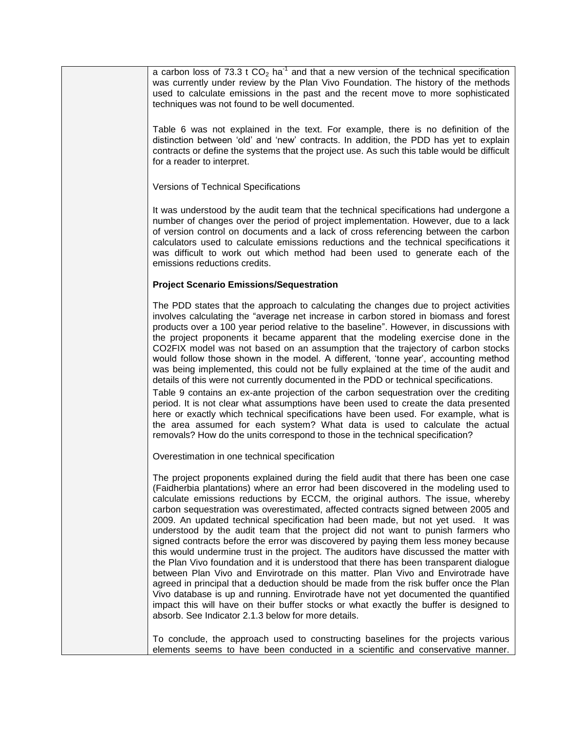| | a carbon loss of 73.3 t $CO_2$ $ha^{-1}$ and that a new version of the technical specification was currently under review by the Plan Vivo Foundation. The history of the methods used to calculate emissions in the past and the recent move to more sophisticated techniques was not found to be well documented.<br><br>Table 6 was not explained in the text. For example, there is no definition of the distinction between 'old' and 'new' contracts. In addition, the PDD has yet to explain contracts or define the systems that the project use. As such this table would be difficult for a reader to interpret.<br><br>Versions of Technical Specifications<br><br>It was understood by the audit team that the technical specifications had undergone a number of changes over the period of project implementation. However, due to a lack of version control on documents and a lack of cross referencing between the carbon calculators used to calculate emissions reductions and the technical specifications it was difficult to work out which method had been used to generate each of the emissions reductions credits.<br><br>**Project Scenario Emissions/Sequestration**<br><br>The PDD states that the approach to calculating the changes due to project activities involves calculating the "average net increase in carbon stored in biomass and forest products over a 100 year period relative to the baseline". However, in discussions with the project proponents it became apparent that the modeling exercise done in the CO2FIX model was not based on an assumption that the trajectory of carbon stocks would follow those shown in the model. A different, 'tonne year', accounting method was being implemented, this could not be fully explained at the time of the audit and details of this were not currently documented in the PDD or technical specifications.<br>Table 9 contains an ex-ante projection of the carbon sequestration over the crediting period. It is not clear what assumptions have been used to create the data presented here or exactly which technical specifications have been used. For example, what is the area assumed for each system? What data is used to calculate the actual removals? How do the units correspond to those in the technical specification?<br><br>Overestimation in one technical specification<br><br>The project proponents explained during the field audit that there has been one case (Faidherbia plantations) where an error had been discovered in the modeling used to calculate emissions reductions by ECCM, the original authors. The issue, whereby carbon sequestration was overestimated, affected contracts signed between 2005 and 2009. An updated technical specification had been made, but not yet used. It was understood by the audit team that the project did not want to punish farmers who signed contracts before the error was discovered by paying them less money because this would undermine trust in the project. The auditors have discussed the matter with the Plan Vivo foundation and it is understood that there has been transparent dialogue between Plan Vivo and Envirotrade on this matter. Plan Vivo and Envirotrade have agreed in principal that a deduction should be made from the risk buffer once the Plan Vivo database is up and running. Envirotrade have not yet documented the quantified impact this will have on their buffer stocks or what exactly the buffer is designed to absorb. See Indicator 2.1.3 below for more details.<br><br>To conclude, the approach used to constructing baselines for the projects various elements seems to have been conducted in a scientific and conservative manner. |
|---|---|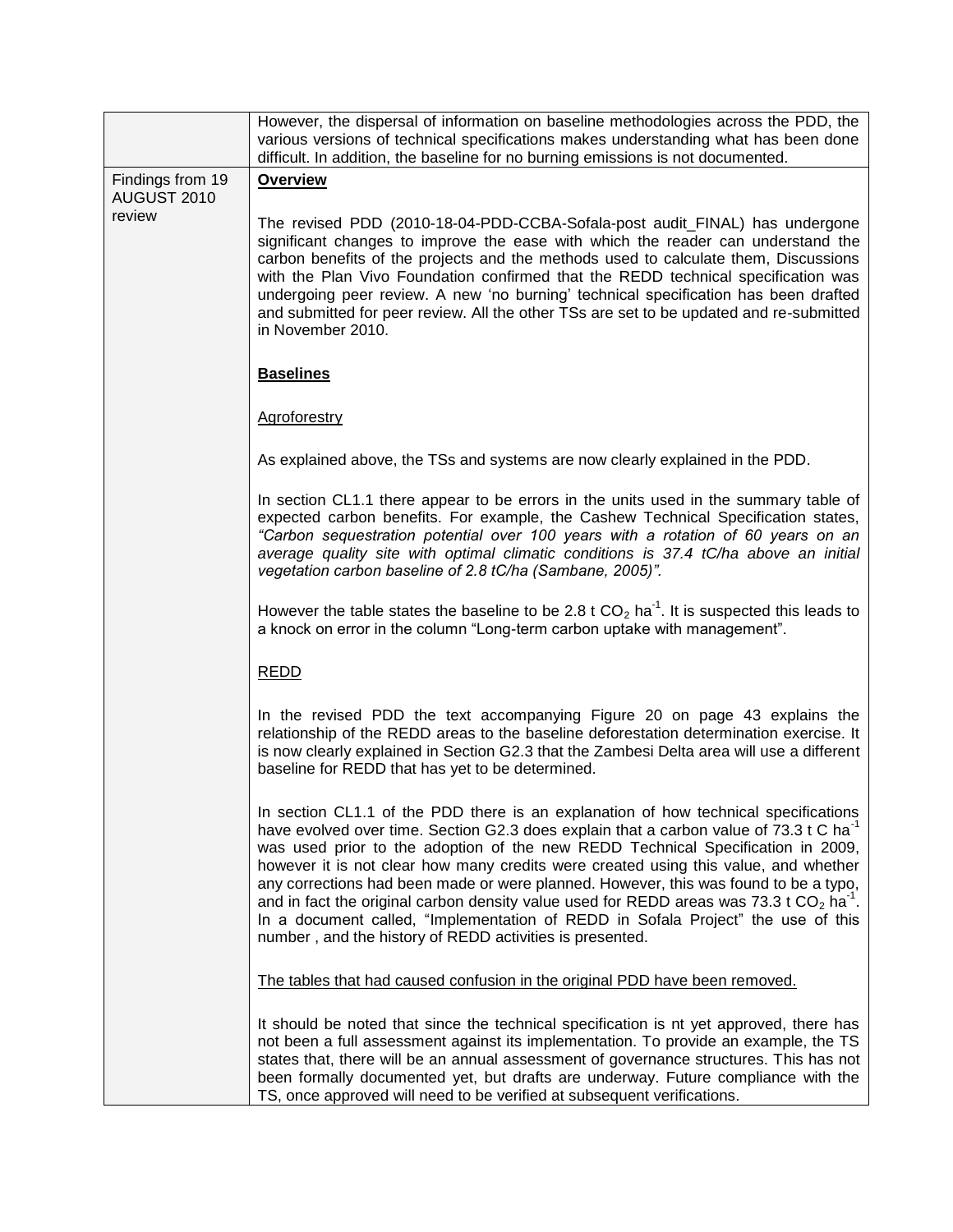| | |
|---|---|
| | However, the dispersal of information on baseline methodologies across the PDD, the various versions of technical specifications makes understanding what has been done difficult. In addition, the baseline for no burning emissions is not documented. |
| Findings from 19 AUGUST 2010 review | **<u>Overview</u>**<br><br>The revised PDD (2010-18-04-PDD-CCBA-Sofala-post audit_FINAL) has undergone significant changes to improve the ease with which the reader can understand the carbon benefits of the projects and the methods used to calculate them, Discussions with the Plan Vivo Foundation confirmed that the REDD technical specification was undergoing peer review. A new 'no burning' technical specification has been drafted and submitted for peer review. All the other TSs are set to be updated and re-submitted in November 2010.<br><br>**<u>Baselines</u>**<br><br><u>Agroforestry</u><br><br>As explained above, the TSs and systems are now clearly explained in the PDD.<br><br>In section CL1.1 there appear to be errors in the units used in the summary table of expected carbon benefits. For example, the Cashew Technical Specification states, *"Carbon sequestration potential over 100 years with a rotation of 60 years on an average quality site with optimal climatic conditions is 37.4 tC/ha above an initial vegetation carbon baseline of 2.8 tC/ha (Sambane, 2005)".*<br><br>However the table states the baseline to be 2.8 t $CO_2$ $ha^{-1}$. It is suspected this leads to a knock on error in the column "Long-term carbon uptake with management".<br><br><u>REDD</u><br><br>In the revised PDD the text accompanying Figure 20 on page 43 explains the relationship of the REDD areas to the baseline deforestation determination exercise. It is now clearly explained in Section G2.3 that the Zambesi Delta area will use a different baseline for REDD that has yet to be determined.<br><br>In section CL1.1 of the PDD there is an explanation of how technical specifications have evolved over time. Section G2.3 does explain that a carbon value of 73.3 t C $ha^{-1}$ was used prior to the adoption of the new REDD Technical Specification in 2009, however it is not clear how many credits were created using this value, and whether any corrections had been made or were planned. However, this was found to be a typo, and in fact the original carbon density value used for REDD areas was 73.3 t $CO_2$ $ha^{-1}$. In a document called, "Implementation of REDD in Sofala Project" the use of this number , and the history of REDD activities is presented.<br><br><u>The tables that had caused confusion in the original PDD have been removed.</u><br><br>It should be noted that since the technical specification is nt yet approved, there has not been a full assessment against its implementation. To provide an example, the TS states that, there will be an annual assessment of governance structures. This has not been formally documented yet, but drafts are underway. Future compliance with the TS, once approved will need to be verified at subsequent verifications. |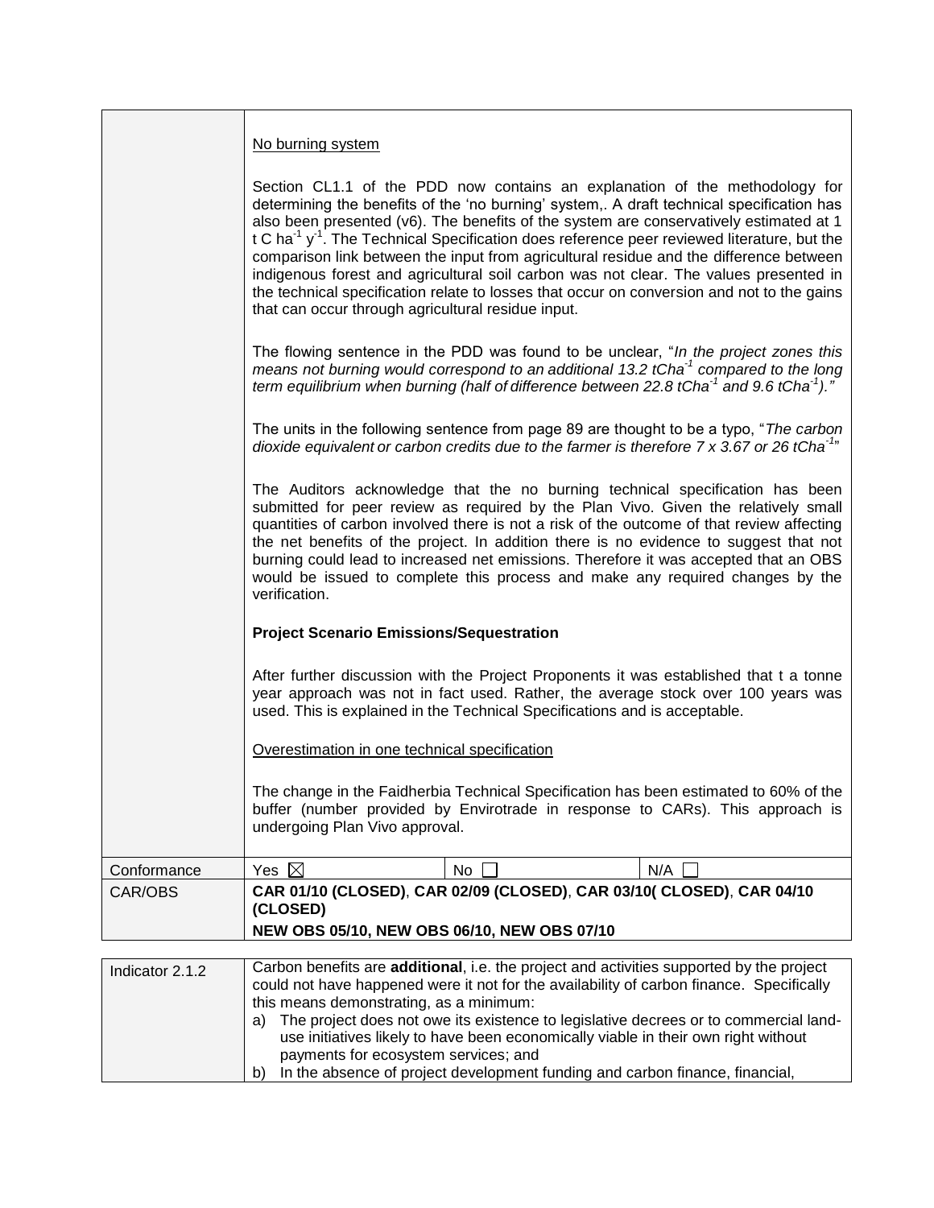| | |
|---|---|
| | No burning system<br><br>Section CL1.1 of the PDD now contains an explanation of the methodology for determining the benefits of the 'no burning' system,. A draft technical specification has also been presented (v6). The benefits of the system are conservatively estimated at 1 t C $ha^{-1}$ $y^{-1}$. The Technical Specification does reference peer reviewed literature, but the comparison link between the input from agricultural residue and the difference between indigenous forest and agricultural soil carbon was not clear. The values presented in the technical specification relate to losses that occur on conversion and not to the gains that can occur through agricultural residue input.<br><br>The flowing sentence in the PDD was found to be unclear, "*In the project zones this means not burning would correspond to an additional 13.2 $tCha^{-1}$ compared to the long term equilibrium when burning (half of difference between 22.8 $tCha^{-1}$ and 9.6 $tCha^{-1}$).*"<br><br>The units in the following sentence from page 89 are thought to be a typo, "*The carbon dioxide equivalent or carbon credits due to the farmer is therefore 7 x 3.67 or 26 $tCha^{-1}$*"<br><br>The Auditors acknowledge that the no burning technical specification has been submitted for peer review as required by the Plan Vivo. Given the relatively small quantities of carbon involved there is not a risk of the outcome of that review affecting the net benefits of the project. In addition there is no evidence to suggest that not burning could lead to increased net emissions. Therefore it was accepted that an OBS would be issued to complete this process and make any required changes by the verification.<br><br>**Project Scenario Emissions/Sequestration**<br><br>After further discussion with the Project Proponents it was established that t a tonne year approach was not in fact used. Rather, the average stock over 100 years was used. This is explained in the Technical Specifications and is acceptable.<br><br>Overestimation in one technical specification<br><br>The change in the Faidherbia Technical Specification has been estimated to 60% of the buffer (number provided by Envirotrade in response to CARs). This approach is undergoing Plan Vivo approval. |
| Conformance | Yes ☒ No ☐ N/A ☐ |
| CAR/OBS | **CAR 01/10 (CLOSED)**, **CAR 02/09 (CLOSED)**, **CAR 03/10( CLOSED)**, **CAR 04/10 (CLOSED)**<br>**NEW OBS 05/10, NEW OBS 06/10, NEW OBS 07/10** |

| | |
|---|---|
| Indicator 2.1.2 | Carbon benefits are **additional**, i.e. the project and activities supported by the project could not have happened were it not for the availability of carbon finance. Specifically this means demonstrating, as a minimum:<br>a) The project does not owe its existence to legislative decrees or to commercial land-use initiatives likely to have been economically viable in their own right without payments for ecosystem services; and<br>b) In the absence of project development funding and carbon finance, financial, |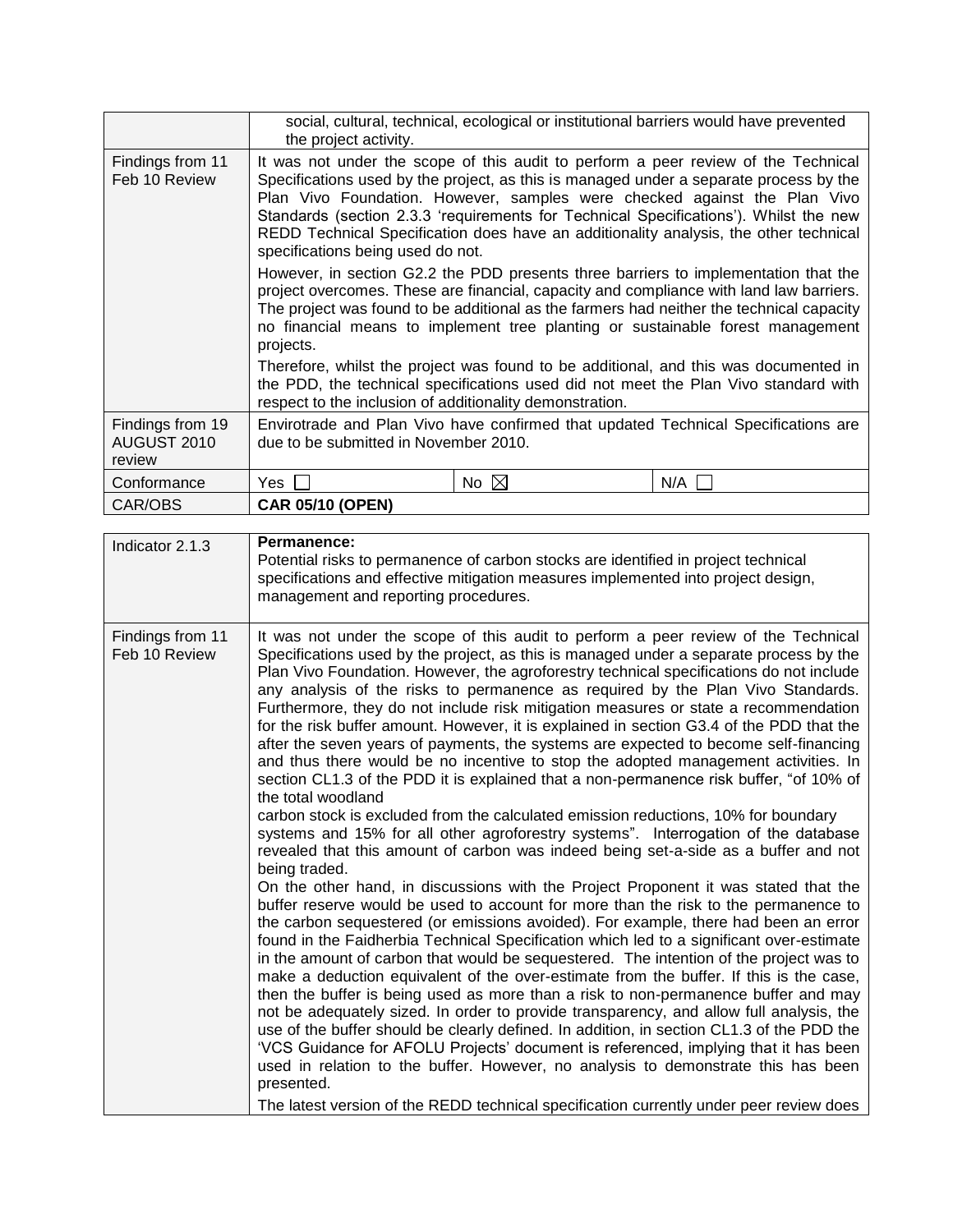| | social, cultural, technical, ecological or institutional barriers would have prevented the project activity. | | |
|---|---|---|---|
| Findings from 11 Feb 10 Review | It was not under the scope of this audit to perform a peer review of the Technical Specifications used by the project, as this is managed under a separate process by the Plan Vivo Foundation. However, samples were checked against the Plan Vivo Standards (section 2.3.3 'requirements for Technical Specifications'). Whilst the new REDD Technical Specification does have an additionality analysis, the other technical specifications being used do not.<br><br>However, in section G2.2 the PDD presents three barriers to implementation that the project overcomes. These are financial, capacity and compliance with land law barriers. The project was found to be additional as the farmers had neither the technical capacity no financial means to implement tree planting or sustainable forest management projects.<br><br>Therefore, whilst the project was found to be additional, and this was documented in the PDD, the technical specifications used did not meet the Plan Vivo standard with respect to the inclusion of additionality demonstration. | | |
| Findings from 19 AUGUST 2010 review | Envirotrade and Plan Vivo have confirmed that updated Technical Specifications are due to be submitted in November 2010. | | |
| Conformance | Yes ☐ | No ☒ | N/A ☐ |
| CAR/OBS | **CAR 05/10 (OPEN)** | | |

| Indicator 2.1.3 | **Permanence:**<br>Potential risks to permanence of carbon stocks are identified in project technical specifications and effective mitigation measures implemented into project design, management and reporting procedures. |
|---|---|
| Findings from 11 Feb 10 Review | It was not under the scope of this audit to perform a peer review of the Technical Specifications used by the project, as this is managed under a separate process by the Plan Vivo Foundation. However, the agroforestry technical specifications do not include any analysis of the risks to permanence as required by the Plan Vivo Standards. Furthermore, they do not include risk mitigation measures or state a recommendation for the risk buffer amount. However, it is explained in section G3.4 of the PDD that the after the seven years of payments, the systems are expected to become self-financing and thus there would be no incentive to stop the adopted management activities. In section CL1.3 of the PDD it is explained that a non-permanence risk buffer, "of 10% of the total woodland<br>carbon stock is excluded from the calculated emission reductions, 10% for boundary systems and 15% for all other agroforestry systems". Interrogation of the database revealed that this amount of carbon was indeed being set-a-side as a buffer and not being traded.<br>On the other hand, in discussions with the Project Proponent it was stated that the buffer reserve would be used to account for more than the risk to the permanence to the carbon sequestered (or emissions avoided). For example, there had been an error found in the Faidherbia Technical Specification which led to a significant over-estimate in the amount of carbon that would be sequestered. The intention of the project was to make a deduction equivalent of the over-estimate from the buffer. If this is the case, then the buffer is being used as more than a risk to non-permanence buffer and may not be adequately sized. In order to provide transparency, and allow full analysis, the use of the buffer should be clearly defined. In addition, in section CL1.3 of the PDD the 'VCS Guidance for AFOLU Projects' document is referenced, implying that it has been used in relation to the buffer. However, no analysis to demonstrate this has been presented.<br><br>The latest version of the REDD technical specification currently under peer review does |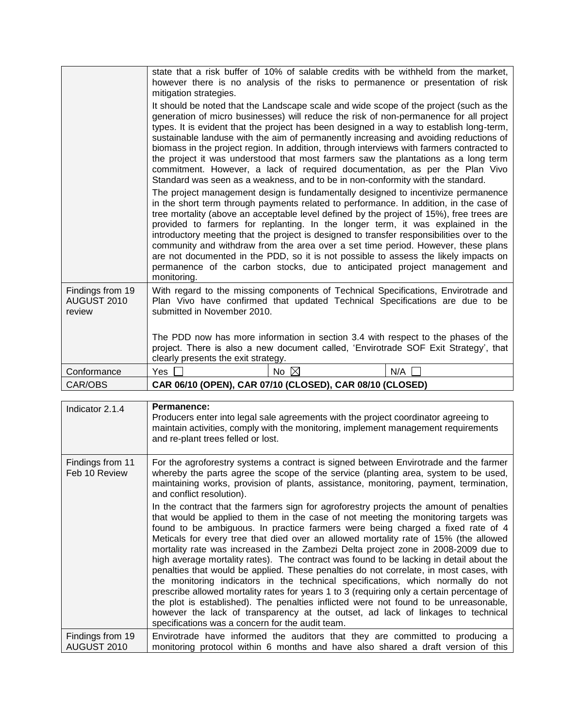| | |
|---|---|
| | state that a risk buffer of 10% of salable credits with be withheld from the market, however there is no analysis of the risks to permanence or presentation of risk mitigation strategies.<br><br>It should be noted that the Landscape scale and wide scope of the project (such as the generation of micro businesses) will reduce the risk of non-permanence for all project types. It is evident that the project has been designed in a way to establish long-term, sustainable landuse with the aim of permanently increasing and avoiding reductions of biomass in the project region. In addition, through interviews with farmers contracted to the project it was understood that most farmers saw the plantations as a long term commitment. However, a lack of required documentation, as per the Plan Vivo Standard was seen as a weakness, and to be in non-conformity with the standard.<br><br>The project management design is fundamentally designed to incentivize permanence in the short term through payments related to performance. In addition, in the case of tree mortality (above an acceptable level defined by the project of 15%), free trees are provided to farmers for replanting. In the longer term, it was explained in the introductory meeting that the project is designed to transfer responsibilities over to the community and withdraw from the area over a set time period. However, these plans are not documented in the PDD, so it is not possible to assess the likely impacts on permanence of the carbon stocks, due to anticipated project management and monitoring. |
| Findings from 19 AUGUST 2010 review | With regard to the missing components of Technical Specifications, Envirotrade and Plan Vivo have confirmed that updated Technical Specifications are due to be submitted in November 2010.<br><br>The PDD now has more information in section 3.4 with respect to the phases of the project. There is also a new document called, 'Envirotrade SOF Exit Strategy', that clearly presents the exit strategy. |
| Conformance | Yes ☐ &nbsp;&nbsp;&nbsp; No ☒ &nbsp;&nbsp;&nbsp; N/A ☐ |
| CAR/OBS | **CAR 06/10 (OPEN), CAR 07/10 (CLOSED), CAR 08/10 (CLOSED)** |

| | |
|---|---|
| Indicator 2.1.4 | **Permanence:**<br>Producers enter into legal sale agreements with the project coordinator agreeing to maintain activities, comply with the monitoring, implement management requirements and re-plant trees felled or lost. |
| Findings from 11 Feb 10 Review | For the agroforestry systems a contract is signed between Envirotrade and the farmer whereby the parts agree the scope of the service (planting area, system to be used, maintaining works, provision of plants, assistance, monitoring, payment, termination, and conflict resolution).<br><br>In the contract that the farmers sign for agroforestry projects the amount of penalties that would be applied to them in the case of not meeting the monitoring targets was found to be ambiguous. In practice farmers were being charged a fixed rate of 4 Meticals for every tree that died over an allowed mortality rate of 15% (the allowed mortality rate was increased in the Zambezi Delta project zone in 2008-2009 due to high average mortality rates). The contract was found to be lacking in detail about the penalties that would be applied. These penalties do not correlate, in most cases, with the monitoring indicators in the technical specifications, which normally do not prescribe allowed mortality rates for years 1 to 3 (requiring only a certain percentage of the plot is established). The penalties inflicted were not found to be unreasonable, however the lack of transparency at the outset, ad lack of linkages to technical specifications was a concern for the audit team. |
| Findings from 19 AUGUST 2010 | Envirotrade have informed the auditors that they are committed to producing a monitoring protocol within 6 months and have also shared a draft version of this |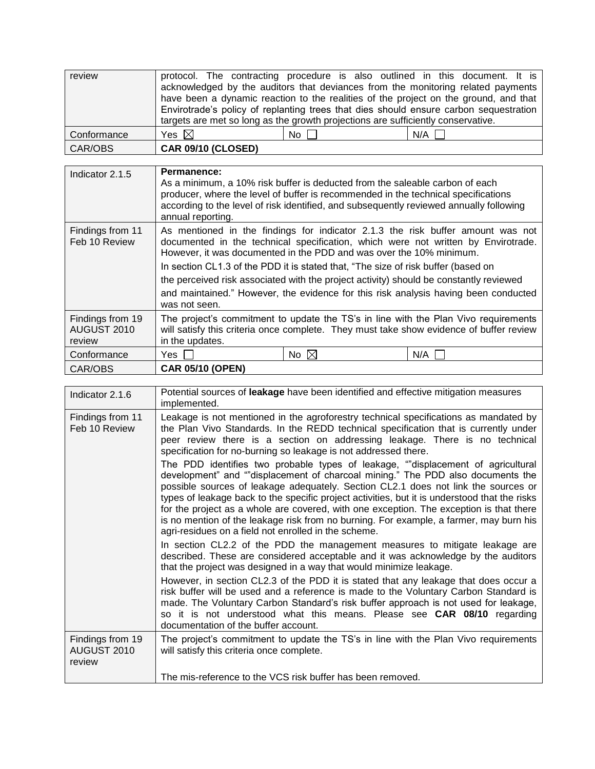| review | protocol. The contracting procedure is also outlined in this document. It is acknowledged by the auditors that deviances from the monitoring related payments have been a dynamic reaction to the realities of the project on the ground, and that Envirotrade's policy of replanting trees that dies should ensure carbon sequestration targets are met so long as the growth projections are sufficiently conservative. | | |
|---|---|---|---|
| Conformance | Yes ☒ | No ☐ | N/A ☐ |
| CAR/OBS | **CAR 09/10 (CLOSED)** | | |

| Indicator 2.1.5 | **Permanence:**<br>As a minimum, a 10% risk buffer is deducted from the saleable carbon of each producer, where the level of buffer is recommended in the technical specifications according to the level of risk identified, and subsequently reviewed annually following annual reporting. | | |
|---|---|---|---|
| Findings from 11 Feb 10 Review | As mentioned in the findings for indicator 2.1.3 the risk buffer amount was not documented in the technical specification, which were not written by Envirotrade. However, it was documented in the PDD and was over the 10% minimum.<br>In section CL1.3 of the PDD it is stated that, "The size of risk buffer (based on the perceived risk associated with the project activity) should be constantly reviewed and maintained." However, the evidence for this risk analysis having been conducted was not seen. | | |
| Findings from 19 AUGUST 2010 review | The project's commitment to update the TS's in line with the Plan Vivo requirements will satisfy this criteria once complete. They must take show evidence of buffer review in the updates. | | |
| Conformance | Yes ☐ | No ☒ | N/A ☐ |
| CAR/OBS | **CAR 05/10 (OPEN)** | | |

| Indicator 2.1.6 | Potential sources of **leakage** have been identified and effective mitigation measures implemented. |
|---|---|
| Findings from 11 Feb 10 Review | Leakage is not mentioned in the agroforestry technical specifications as mandated by the Plan Vivo Standards. In the REDD technical specification that is currently under peer review there is a section on addressing leakage. There is no technical specification for no-burning so leakage is not addressed there.<br>The PDD identifies two probable types of leakage, ""displacement of agricultural development" and ""displacement of charcoal mining." The PDD also documents the possible sources of leakage adequately. Section CL2.1 does not link the sources or types of leakage back to the specific project activities, but it is understood that the risks for the project as a whole are covered, with one exception. The exception is that there is no mention of the leakage risk from no burning. For example, a farmer, may burn his agri-residues on a field not enrolled in the scheme.<br>In section CL2.2 of the PDD the management measures to mitigate leakage are described. These are considered acceptable and it was acknowledge by the auditors that the project was designed in a way that would minimize leakage.<br>However, in section CL2.3 of the PDD it is stated that any leakage that does occur a risk buffer will be used and a reference is made to the Voluntary Carbon Standard is made. The Voluntary Carbon Standard's risk buffer approach is not used for leakage, so it is not understood what this means. Please see **CAR 08/10** regarding documentation of the buffer account. |
| Findings from 19 AUGUST 2010 review | The project's commitment to update the TS's in line with the Plan Vivo requirements will satisfy this criteria once complete.<br><br>The mis-reference to the VCS risk buffer has been removed. |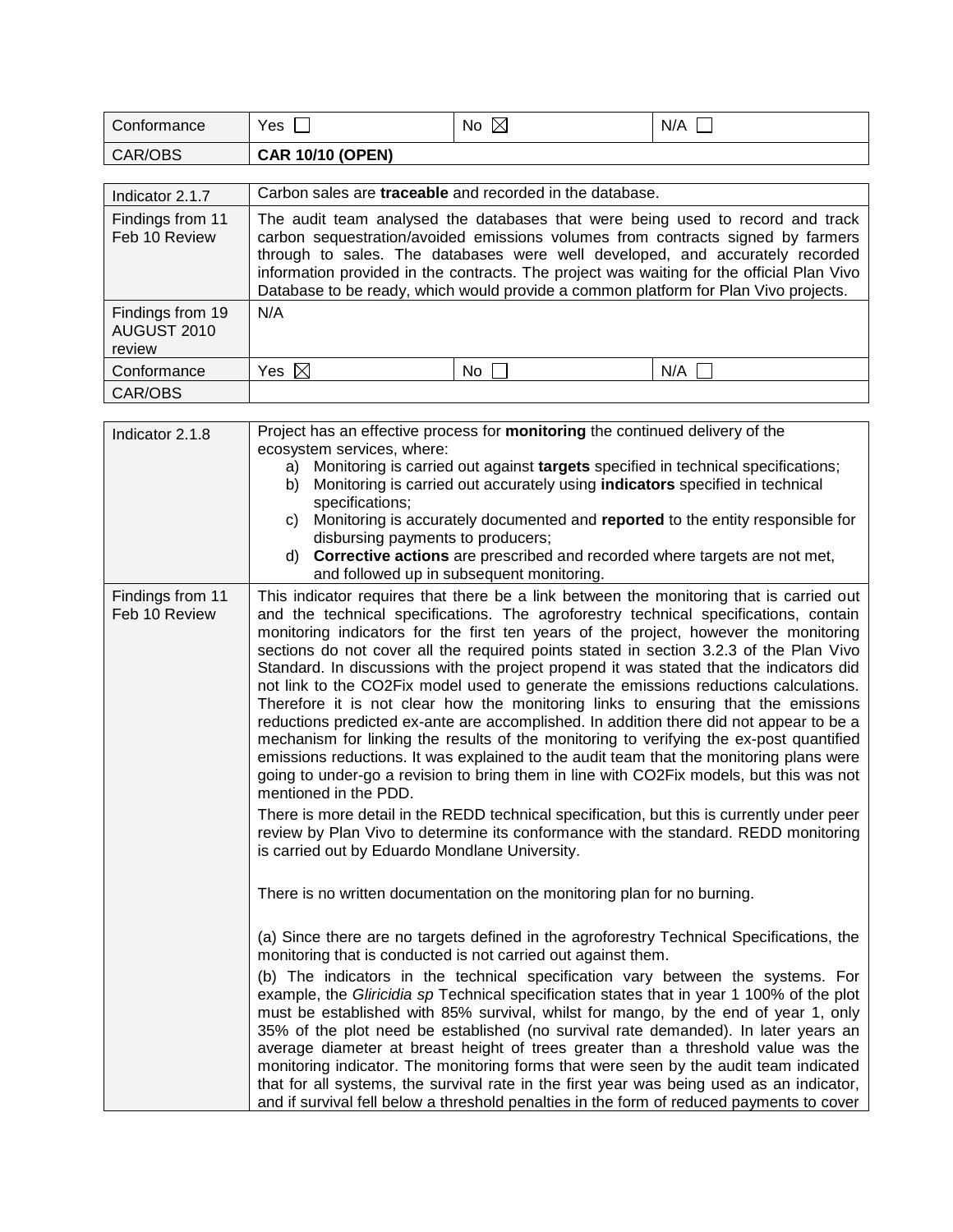| Conformance | Yes ☐ | No ☒ | N/A ☐ |
|---|---|---|---|
| CAR/OBS | **CAR 10/10 (OPEN)** | | |

| Indicator 2.1.7 | Carbon sales are **traceable** and recorded in the database. | | |
|---|---|---|---|
| Findings from 11 Feb 10 Review | The audit team analysed the databases that were being used to record and track carbon sequestration/avoided emissions volumes from contracts signed by farmers through to sales. The databases were well developed, and accurately recorded information provided in the contracts. The project was waiting for the official Plan Vivo Database to be ready, which would provide a common platform for Plan Vivo projects. | | |
| Findings from 19 AUGUST 2010 review | N/A | | |
| Conformance | Yes ☒ | No ☐ | N/A ☐ |
| CAR/OBS | | | |

| Indicator 2.1.8 | Project has an effective process for **monitoring** the continued delivery of the ecosystem services, where:<br>a) Monitoring is carried out against **targets** specified in technical specifications;<br>b) Monitoring is carried out accurately using **indicators** specified in technical specifications;<br>c) Monitoring is accurately documented and **reported** to the entity responsible for disbursing payments to producers;<br>d) **Corrective actions** are prescribed and recorded where targets are not met, and followed up in subsequent monitoring. |
|---|---|
| Findings from 11 Feb 10 Review | This indicator requires that there be a link between the monitoring that is carried out and the technical specifications. The agroforestry technical specifications, contain monitoring indicators for the first ten years of the project, however the monitoring sections do not cover all the required points stated in section 3.2.3 of the Plan Vivo Standard. In discussions with the project propend it was stated that the indicators did not link to the CO2Fix model used to generate the emissions reductions calculations. Therefore it is not clear how the monitoring links to ensuring that the emissions reductions predicted ex-ante are accomplished. In addition there did not appear to be a mechanism for linking the results of the monitoring to verifying the ex-post quantified emissions reductions. It was explained to the audit team that the monitoring plans were going to under-go a revision to bring them in line with CO2Fix models, but this was not mentioned in the PDD.<br><br>There is more detail in the REDD technical specification, but this is currently under peer review by Plan Vivo to determine its conformance with the standard. REDD monitoring is carried out by Eduardo Mondlane University.<br><br>There is no written documentation on the monitoring plan for no burning.<br><br>(a) Since there are no targets defined in the agroforestry Technical Specifications, the monitoring that is conducted is not carried out against them.<br><br>(b) The indicators in the technical specification vary between the systems. For example, the *Gliricidia sp* Technical specification states that in year 1 100% of the plot must be established with 85% survival, whilst for mango, by the end of year 1, only 35% of the plot need be established (no survival rate demanded). In later years an average diameter at breast height of trees greater than a threshold value was the monitoring indicator. The monitoring forms that were seen by the audit team indicated that for all systems, the survival rate in the first year was being used as an indicator, and if survival fell below a threshold penalties in the form of reduced payments to cover |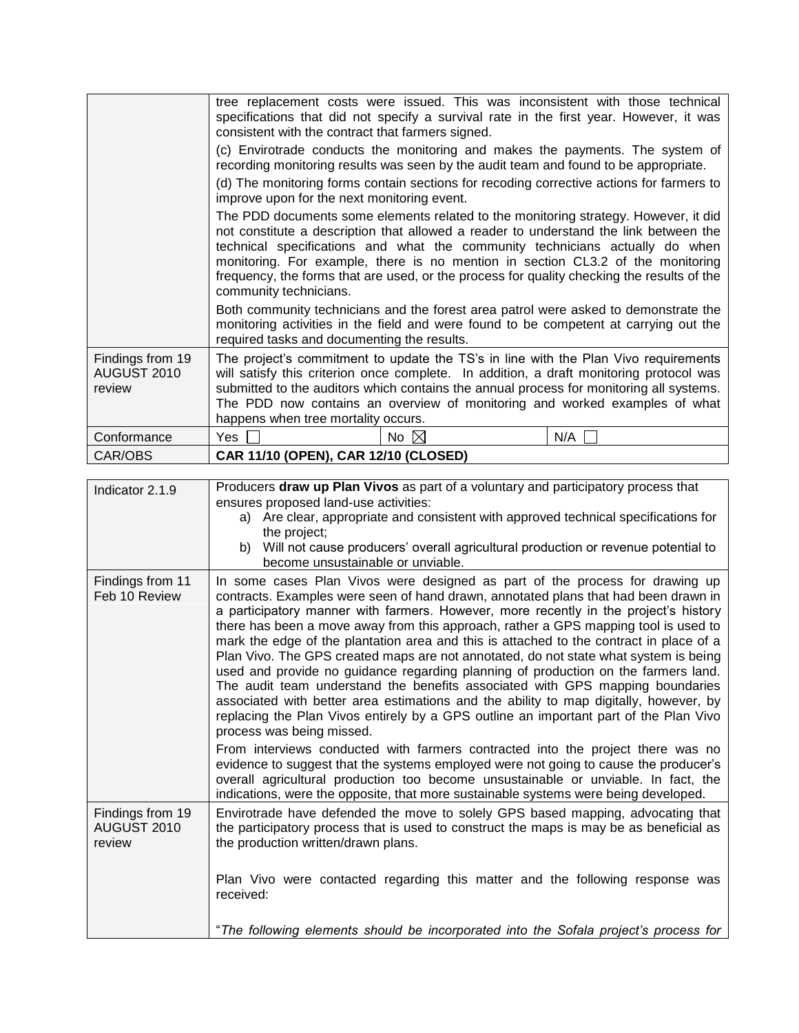| | |
|---|---|
| | tree replacement costs were issued. This was inconsistent with those technical specifications that did not specify a survival rate in the first year. However, it was consistent with the contract that farmers signed.<br><br>(c) Envirotrade conducts the monitoring and makes the payments. The system of recording monitoring results was seen by the audit team and found to be appropriate.<br><br>(d) The monitoring forms contain sections for recoding corrective actions for farmers to improve upon for the next monitoring event.<br><br>The PDD documents some elements related to the monitoring strategy. However, it did not constitute a description that allowed a reader to understand the link between the technical specifications and what the community technicians actually do when monitoring. For example, there is no mention in section CL3.2 of the monitoring frequency, the forms that are used, or the process for quality checking the results of the community technicians.<br><br>Both community technicians and the forest area patrol were asked to demonstrate the monitoring activities in the field and were found to be competent at carrying out the required tasks and documenting the results. |
| Findings from 19 AUGUST 2010 review | The project's commitment to update the TS's in line with the Plan Vivo requirements will satisfy this criterion once complete. In addition, a draft monitoring protocol was submitted to the auditors which contains the annual process for monitoring all systems. The PDD now contains an overview of monitoring and worked examples of what happens when tree mortality occurs. |
| Conformance | Yes ☐ &nbsp;&nbsp;&nbsp; No ☒ &nbsp;&nbsp;&nbsp; N/A ☐ |
| CAR/OBS | **CAR 11/10 (OPEN), CAR 12/10 (CLOSED)** |

| | |
|---|---|
| Indicator 2.1.9 | Producers **draw up Plan Vivos** as part of a voluntary and participatory process that ensures proposed land-use activities:<br>a) Are clear, appropriate and consistent with approved technical specifications for the project;<br>b) Will not cause producers' overall agricultural production or revenue potential to become unsustainable or unviable. |
| Findings from 11 Feb 10 Review | In some cases Plan Vivos were designed as part of the process for drawing up contracts. Examples were seen of hand drawn, annotated plans that had been drawn in a participatory manner with farmers. However, more recently in the project's history there has been a move away from this approach, rather a GPS mapping tool is used to mark the edge of the plantation area and this is attached to the contract in place of a Plan Vivo. The GPS created maps are not annotated, do not state what system is being used and provide no guidance regarding planning of production on the farmers land. The audit team understand the benefits associated with GPS mapping boundaries associated with better area estimations and the ability to map digitally, however, by replacing the Plan Vivos entirely by a GPS outline an important part of the Plan Vivo process was being missed.<br><br>From interviews conducted with farmers contracted into the project there was no evidence to suggest that the systems employed were not going to cause the producer's overall agricultural production too become unsustainable or unviable. In fact, the indications, were the opposite, that more sustainable systems were being developed. |
| Findings from 19 AUGUST 2010 review | Envirotrade have defended the move to solely GPS based mapping, advocating that the participatory process that is used to construct the maps is may be as beneficial as the production written/drawn plans.<br><br>Plan Vivo were contacted regarding this matter and the following response was received:<br><br>"*The following elements should be incorporated into the Sofala project's process for* |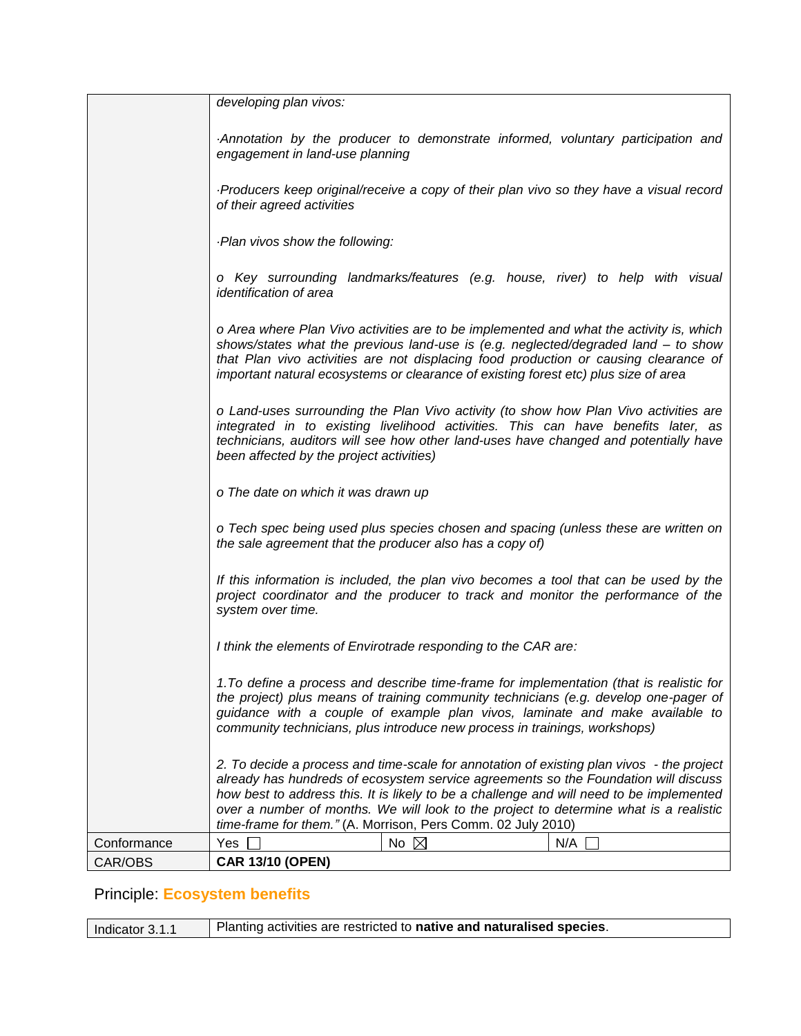| | *developing plan vivos:*<br><br>*·Annotation by the producer to demonstrate informed, voluntary participation and engagement in land-use planning*<br><br>*·Producers keep original/receive a copy of their plan vivo so they have a visual record of their agreed activities*<br><br>*·Plan vivos show the following:*<br><br>*o Key surrounding landmarks/features (e.g. house, river) to help with visual identification of area*<br><br>*o Area where Plan Vivo activities are to be implemented and what the activity is, which shows/states what the previous land-use is (e.g. neglected/degraded land – to show that Plan vivo activities are not displacing food production or causing clearance of important natural ecosystems or clearance of existing forest etc) plus size of area*<br><br>*o Land-uses surrounding the Plan Vivo activity (to show how Plan Vivo activities are integrated in to existing livelihood activities. This can have benefits later, as technicians, auditors will see how other land-uses have changed and potentially have been affected by the project activities)*<br><br>*o The date on which it was drawn up*<br><br>*o Tech spec being used plus species chosen and spacing (unless these are written on the sale agreement that the producer also has a copy of)*<br><br>*If this information is included, the plan vivo becomes a tool that can be used by the project coordinator and the producer to track and monitor the performance of the system over time.*<br><br>*I think the elements of Envirotrade responding to the CAR are:*<br><br>*1.To define a process and describe time-frame for implementation (that is realistic for the project) plus means of training community technicians (e.g. develop one-pager of guidance with a couple of example plan vivos, laminate and make available to community technicians, plus introduce new process in trainings, workshops)*<br><br>*2. To decide a process and time-scale for annotation of existing plan vivos - the project already has hundreds of ecosystem service agreements so the Foundation will discuss how best to address this. It is likely to be a challenge and will need to be implemented over a number of months. We will look to the project to determine what is a realistic time-frame for them."* (A. Morrison, Pers Comm. 02 July 2010) | | |
|---|---|---|---|
| Conformance | Yes ☐ | No ☒ | N/A ☐ |
| CAR/OBS | **CAR 13/10 (OPEN)** | | |

## Principle: Ecosystem benefits

| Indicator 3.1.1 | Planting activities are restricted to **native and naturalised species**. |
|---|---|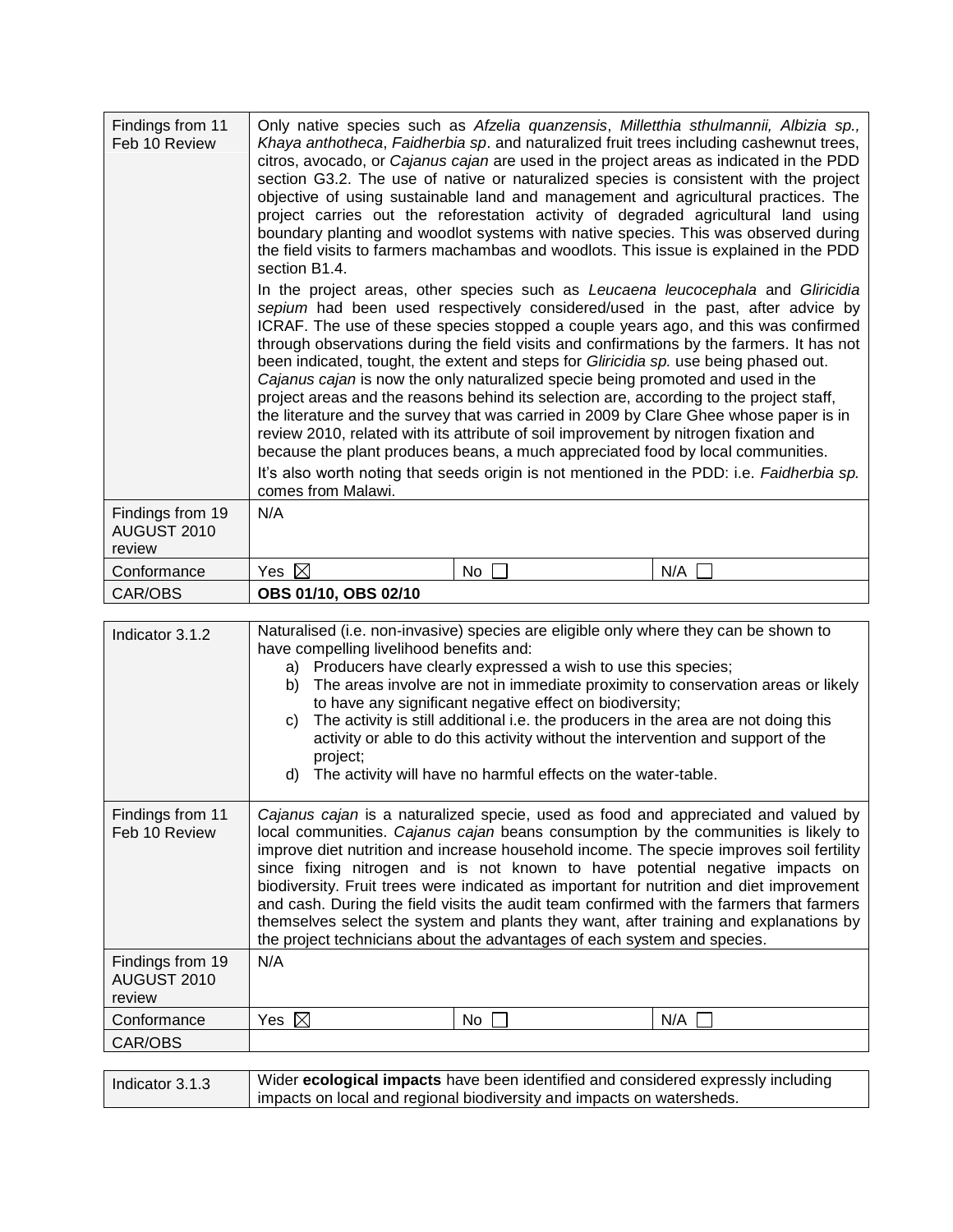| Findings from 11 Feb 10 Review | Only native species such as *Afzelia quanzensis*, *Milletthia sthulmannii, Albizia sp., Khaya anthotheca*, *Faidherbia sp*. and naturalized fruit trees including cashewnut trees, citros, avocado, or *Cajanus cajan* are used in the project areas as indicated in the PDD section G3.2. The use of native or naturalized species is consistent with the project objective of using sustainable land and management and agricultural practices. The project carries out the reforestation activity of degraded agricultural land using boundary planting and woodlot systems with native species. This was observed during the field visits to farmers machambas and woodlots. This issue is explained in the PDD section B1.4.<br><br>In the project areas, other species such as *Leucaena leucocephala* and *Gliricidia sepium* had been used respectively considered/used in the past, after advice by ICRAF. The use of these species stopped a couple years ago, and this was confirmed through observations during the field visits and confirmations by the farmers. It has not been indicated, tought, the extent and steps for *Gliricidia sp.* use being phased out. *Cajanus cajan* is now the only naturalized specie being promoted and used in the project areas and the reasons behind its selection are, according to the project staff, the literature and the survey that was carried in 2009 by Clare Ghee whose paper is in review 2010, related with its attribute of soil improvement by nitrogen fixation and because the plant produces beans, a much appreciated food by local communities.<br><br>It's also worth noting that seeds origin is not mentioned in the PDD: i.e. *Faidherbia sp.* comes from Malawi. | | |
|---|---|---|---|
| Findings from 19 AUGUST 2010 review | N/A | | |
| Conformance | Yes ☒ | No ☐ | N/A ☐ |
| CAR/OBS | **OBS 01/10, OBS 02/10** | | |

| Indicator 3.1.2 | Naturalised (i.e. non-invasive) species are eligible only where they can be shown to have compelling livelihood benefits and:<br>a) Producers have clearly expressed a wish to use this species;<br>b) The areas involve are not in immediate proximity to conservation areas or likely to have any significant negative effect on biodiversity;<br>c) The activity is still additional i.e. the producers in the area are not doing this activity or able to do this activity without the intervention and support of the project;<br>d) The activity will have no harmful effects on the water-table. | | |
|---|---|---|---|
| Findings from 11 Feb 10 Review | *Cajanus cajan* is a naturalized specie, used as food and appreciated and valued by local communities. *Cajanus cajan* beans consumption by the communities is likely to improve diet nutrition and increase household income. The specie improves soil fertility since fixing nitrogen and is not known to have potential negative impacts on biodiversity. Fruit trees were indicated as important for nutrition and diet improvement and cash. During the field visits the audit team confirmed with the farmers that farmers themselves select the system and plants they want, after training and explanations by the project technicians about the advantages of each system and species. | | |
| Findings from 19 AUGUST 2010 review | N/A | | |
| Conformance | Yes ☒ | No ☐ | N/A ☐ |
| CAR/OBS | | | |

| Indicator 3.1.3 | Wider **ecological impacts** have been identified and considered expressly including impacts on local and regional biodiversity and impacts on watersheds. |
|---|---|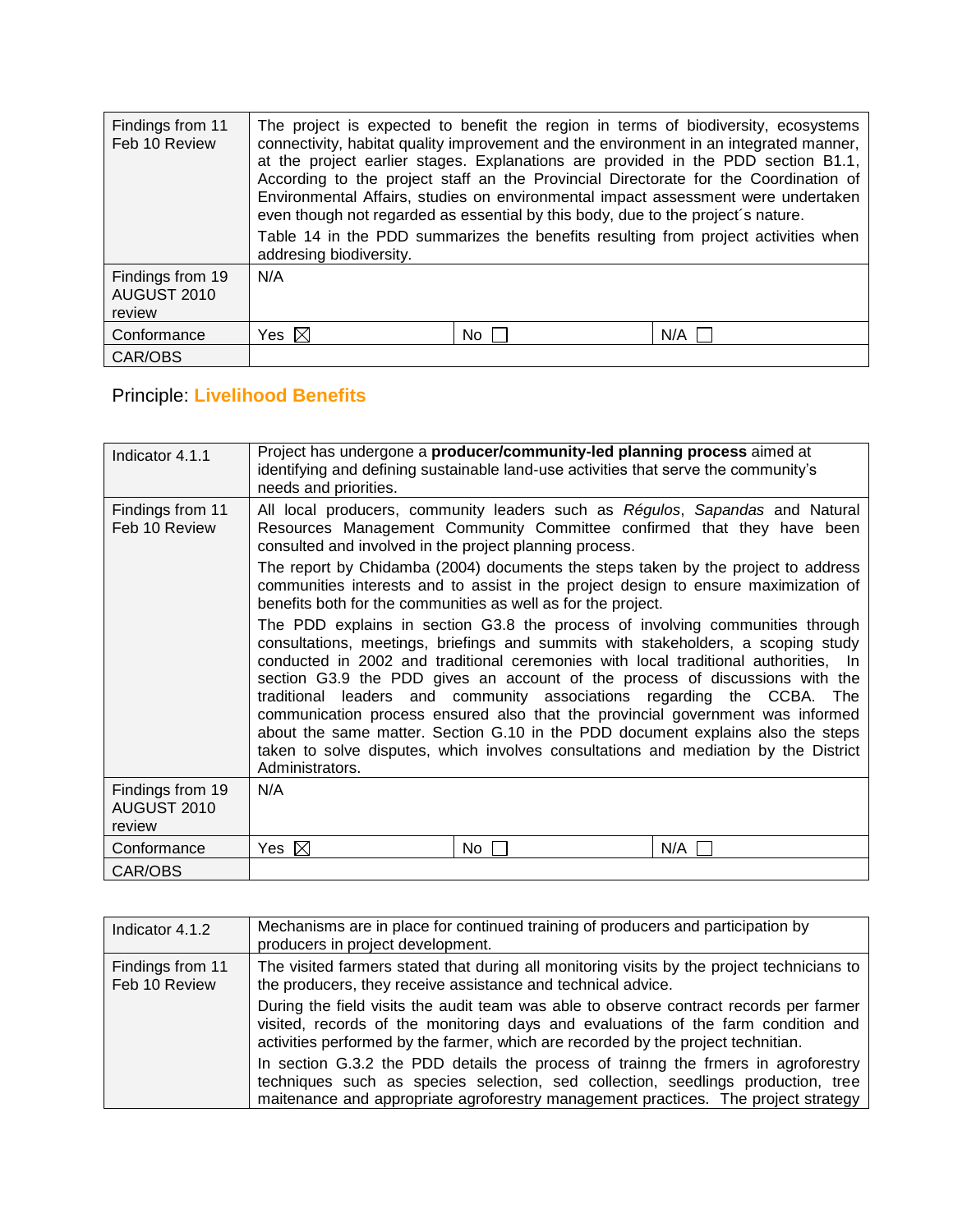| | | | |
|---|---|---|---|
| Findings from 11 Feb 10 Review | The project is expected to benefit the region in terms of biodiversity, ecosystems connectivity, habitat quality improvement and the environment in an integrated manner, at the project earlier stages. Explanations are provided in the PDD section B1.1, According to the project staff an the Provincial Directorate for the Coordination of Environmental Affairs, studies on environmental impact assessment were undertaken even though not regarded as essential by this body, due to the project´s nature.<br>Table 14 in the PDD summarizes the benefits resulting from project activities when addresing biodiversity. | | |
| Findings from 19 AUGUST 2010 review | N/A | | |
| Conformance | Yes ☒ | No ☐ | N/A ☐ |
| CAR/OBS | | | |

Principle: **Livelihood Benefits**

| | | | |
|---|---|---|---|
| Indicator 4.1.1 | Project has undergone a **producer/community-led planning process** aimed at identifying and defining sustainable land-use activities that serve the community's needs and priorities. | | |
| Findings from 11 Feb 10 Review | All local producers, community leaders such as *Régulos*, *Sapandas* and Natural Resources Management Community Committee confirmed that they have been consulted and involved in the project planning process.<br>The report by Chidamba (2004) documents the steps taken by the project to address communities interests and to assist in the project design to ensure maximization of benefits both for the communities as well as for the project.<br>The PDD explains in section G3.8 the process of involving communities through consultations, meetings, briefings and summits with stakeholders, a scoping study conducted in 2002 and traditional ceremonies with local traditional authorities, In section G3.9 the PDD gives an account of the process of discussions with the traditional leaders and community associations regarding the CCBA. The communication process ensured also that the provincial government was informed about the same matter. Section G.10 in the PDD document explains also the steps taken to solve disputes, which involves consultations and mediation by the District Administrators. | | |
| Findings from 19 AUGUST 2010 review | N/A | | |
| Conformance | Yes ☒ | No ☐ | N/A ☐ |
| CAR/OBS | | | |

| | |
|---|---|
| Indicator 4.1.2 | Mechanisms are in place for continued training of producers and participation by producers in project development. |
| Findings from 11 Feb 10 Review | The visited farmers stated that during all monitoring visits by the project technicians to the producers, they receive assistance and technical advice.<br>During the field visits the audit team was able to observe contract records per farmer visited, records of the monitoring days and evaluations of the farm condition and activities performed by the farmer, which are recorded by the project technitian.<br>In section G.3.2 the PDD details the process of trainng the frmers in agroforestry techniques such as species selection, sed collection, seedlings production, tree maitenance and appropriate agroforestry management practices. The project strategy |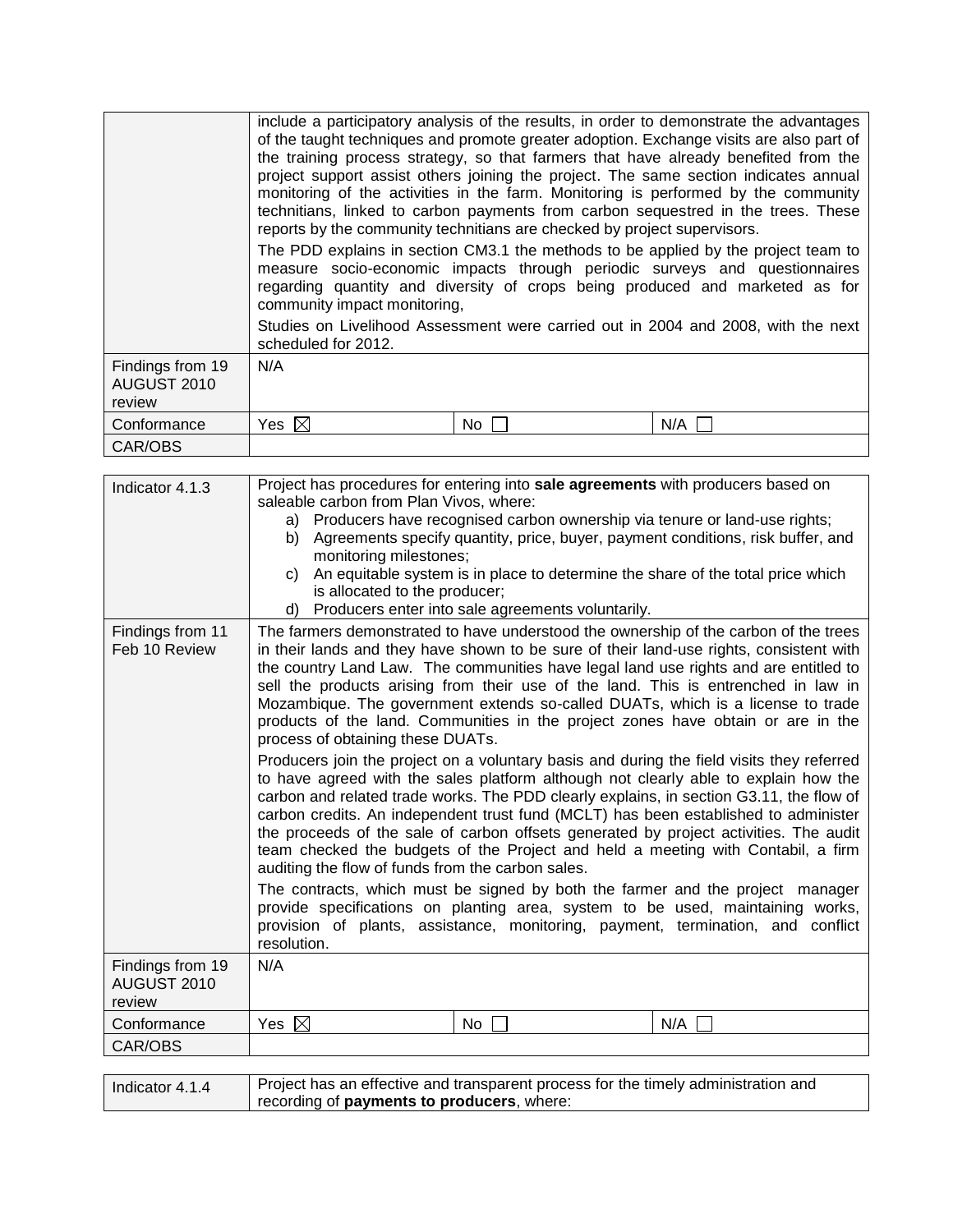| | |
|---|---|
| | include a participatory analysis of the results, in order to demonstrate the advantages of the taught techniques and promote greater adoption. Exchange visits are also part of the training process strategy, so that farmers that have already benefited from the project support assist others joining the project. The same section indicates annual monitoring of the activities in the farm. Monitoring is performed by the community technitians, linked to carbon payments from carbon sequestred in the trees. These reports by the community technitians are checked by project supervisors.<br>The PDD explains in section CM3.1 the methods to be applied by the project team to measure socio-economic impacts through periodic surveys and questionnaires regarding quantity and diversity of crops being produced and marketed as for community impact monitoring,<br>Studies on Livelihood Assessment were carried out in 2004 and 2008, with the next scheduled for 2012. |
| Findings from 19 AUGUST 2010 review | N/A |
| Conformance | Yes ☒ No ☐ N/A ☐ |
| CAR/OBS | |

| | |
|---|---|
| Indicator 4.1.3 | Project has procedures for entering into **sale agreements** with producers based on saleable carbon from Plan Vivos, where:<br>a) Producers have recognised carbon ownership via tenure or land-use rights;<br>b) Agreements specify quantity, price, buyer, payment conditions, risk buffer, and monitoring milestones;<br>c) An equitable system is in place to determine the share of the total price which is allocated to the producer;<br>d) Producers enter into sale agreements voluntarily. |
| Findings from 11 Feb 10 Review | The farmers demonstrated to have understood the ownership of the carbon of the trees in their lands and they have shown to be sure of their land-use rights, consistent with the country Land Law. The communities have legal land use rights and are entitled to sell the products arising from their use of the land. This is entrenched in law in Mozambique. The government extends so-called DUATs, which is a license to trade products of the land. Communities in the project zones have obtain or are in the process of obtaining these DUATs.<br>Producers join the project on a voluntary basis and during the field visits they referred to have agreed with the sales platform although not clearly able to explain how the carbon and related trade works. The PDD clearly explains, in section G3.11, the flow of carbon credits. An independent trust fund (MCLT) has been established to administer the proceeds of the sale of carbon offsets generated by project activities. The audit team checked the budgets of the Project and held a meeting with Contabil, a firm auditing the flow of funds from the carbon sales.<br>The contracts, which must be signed by both the farmer and the project manager provide specifications on planting area, system to be used, maintaining works, provision of plants, assistance, monitoring, payment, termination, and conflict resolution. |
| Findings from 19 AUGUST 2010 review | N/A |
| Conformance | Yes ☒ No ☐ N/A ☐ |
| CAR/OBS | |

| | |
|---|---|
| Indicator 4.1.4 | Project has an effective and transparent process for the timely administration and recording of **payments to producers**, where: |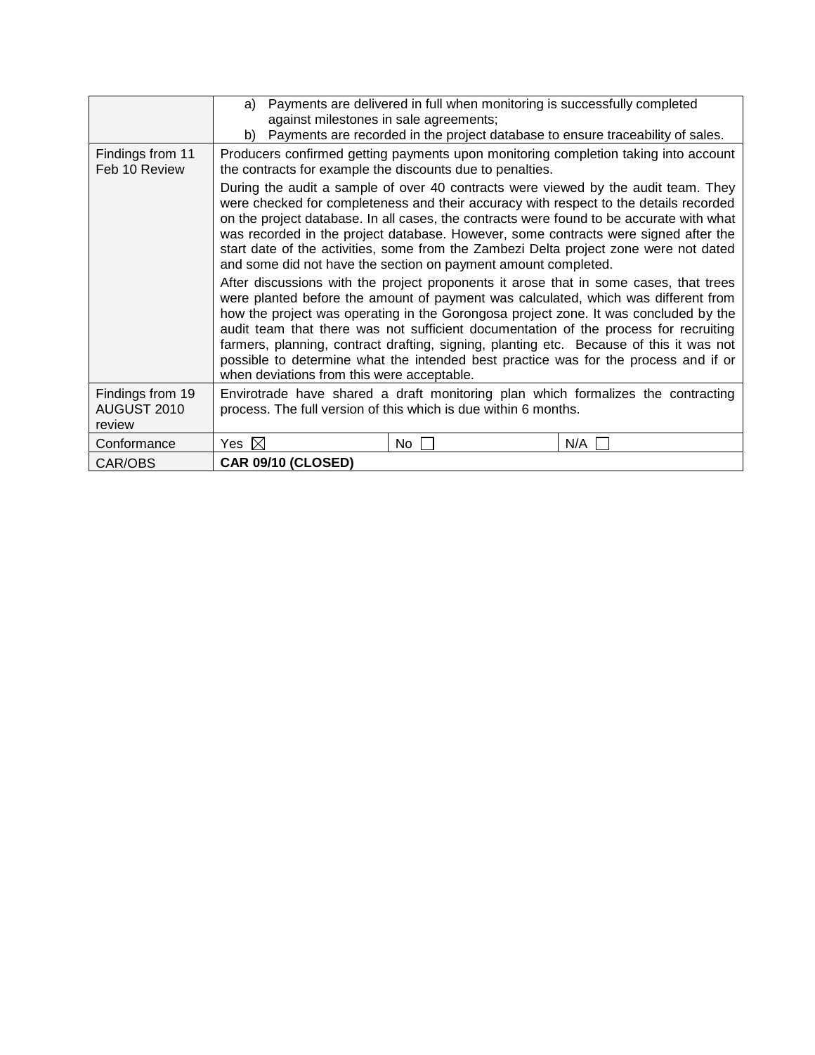| | | | |
|---|---|---|---|
| | a) Payments are delivered in full when monitoring is successfully completed against milestones in sale agreements;<br>b) Payments are recorded in the project database to ensure traceability of sales. | | |
| Findings from 11 Feb 10 Review | Producers confirmed getting payments upon monitoring completion taking into account the contracts for example the discounts due to penalties.<br><br>During the audit a sample of over 40 contracts were viewed by the audit team. They were checked for completeness and their accuracy with respect to the details recorded on the project database. In all cases, the contracts were found to be accurate with what was recorded in the project database. However, some contracts were signed after the start date of the activities, some from the Zambezi Delta project zone were not dated and some did not have the section on payment amount completed.<br><br>After discussions with the project proponents it arose that in some cases, that trees were planted before the amount of payment was calculated, which was different from how the project was operating in the Gorongosa project zone. It was concluded by the audit team that there was not sufficient documentation of the process for recruiting farmers, planning, contract drafting, signing, planting etc. Because of this it was not possible to determine what the intended best practice was for the process and if or when deviations from this were acceptable. | | |
| Findings from 19 AUGUST 2010 review | Envirotrade have shared a draft monitoring plan which formalizes the contracting process. The full version of this which is due within 6 months. | | |
| Conformance | Yes ☒ | No ☐ | N/A ☐ |
| CAR/OBS | **CAR 09/10 (CLOSED)** | | |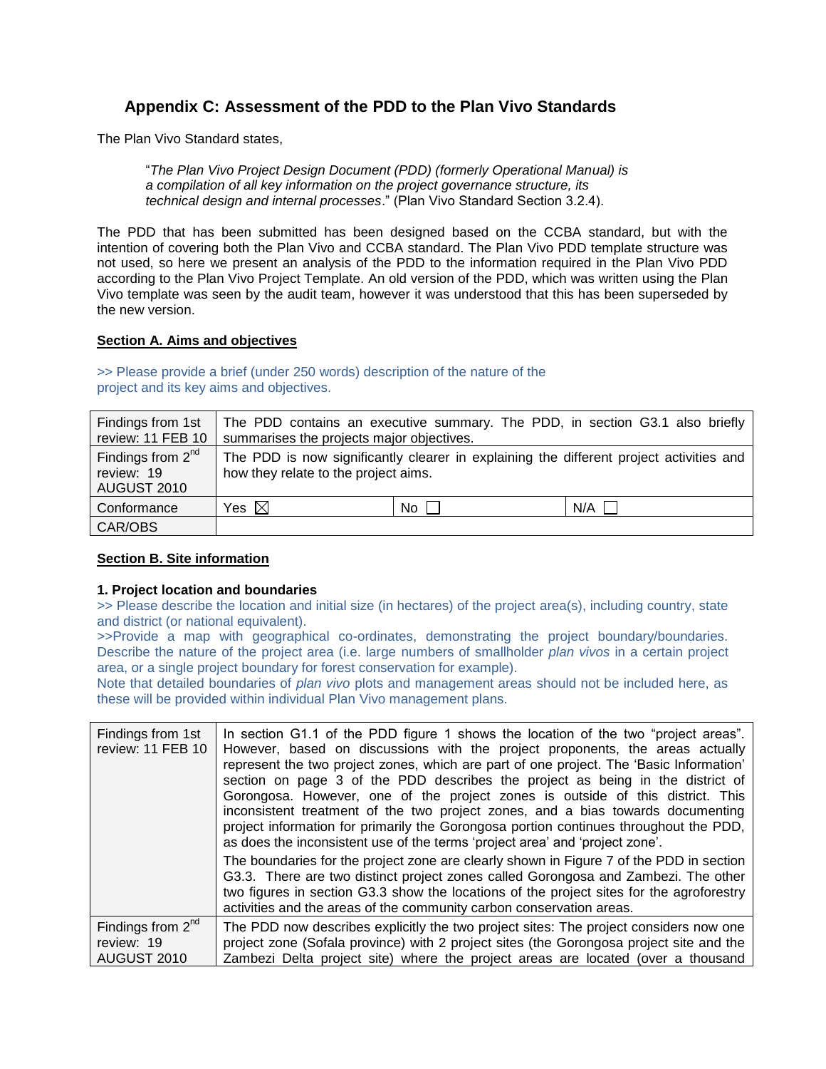## Appendix C: Assessment of the PDD to the Plan Vivo Standards

The Plan Vivo Standard states,

> "*The Plan Vivo Project Design Document (PDD) (formerly Operational Manual) is a compilation of all key information on the project governance structure, its technical design and internal processes*." (Plan Vivo Standard Section 3.2.4).

The PDD that has been submitted has been designed based on the CCBA standard, but with the intention of covering both the Plan Vivo and CCBA standard. The Plan Vivo PDD template structure was not used, so here we present an analysis of the PDD to the information required in the Plan Vivo PDD according to the Plan Vivo Project Template. An old version of the PDD, which was written using the Plan Vivo template was seen by the audit team, however it was understood that this has been superseded by the new version.

**Section A. Aims and objectives**

>> Please provide a brief (under 250 words) description of the nature of the project and its key aims and objectives.

| Findings from 1st review: 11 FEB 10 | The PDD contains an executive summary. The PDD, in section G3.1 also briefly summarises the projects major objectives. | | |
|---|---|---|---|
| Findings from 2nd review: 19 AUGUST 2010 | The PDD is now significantly clearer in explaining the different project activities and how they relate to the project aims. | | |
| Conformance | Yes ☒ | No ☐ | N/A ☐ |
| CAR/OBS | | | |

**Section B. Site information**

**1. Project location and boundaries**

>> Please describe the location and initial size (in hectares) of the project area(s), including country, state and district (or national equivalent).

>>Provide a map with geographical co-ordinates, demonstrating the project boundary/boundaries. Describe the nature of the project area (i.e. large numbers of smallholder *plan vivos* in a certain project area, or a single project boundary for forest conservation for example).

Note that detailed boundaries of *plan vivo* plots and management areas should not be included here, as these will be provided within individual Plan Vivo management plans.

| Findings from 1st review: 11 FEB 10 | In section G1.1 of the PDD figure 1 shows the location of the two "project areas". However, based on discussions with the project proponents, the areas actually represent the two project zones, which are part of one project. The 'Basic Information' section on page 3 of the PDD describes the project as being in the district of Gorongosa. However, one of the project zones is outside of this district. This inconsistent treatment of the two project zones, and a bias towards documenting project information for primarily the Gorongosa portion continues throughout the PDD, as does the inconsistent use of the terms 'project area' and 'project zone'.<br><br>The boundaries for the project zone are clearly shown in Figure 7 of the PDD in section G3.3. There are two distinct project zones called Gorongosa and Zambezi. The other two figures in section G3.3 show the locations of the project sites for the agroforestry activities and the areas of the community carbon conservation areas. |
|---|---|
| Findings from 2nd review: 19 AUGUST 2010 | The PDD now describes explicitly the two project sites: The project considers now one project zone (Sofala province) with 2 project sites (the Gorongosa project site and the Zambezi Delta project site) where the project areas are located (over a thousand |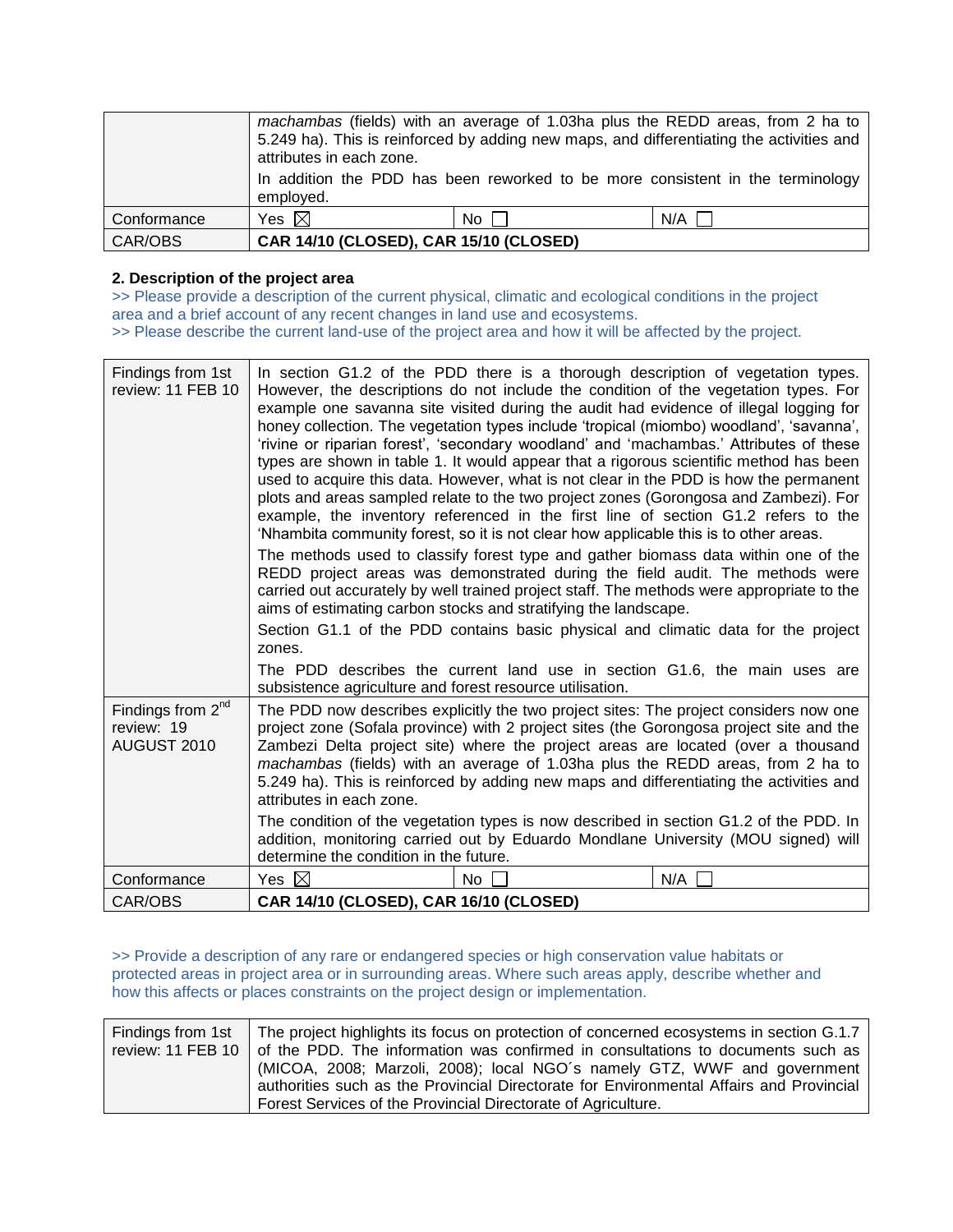| | |
|---|---|
| | *machambas* (fields) with an average of 1.03ha plus the REDD areas, from 2 ha to 5.249 ha). This is reinforced by adding new maps, and differentiating the activities and attributes in each zone.<br><br>In addition the PDD has been reworked to be more consistent in the terminology employed. |
| Conformance | Yes ☒ No ☐ N/A ☐ |
| CAR/OBS | **CAR 14/10 (CLOSED), CAR 15/10 (CLOSED)** |

**2. Description of the project area**

>> Please provide a description of the current physical, climatic and ecological conditions in the project area and a brief account of any recent changes in land use and ecosystems.

>> Please describe the current land-use of the project area and how it will be affected by the project.

| | |
|---|---|
| Findings from 1st review: 11 FEB 10 | In section G1.2 of the PDD there is a thorough description of vegetation types. However, the descriptions do not include the condition of the vegetation types. For example one savanna site visited during the audit had evidence of illegal logging for honey collection. The vegetation types include 'tropical (miombo) woodland', 'savanna', 'rivine or riparian forest', 'secondary woodland' and 'machambas.' Attributes of these types are shown in table 1. It would appear that a rigorous scientific method has been used to acquire this data. However, what is not clear in the PDD is how the permanent plots and areas sampled relate to the two project zones (Gorongosa and Zambezi). For example, the inventory referenced in the first line of section G1.2 refers to the 'Nhambita community forest, so it is not clear how applicable this is to other areas.<br><br>The methods used to classify forest type and gather biomass data within one of the REDD project areas was demonstrated during the field audit. The methods were carried out accurately by well trained project staff. The methods were appropriate to the aims of estimating carbon stocks and stratifying the landscape.<br><br>Section G1.1 of the PDD contains basic physical and climatic data for the project zones.<br><br>The PDD describes the current land use in section G1.6, the main uses are subsistence agriculture and forest resource utilisation. |
| Findings from 2nd review: 19 AUGUST 2010 | The PDD now describes explicitly the two project sites: The project considers now one project zone (Sofala province) with 2 project sites (the Gorongosa project site and the Zambezi Delta project site) where the project areas are located (over a thousand *machambas* (fields) with an average of 1.03ha plus the REDD areas, from 2 ha to 5.249 ha). This is reinforced by adding new maps and differentiating the activities and attributes in each zone.<br><br>The condition of the vegetation types is now described in section G1.2 of the PDD. In addition, monitoring carried out by Eduardo Mondlane University (MOU signed) will determine the condition in the future. |
| Conformance | Yes ☒ No ☐ N/A ☐ |
| CAR/OBS | **CAR 14/10 (CLOSED), CAR 16/10 (CLOSED)** |

>> Provide a description of any rare or endangered species or high conservation value habitats or protected areas in project area or in surrounding areas. Where such areas apply, describe whether and how this affects or places constraints on the project design or implementation.

| | |
|---|---|
| Findings from 1st review: 11 FEB 10 | The project highlights its focus on protection of concerned ecosystems in section G.1.7 of the PDD. The information was confirmed in consultations to documents such as (MICOA, 2008; Marzoli, 2008); local NGO´s namely GTZ, WWF and government authorities such as the Provincial Directorate for Environmental Affairs and Provincial Forest Services of the Provincial Directorate of Agriculture. |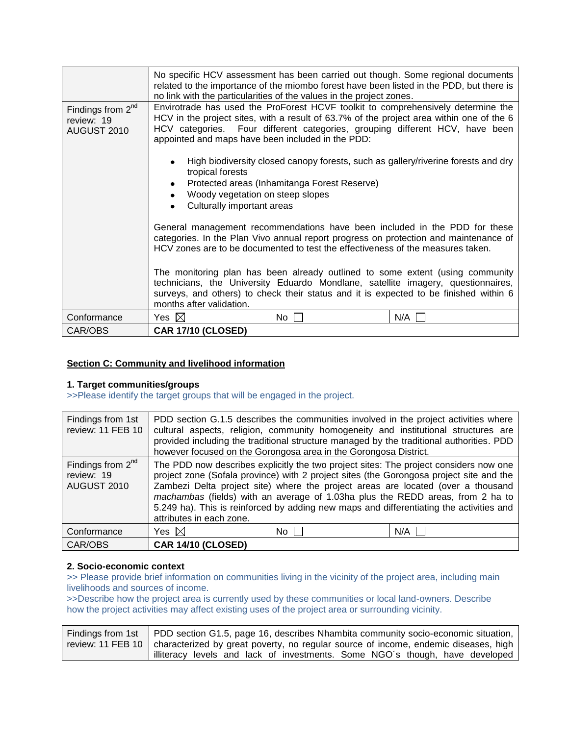| | | | |
|---|---|---|---|
| | No specific HCV assessment has been carried out though. Some regional documents related to the importance of the miombo forest have been listed in the PDD, but there is no link with the particularities of the values in the project zones. | | |
| Findings from 2nd review: 19 AUGUST 2010 | Envirotrade has used the ProForest HCVF toolkit to comprehensively determine the HCV in the project sites, with a result of 63.7% of the project area within one of the 6 HCV categories. Four different categories, grouping different HCV, have been appointed and maps have been included in the PDD:<br><br>• High biodiversity closed canopy forests, such as gallery/riverine forests and dry tropical forests<br>• Protected areas (Inhamitanga Forest Reserve)<br>• Woody vegetation on steep slopes<br>• Culturally important areas<br><br>General management recommendations have been included in the PDD for these categories. In the Plan Vivo annual report progress on protection and maintenance of HCV zones are to be documented to test the effectiveness of the measures taken.<br><br>The monitoring plan has been already outlined to some extent (using community technicians, the University Eduardo Mondlane, satellite imagery, questionnaires, surveys, and others) to check their status and it is expected to be finished within 6 months after validation. | | |
| Conformance | Yes ☒ | No ☐ | N/A ☐ |
| CAR/OBS | **CAR 17/10 (CLOSED)** | | |

**Section C: Community and livelihood information**

**1. Target communities/groups**

>>Please identify the target groups that will be engaged in the project.

| | | | |
|---|---|---|---|
| Findings from 1st review: 11 FEB 10 | PDD section G.1.5 describes the communities involved in the project activities where cultural aspects, religion, community homogeneity and institutional structures are provided including the traditional structure managed by the traditional authorities. PDD however focused on the Gorongosa area in the Gorongosa District. | | |
| Findings from 2nd review: 19 AUGUST 2010 | The PDD now describes explicitly the two project sites: The project considers now one project zone (Sofala province) with 2 project sites (the Gorongosa project site and the Zambezi Delta project site) where the project areas are located (over a thousand *machambas* (fields) with an average of 1.03ha plus the REDD areas, from 2 ha to 5.249 ha). This is reinforced by adding new maps and differentiating the activities and attributes in each zone. | | |
| Conformance | Yes ☒ | No ☐ | N/A ☐ |
| CAR/OBS | **CAR 14/10 (CLOSED)** | | |

**2. Socio-economic context**

>> Please provide brief information on communities living in the vicinity of the project area, including main livelihoods and sources of income.

>>Describe how the project area is currently used by these communities or local land-owners. Describe how the project activities may affect existing uses of the project area or surrounding vicinity.

| | |
|---|---|
| Findings from 1st review: 11 FEB 10 | PDD section G1.5, page 16, describes Nhambita community socio-economic situation, characterized by great poverty, no regular source of income, endemic diseases, high illiteracy levels and lack of investments. Some NGO´s though, have developed |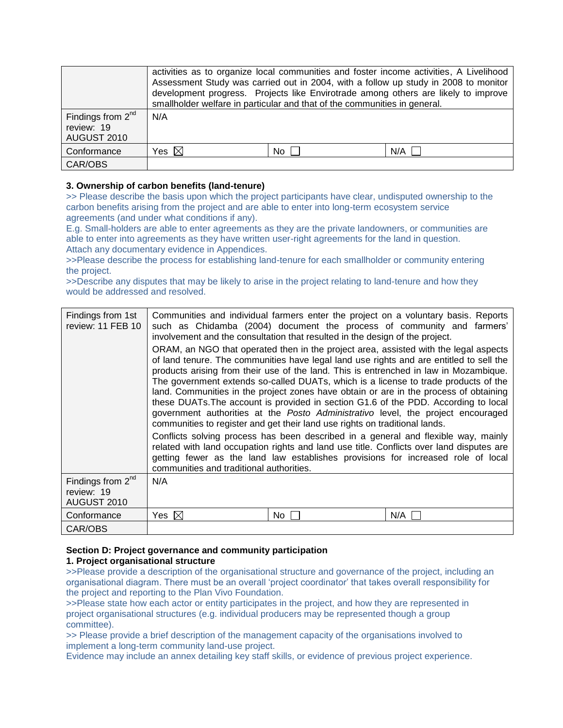| | | | |
|---|---|---|---|
| | activities as to organize local communities and foster income activities, A Livelihood Assessment Study was carried out in 2004, with a follow up study in 2008 to monitor development progress. Projects like Envirotrade among others are likely to improve smallholder welfare in particular and that of the communities in general. | | |
| Findings from 2nd review: 19 AUGUST 2010 | N/A | | |
| Conformance | Yes ☒ | No ☐ | N/A ☐ |
| CAR/OBS | | | |

**3. Ownership of carbon benefits (land-tenure)**

>> Please describe the basis upon which the project participants have clear, undisputed ownership to the carbon benefits arising from the project and are able to enter into long-term ecosystem service agreements (and under what conditions if any).
E.g. Small-holders are able to enter agreements as they are the private landowners, or communities are able to enter into agreements as they have written user-right agreements for the land in question.
Attach any documentary evidence in Appendices.
>>Please describe the process for establishing land-tenure for each smallholder or community entering the project.
>>Describe any disputes that may be likely to arise in the project relating to land-tenure and how they would be addressed and resolved.

| | | | |
|---|---|---|---|
| Findings from 1st review: 11 FEB 10 | Communities and individual farmers enter the project on a voluntary basis. Reports such as Chidamba (2004) document the process of community and farmers' involvement and the consultation that resulted in the design of the project.<br><br>ORAM, an NGO that operated then in the project area, assisted with the legal aspects of land tenure. The communities have legal land use rights and are entitled to sell the products arising from their use of the land. This is entrenched in law in Mozambique. The government extends so-called DUATs, which is a license to trade products of the land. Communities in the project zones have obtain or are in the process of obtaining these DUATs.The account is provided in section G1.6 of the PDD. According to local government authorities at the *Posto Administrativo* level, the project encouraged communities to register and get their land use rights on traditional lands.<br><br>Conflicts solving process has been described in a general and flexible way, mainly related with land occupation rights and land use title. Conflicts over land disputes are getting fewer as the land law establishes provisions for increased role of local communities and traditional authorities. | | |
| Findings from 2nd review: 19 AUGUST 2010 | N/A | | |
| Conformance | Yes ☒ | No ☐ | N/A ☐ |
| CAR/OBS | | | |

**Section D: Project governance and community participation**

**1. Project organisational structure**

>>Please provide a description of the organisational structure and governance of the project, including an organisational diagram. There must be an overall 'project coordinator' that takes overall responsibility for the project and reporting to the Plan Vivo Foundation.
>>Please state how each actor or entity participates in the project, and how they are represented in project organisational structures (e.g. individual producers may be represented though a group committee).
>> Please provide a brief description of the management capacity of the organisations involved to implement a long-term community land-use project.
Evidence may include an annex detailing key staff skills, or evidence of previous project experience.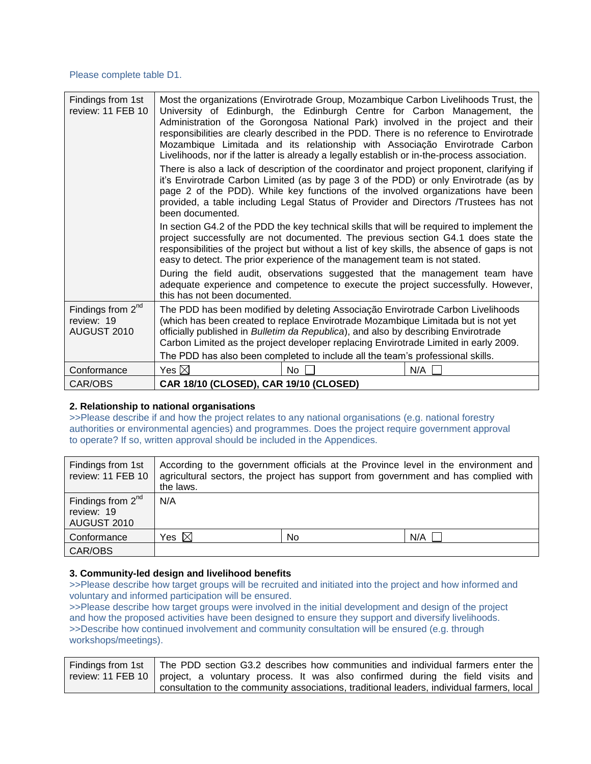Please complete table D1.

| Findings from 1st review: 11 FEB 10 | Most the organizations (Envirotrade Group, Mozambique Carbon Livelihoods Trust, the University of Edinburgh, the Edinburgh Centre for Carbon Management, the Administration of the Gorongosa National Park) involved in the project and their responsibilities are clearly described in the PDD. There is no reference to Envirotrade Mozambique Limitada and its relationship with Associação Envirotrade Carbon Livelihoods, nor if the latter is already a legally establish or in-the-process association.<br>There is also a lack of description of the coordinator and project proponent, clarifying if it's Envirotrade Carbon Limited (as by page 3 of the PDD) or only Envirotrade (as by page 2 of the PDD). While key functions of the involved organizations have been provided, a table including Legal Status of Provider and Directors /Trustees has not been documented.<br>In section G4.2 of the PDD the key technical skills that will be required to implement the project successfully are not documented. The previous section G4.1 does state the responsibilities of the project but without a list of key skills, the absence of gaps is not easy to detect. The prior experience of the management team is not stated.<br>During the field audit, observations suggested that the management team have adequate experience and competence to execute the project successfully. However, this has not been documented. | | |
|---|---|---|---|
| Findings from 2nd review: 19 AUGUST 2010 | The PDD has been modified by deleting Associação Envirotrade Carbon Livelihoods (which has been created to replace Envirotrade Mozambique Limitada but is not yet officially published in *Bulletim da Republica*), and also by describing Envirotrade Carbon Limited as the project developer replacing Envirotrade Limited in early 2009.<br>The PDD has also been completed to include all the team's professional skills. | | |
| Conformance | Yes ☒ | No ☐ | N/A ☐ |
| CAR/OBS | **CAR 18/10 (CLOSED), CAR 19/10 (CLOSED)** | | |

**2. Relationship to national organisations**

>>Please describe if and how the project relates to any national organisations (e.g. national forestry authorities or environmental agencies) and programmes. Does the project require government approval to operate? If so, written approval should be included in the Appendices.

| Findings from 1st review: 11 FEB 10 | According to the government officials at the Province level in the environment and agricultural sectors, the project has support from government and has complied with the laws. | | |
|---|---|---|---|
| Findings from 2nd review: 19 AUGUST 2010 | N/A | | |
| Conformance | Yes ☒ | No | N/A ☐ |
| CAR/OBS | | | |

**3. Community-led design and livelihood benefits**

>>Please describe how target groups will be recruited and initiated into the project and how informed and voluntary and informed participation will be ensured.
>>Please describe how target groups were involved in the initial development and design of the project and how the proposed activities have been designed to ensure they support and diversify livelihoods.
>>Describe how continued involvement and community consultation will be ensured (e.g. through workshops/meetings).

| Findings from 1st review: 11 FEB 10 | The PDD section G3.2 describes how communities and individual farmers enter the project, a voluntary process. It was also confirmed during the field visits and consultation to the community associations, traditional leaders, individual farmers, local |
|---|---|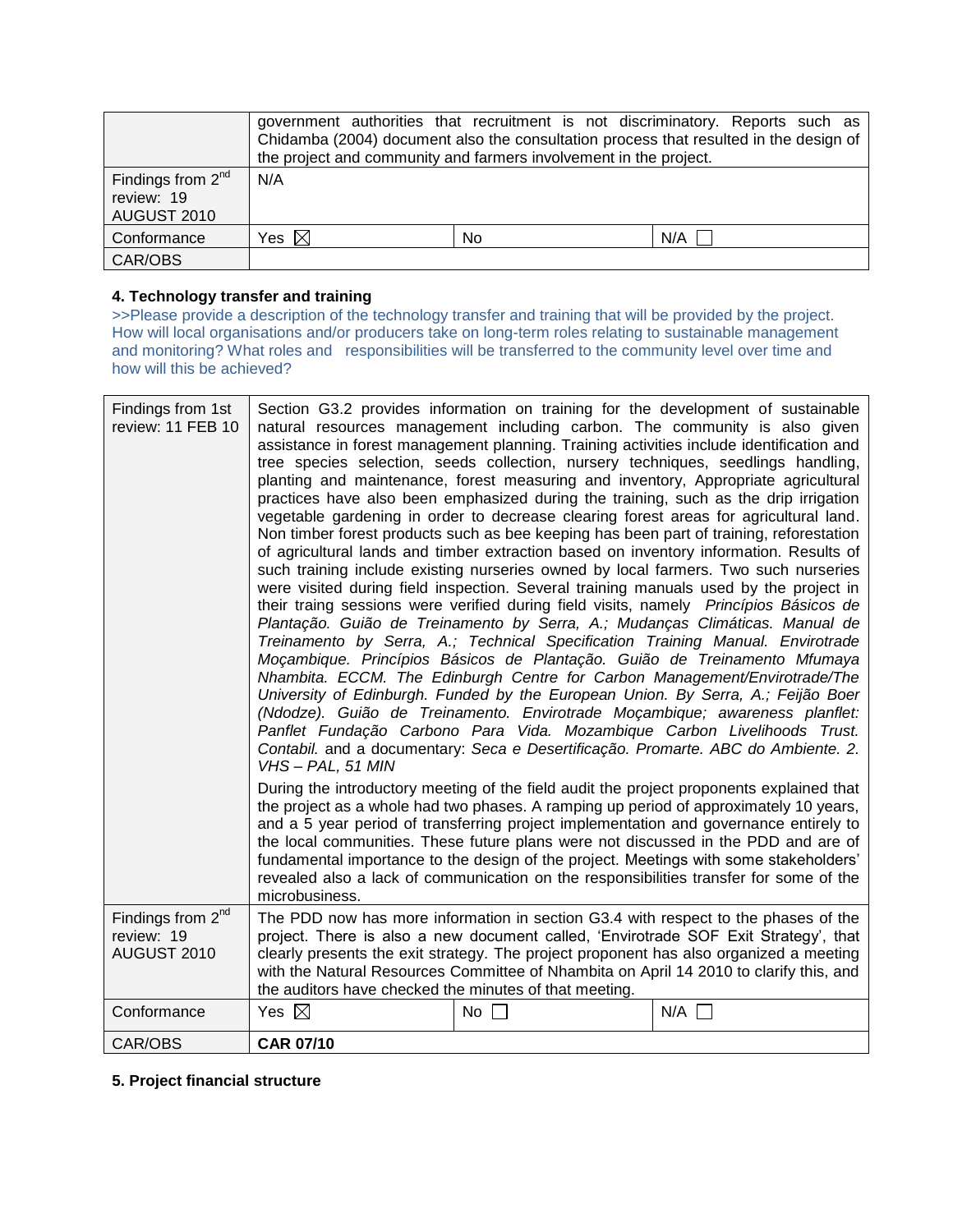| | | | |
|---|---|---|---|
| | government authorities that recruitment is not discriminatory. Reports such as Chidamba (2004) document also the consultation process that resulted in the design of the project and community and farmers involvement in the project. | | |
| Findings from 2nd review: 19 AUGUST 2010 | N/A | | |
| Conformance | Yes ☒ | No | N/A ☐ |
| CAR/OBS | | | |

### 4. Technology transfer and training

>>Please provide a description of the technology transfer and training that will be provided by the project. How will local organisations and/or producers take on long-term roles relating to sustainable management and monitoring? What roles and responsibilities will be transferred to the community level over time and how will this be achieved?

| | | | |
|---|---|---|---|
| Findings from 1st review: 11 FEB 10 | Section G3.2 provides information on training for the development of sustainable natural resources management including carbon. The community is also given assistance in forest management planning. Training activities include identification and tree species selection, seeds collection, nursery techniques, seedlings handling, planting and maintenance, forest measuring and inventory, Appropriate agricultural practices have also been emphasized during the training, such as the drip irrigation vegetable gardening in order to decrease clearing forest areas for agricultural land. Non timber forest products such as bee keeping has been part of training, reforestation of agricultural lands and timber extraction based on inventory information. Results of such training include existing nurseries owned by local farmers. Two such nurseries were visited during field inspection. Several training manuals used by the project in their traing sessions were verified during field visits, namely *Princípios Básicos de Plantação. Guião de Treinamento by Serra, A.; Mudanças Climáticas. Manual de Treinamento by Serra, A.; Technical Specification Training Manual. Envirotrade Moçambique. Princípios Básicos de Plantação. Guião de Treinamento Mfumaya Nhambita. ECCM. The Edinburgh Centre for Carbon Management/Envirotrade/The University of Edinburgh. Funded by the European Union. By Serra, A.; Feijão Boer (Ndodze). Guião de Treinamento. Envirotrade Moçambique; awareness planflet: Panflet Fundação Carbono Para Vida. Mozambique Carbon Livelihoods Trust. Contabil.* and a documentary: *Seca e Desertificação. Promarte. ABC do Ambiente. 2. VHS – PAL, 51 MIN*<br><br>During the introductory meeting of the field audit the project proponents explained that the project as a whole had two phases. A ramping up period of approximately 10 years, and a 5 year period of transferring project implementation and governance entirely to the local communities. These future plans were not discussed in the PDD and are of fundamental importance to the design of the project. Meetings with some stakeholders' revealed also a lack of communication on the responsibilities transfer for some of the microbusiness. | | |
| Findings from 2nd review: 19 AUGUST 2010 | The PDD now has more information in section G3.4 with respect to the phases of the project. There is also a new document called, 'Envirotrade SOF Exit Strategy', that clearly presents the exit strategy. The project proponent has also organized a meeting with the Natural Resources Committee of Nhambita on April 14 2010 to clarify this, and the auditors have checked the minutes of that meeting. | | |
| Conformance | Yes ☒ | No ☐ | N/A ☐ |
| CAR/OBS | **CAR 07/10** | | |

### 5. Project financial structure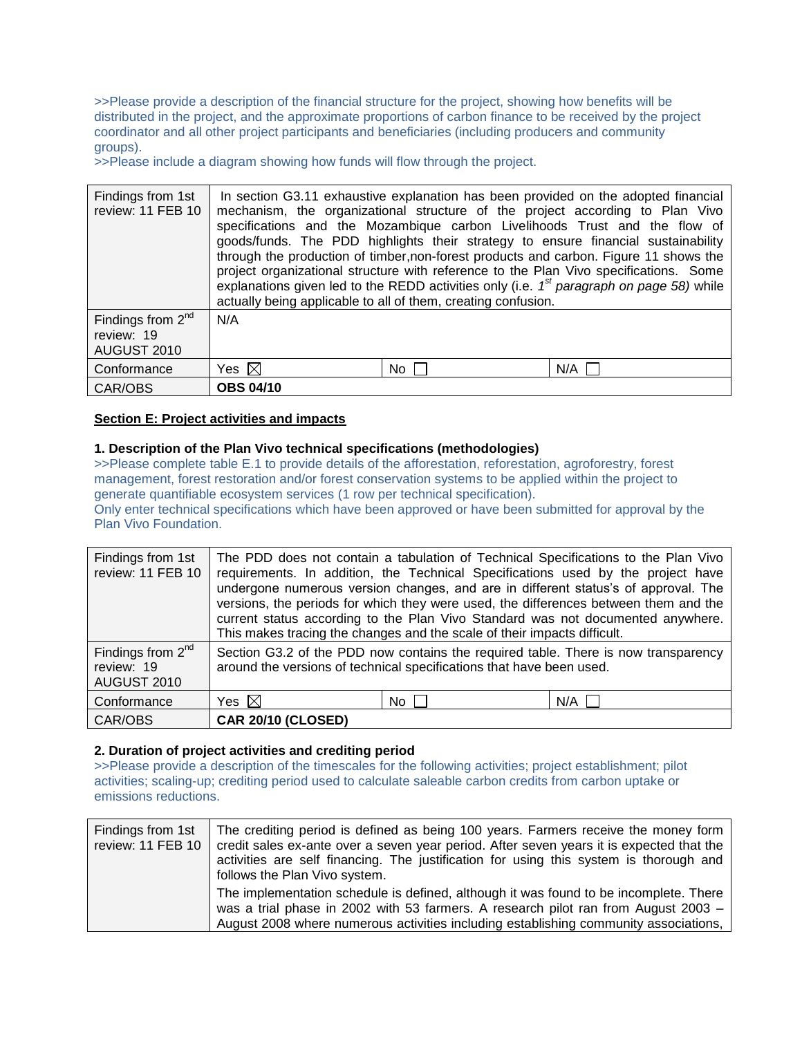>>Please provide a description of the financial structure for the project, showing how benefits will be distributed in the project, and the approximate proportions of carbon finance to be received by the project coordinator and all other project participants and beneficiaries (including producers and community groups).
>>Please include a diagram showing how funds will flow through the project.

| Findings from 1st review: 11 FEB 10 | In section G3.11 exhaustive explanation has been provided on the adopted financial mechanism, the organizational structure of the project according to Plan Vivo specifications and the Mozambique carbon Livelihoods Trust and the flow of goods/funds. The PDD highlights their strategy to ensure financial sustainability through the production of timber,non-forest products and carbon. Figure 11 shows the project organizational structure with reference to the Plan Vivo specifications. Some explanations given led to the REDD activities only (i.e. *1st paragraph on page 58)* while actually being applicable to all of them, creating confusion. | | |
|---|---|---|---|
| Findings from 2nd review: 19 AUGUST 2010 | N/A | | |
| Conformance | Yes ☒ | No ☐ | N/A ☐ |
| CAR/OBS | **OBS 04/10** | | |

**Section E: Project activities and impacts**

**1. Description of the Plan Vivo technical specifications (methodologies)**

>>Please complete table E.1 to provide details of the afforestation, reforestation, agroforestry, forest management, forest restoration and/or forest conservation systems to be applied within the project to generate quantifiable ecosystem services (1 row per technical specification).
Only enter technical specifications which have been approved or have been submitted for approval by the Plan Vivo Foundation.

| Findings from 1st review: 11 FEB 10 | The PDD does not contain a tabulation of Technical Specifications to the Plan Vivo requirements. In addition, the Technical Specifications used by the project have undergone numerous version changes, and are in different status's of approval. The versions, the periods for which they were used, the differences between them and the current status according to the Plan Vivo Standard was not documented anywhere. This makes tracing the changes and the scale of their impacts difficult. | | |
|---|---|---|---|
| Findings from 2nd review: 19 AUGUST 2010 | Section G3.2 of the PDD now contains the required table. There is now transparency around the versions of technical specifications that have been used. | | |
| Conformance | Yes ☒ | No ☐ | N/A ☐ |
| CAR/OBS | **CAR 20/10 (CLOSED)** | | |

**2. Duration of project activities and crediting period**

>>Please provide a description of the timescales for the following activities; project establishment; pilot activities; scaling-up; crediting period used to calculate saleable carbon credits from carbon uptake or emissions reductions.

| Findings from 1st review: 11 FEB 10 | The crediting period is defined as being 100 years. Farmers receive the money form credit sales ex-ante over a seven year period. After seven years it is expected that the activities are self financing. The justification for using this system is thorough and follows the Plan Vivo system.<br><br>The implementation schedule is defined, although it was found to be incomplete. There was a trial phase in 2002 with 53 farmers. A research pilot ran from August 2003 – August 2008 where numerous activities including establishing community associations, |
|---|---|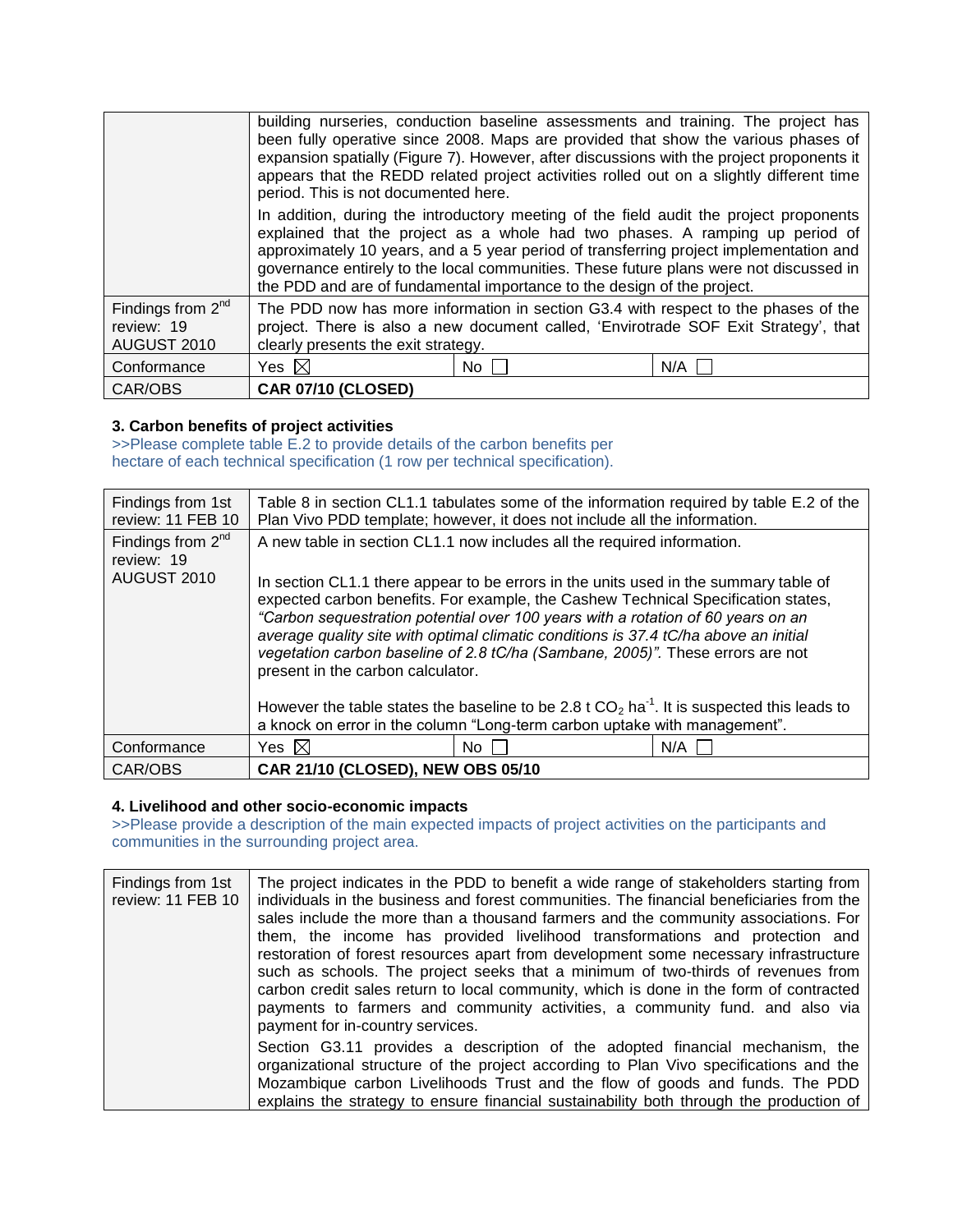| | | | |
|---|---|---|---|
| | building nurseries, conduction baseline assessments and training. The project has been fully operative since 2008. Maps are provided that show the various phases of expansion spatially (Figure 7). However, after discussions with the project proponents it appears that the REDD related project activities rolled out on a slightly different time period. This is not documented here.<br><br>In addition, during the introductory meeting of the field audit the project proponents explained that the project as a whole had two phases. A ramping up period of approximately 10 years, and a 5 year period of transferring project implementation and governance entirely to the local communities. These future plans were not discussed in the PDD and are of fundamental importance to the design of the project. | | |
| Findings from 2nd review: 19 AUGUST 2010 | The PDD now has more information in section G3.4 with respect to the phases of the project. There is also a new document called, 'Envirotrade SOF Exit Strategy', that clearly presents the exit strategy. | | |
| Conformance | Yes ☒ | No ☐ | N/A ☐ |
| CAR/OBS | **CAR 07/10 (CLOSED)** | | |

**3. Carbon benefits of project activities**

>>Please complete table E.2 to provide details of the carbon benefits per hectare of each technical specification (1 row per technical specification).

| | | | |
|---|---|---|---|
| Findings from 1st review: 11 FEB 10 | Table 8 in section CL1.1 tabulates some of the information required by table E.2 of the Plan Vivo PDD template; however, it does not include all the information. | | |
| Findings from 2nd review: 19 AUGUST 2010 | A new table in section CL1.1 now includes all the required information.<br><br>In section CL1.1 there appear to be errors in the units used in the summary table of expected carbon benefits. For example, the Cashew Technical Specification states, *"Carbon sequestration potential over 100 years with a rotation of 60 years on an average quality site with optimal climatic conditions is 37.4 tC/ha above an initial vegetation carbon baseline of 2.8 tC/ha (Sambane, 2005)".* These errors are not present in the carbon calculator.<br><br>However the table states the baseline to be 2.8 t $CO_2$ $ha^{-1}$. It is suspected this leads to a knock on error in the column "Long-term carbon uptake with management". | | |
| Conformance | Yes ☒ | No ☐ | N/A ☐ |
| CAR/OBS | **CAR 21/10 (CLOSED), NEW OBS 05/10** | | |

**4. Livelihood and other socio-economic impacts**

>>Please provide a description of the main expected impacts of project activities on the participants and communities in the surrounding project area.

| | |
|---|---|
| Findings from 1st review: 11 FEB 10 | The project indicates in the PDD to benefit a wide range of stakeholders starting from individuals in the business and forest communities. The financial beneficiaries from the sales include the more than a thousand farmers and the community associations. For them, the income has provided livelihood transformations and protection and restoration of forest resources apart from development some necessary infrastructure such as schools. The project seeks that a minimum of two-thirds of revenues from carbon credit sales return to local community, which is done in the form of contracted payments to farmers and community activities, a community fund. and also via payment for in-country services.<br><br>Section G3.11 provides a description of the adopted financial mechanism, the organizational structure of the project according to Plan Vivo specifications and the Mozambique carbon Livelihoods Trust and the flow of goods and funds. The PDD explains the strategy to ensure financial sustainability both through the production of |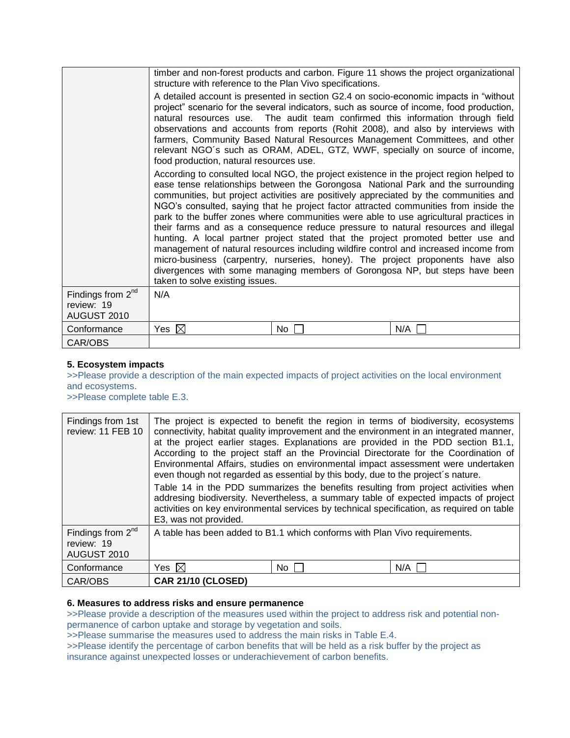| | | | |
|---|---|---|---|
| | timber and non-forest products and carbon. Figure 11 shows the project organizational structure with reference to the Plan Vivo specifications. A detailed account is presented in section G2.4 on socio-economic impacts in "without project" scenario for the several indicators, such as source of income, food production, natural resources use. The audit team confirmed this information through field observations and accounts from reports (Rohit 2008), and also by interviews with farmers, Community Based Natural Resources Management Committees, and other relevant NGO´s such as ORAM, ADEL, GTZ, WWF, specially on source of income, food production, natural resources use. According to consulted local NGO, the project existence in the project region helped to ease tense relationships between the Gorongosa National Park and the surrounding communities, but project activities are positively appreciated by the communities and NGO's consulted, saying that he project factor attracted communities from inside the park to the buffer zones where communities were able to use agricultural practices in their farms and as a consequence reduce pressure to natural resources and illegal hunting. A local partner project stated that the project promoted better use and management of natural resources including wildfire control and increased income from micro-business (carpentry, nurseries, honey). The project proponents have also divergences with some managing members of Gorongosa NP, but steps have been taken to solve existing issues. | | |
| Findings from 2nd review: 19 AUGUST 2010 | N/A | | |
| Conformance | Yes ☒ | No ☐ | N/A ☐ |
| CAR/OBS | | | |

**5. Ecosystem impacts**

>>Please provide a description of the main expected impacts of project activities on the local environment and ecosystems.
>>Please complete table E.3.

| | | | |
|---|---|---|---|
| Findings from 1st review: 11 FEB 10 | The project is expected to benefit the region in terms of biodiversity, ecosystems connectivity, habitat quality improvement and the environment in an integrated manner, at the project earlier stages. Explanations are provided in the PDD section B1.1, According to the project staff an the Provincial Directorate for the Coordination of Environmental Affairs, studies on environmental impact assessment were undertaken even though not regarded as essential by this body, due to the project´s nature. Table 14 in the PDD summarizes the benefits resulting from project activities when addresing biodiversity. Nevertheless, a summary table of expected impacts of project activities on key environmental services by technical specification, as required on table E3, was not provided. | | |
| Findings from 2nd review: 19 AUGUST 2010 | A table has been added to B1.1 which conforms with Plan Vivo requirements. | | |
| Conformance | Yes ☒ | No ☐ | N/A ☐ |
| CAR/OBS | **CAR 21/10 (CLOSED)** | | |

**6. Measures to address risks and ensure permanence**

>>Please provide a description of the measures used within the project to address risk and potential non-permanence of carbon uptake and storage by vegetation and soils.
>>Please summarise the measures used to address the main risks in Table E.4.
>>Please identify the percentage of carbon benefits that will be held as a risk buffer by the project as insurance against unexpected losses or underachievement of carbon benefits.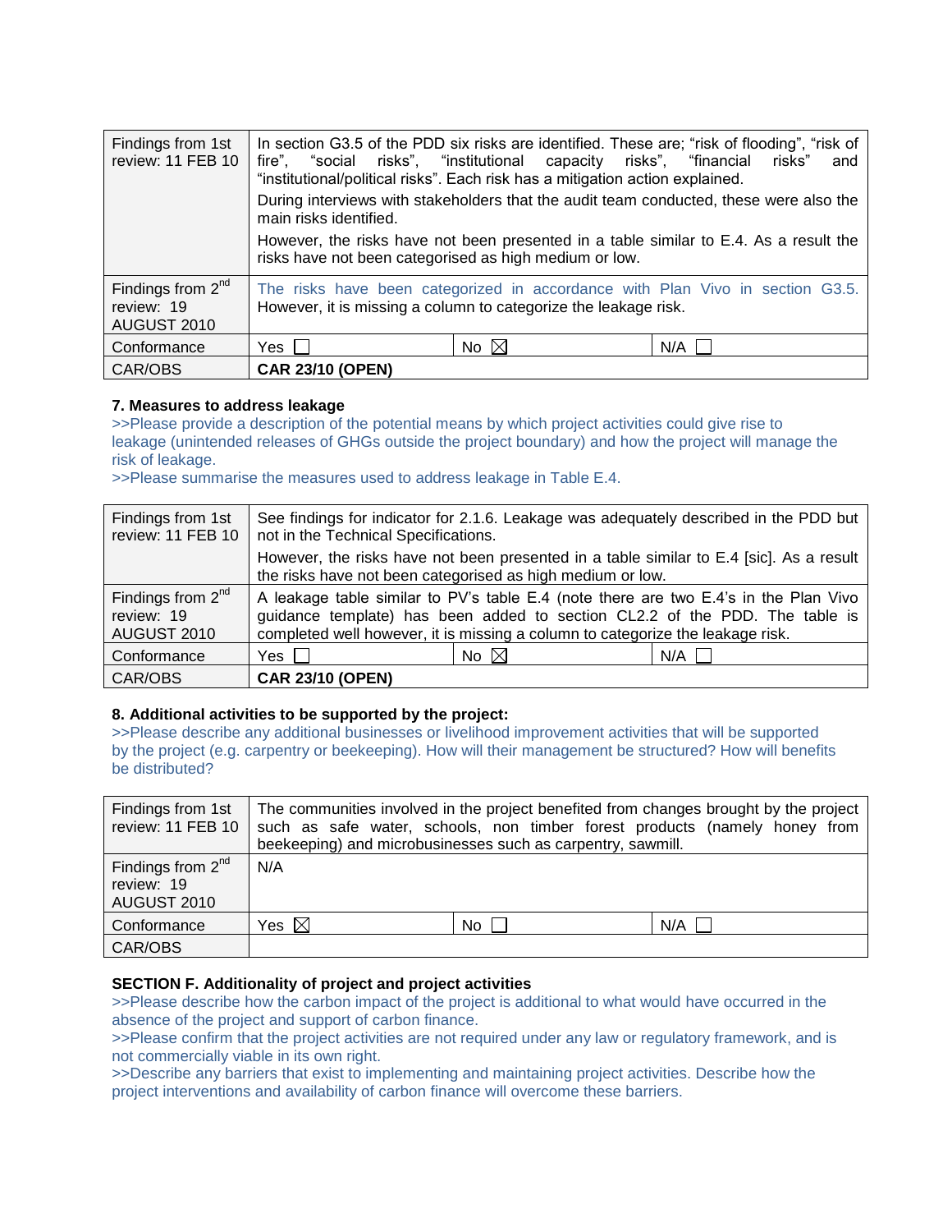| | | | |
|---|---|---|---|
| Findings from 1st review: 11 FEB 10 | In section G3.5 of the PDD six risks are identified. These are; "risk of flooding", "risk of fire", "social risks", "institutional capacity risks", "financial risks" and "institutional/political risks". Each risk has a mitigation action explained.<br>During interviews with stakeholders that the audit team conducted, these were also the main risks identified.<br>However, the risks have not been presented in a table similar to E.4. As a result the risks have not been categorised as high medium or low. | | |
| Findings from 2nd review: 19 AUGUST 2010 | The risks have been categorized in accordance with Plan Vivo in section G3.5. However, it is missing a column to categorize the leakage risk. | | |
| Conformance | Yes ☐ | No ☒ | N/A ☐ |
| CAR/OBS | **CAR 23/10 (OPEN)** | | |

**7. Measures to address leakage**

>>Please provide a description of the potential means by which project activities could give rise to leakage (unintended releases of GHGs outside the project boundary) and how the project will manage the risk of leakage.

>>Please summarise the measures used to address leakage in Table E.4.

| | | | |
|---|---|---|---|
| Findings from 1st review: 11 FEB 10 | See findings for indicator for 2.1.6. Leakage was adequately described in the PDD but not in the Technical Specifications.<br>However, the risks have not been presented in a table similar to E.4 [sic]. As a result the risks have not been categorised as high medium or low. | | |
| Findings from 2nd review: 19 AUGUST 2010 | A leakage table similar to PV's table E.4 (note there are two E.4's in the Plan Vivo guidance template) has been added to section CL2.2 of the PDD. The table is completed well however, it is missing a column to categorize the leakage risk. | | |
| Conformance | Yes ☐ | No ☒ | N/A ☐ |
| CAR/OBS | **CAR 23/10 (OPEN)** | | |

**8. Additional activities to be supported by the project:**

>>Please describe any additional businesses or livelihood improvement activities that will be supported by the project (e.g. carpentry or beekeeping). How will their management be structured? How will benefits be distributed?

| | | | |
|---|---|---|---|
| Findings from 1st review: 11 FEB 10 | The communities involved in the project benefited from changes brought by the project such as safe water, schools, non timber forest products (namely honey from beekeeping) and microbusinesses such as carpentry, sawmill. | | |
| Findings from 2nd review: 19 AUGUST 2010 | N/A | | |
| Conformance | Yes ☒ | No ☐ | N/A ☐ |
| CAR/OBS | | | |

**SECTION F. Additionality of project and project activities**

>>Please describe how the carbon impact of the project is additional to what would have occurred in the absence of the project and support of carbon finance.

>>Please confirm that the project activities are not required under any law or regulatory framework, and is not commercially viable in its own right.

>>Describe any barriers that exist to implementing and maintaining project activities. Describe how the project interventions and availability of carbon finance will overcome these barriers.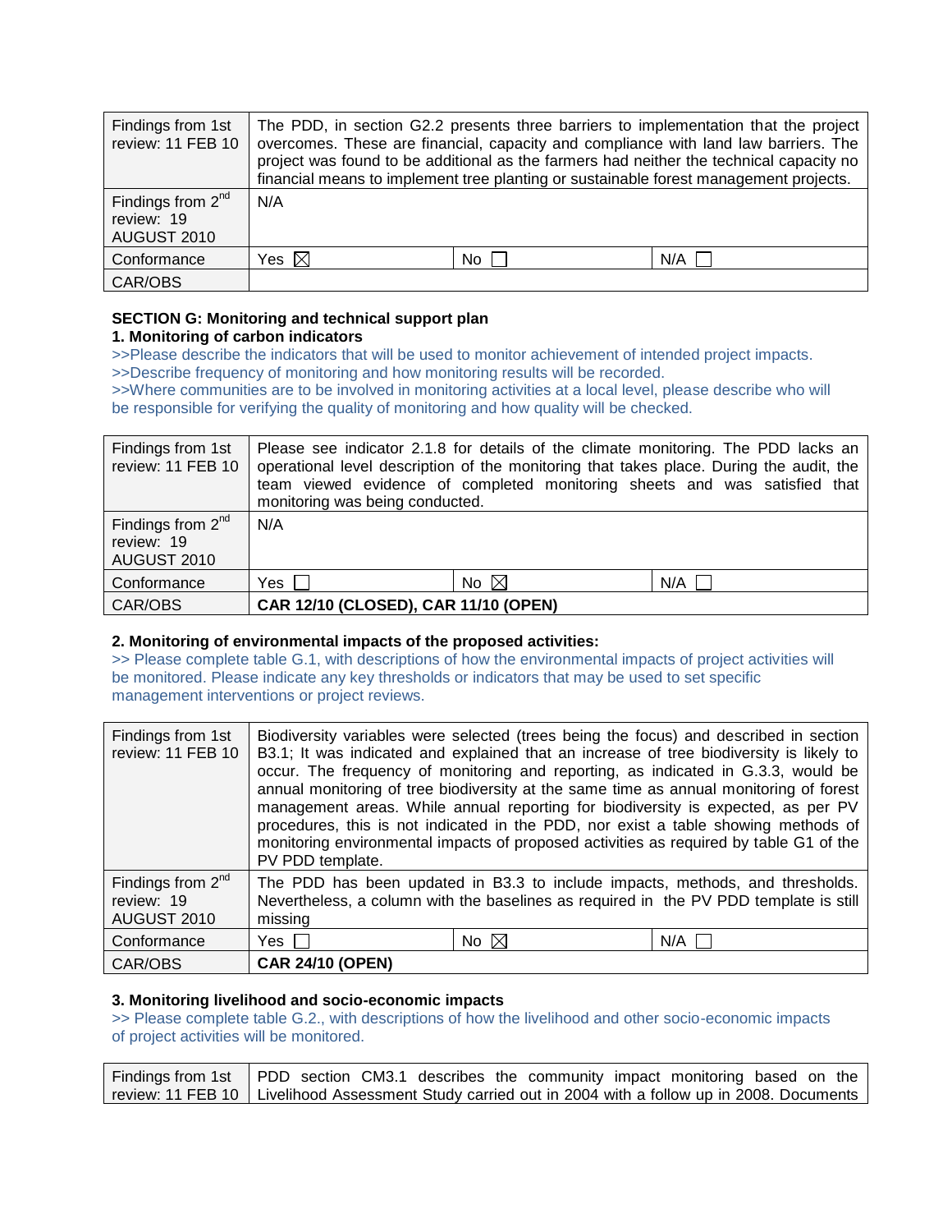| Findings from 1st review: 11 FEB 10 | The PDD, in section G2.2 presents three barriers to implementation that the project overcomes. These are financial, capacity and compliance with land law barriers. The project was found to be additional as the farmers had neither the technical capacity no financial means to implement tree planting or sustainable forest management projects. | |
|---|---|---|
| Findings from 2nd review: 19 AUGUST 2010 | N/A | | |
| Conformance | Yes ☒ | No ☐ | N/A ☐ |
| CAR/OBS | | | |

**SECTION G: Monitoring and technical support plan**

**1. Monitoring of carbon indicators**

>>Please describe the indicators that will be used to monitor achievement of intended project impacts.
>>Describe frequency of monitoring and how monitoring results will be recorded.
>>Where communities are to be involved in monitoring activities at a local level, please describe who will be responsible for verifying the quality of monitoring and how quality will be checked.

| Findings from 1st review: 11 FEB 10 | Please see indicator 2.1.8 for details of the climate monitoring. The PDD lacks an operational level description of the monitoring that takes place. During the audit, the team viewed evidence of completed monitoring sheets and was satisfied that monitoring was being conducted. | | |
|---|---|---|---|
| Findings from 2nd review: 19 AUGUST 2010 | N/A | | |
| Conformance | Yes ☐ | No ☒ | N/A ☐ |
| CAR/OBS | **CAR 12/10 (CLOSED), CAR 11/10 (OPEN)** | | |

**2. Monitoring of environmental impacts of the proposed activities:**

>> Please complete table G.1, with descriptions of how the environmental impacts of project activities will be monitored. Please indicate any key thresholds or indicators that may be used to set specific management interventions or project reviews.

| Findings from 1st review: 11 FEB 10 | Biodiversity variables were selected (trees being the focus) and described in section B3.1; It was indicated and explained that an increase of tree biodiversity is likely to occur. The frequency of monitoring and reporting, as indicated in G.3.3, would be annual monitoring of tree biodiversity at the same time as annual monitoring of forest management areas. While annual reporting for biodiversity is expected, as per PV procedures, this is not indicated in the PDD, nor exist a table showing methods of monitoring environmental impacts of proposed activities as required by table G1 of the PV PDD template. | | |
|---|---|---|---|
| Findings from 2nd review: 19 AUGUST 2010 | The PDD has been updated in B3.3 to include impacts, methods, and thresholds. Nevertheless, a column with the baselines as required in the PV PDD template is still missing | | |
| Conformance | Yes ☐ | No ☒ | N/A ☐ |
| CAR/OBS | **CAR 24/10 (OPEN)** | | |

**3. Monitoring livelihood and socio-economic impacts**

>> Please complete table G.2., with descriptions of how the livelihood and other socio-economic impacts of project activities will be monitored.

| Findings from 1st review: 11 FEB 10 | PDD section CM3.1 describes the community impact monitoring based on the Livelihood Assessment Study carried out in 2004 with a follow up in 2008. Documents |
|---|---|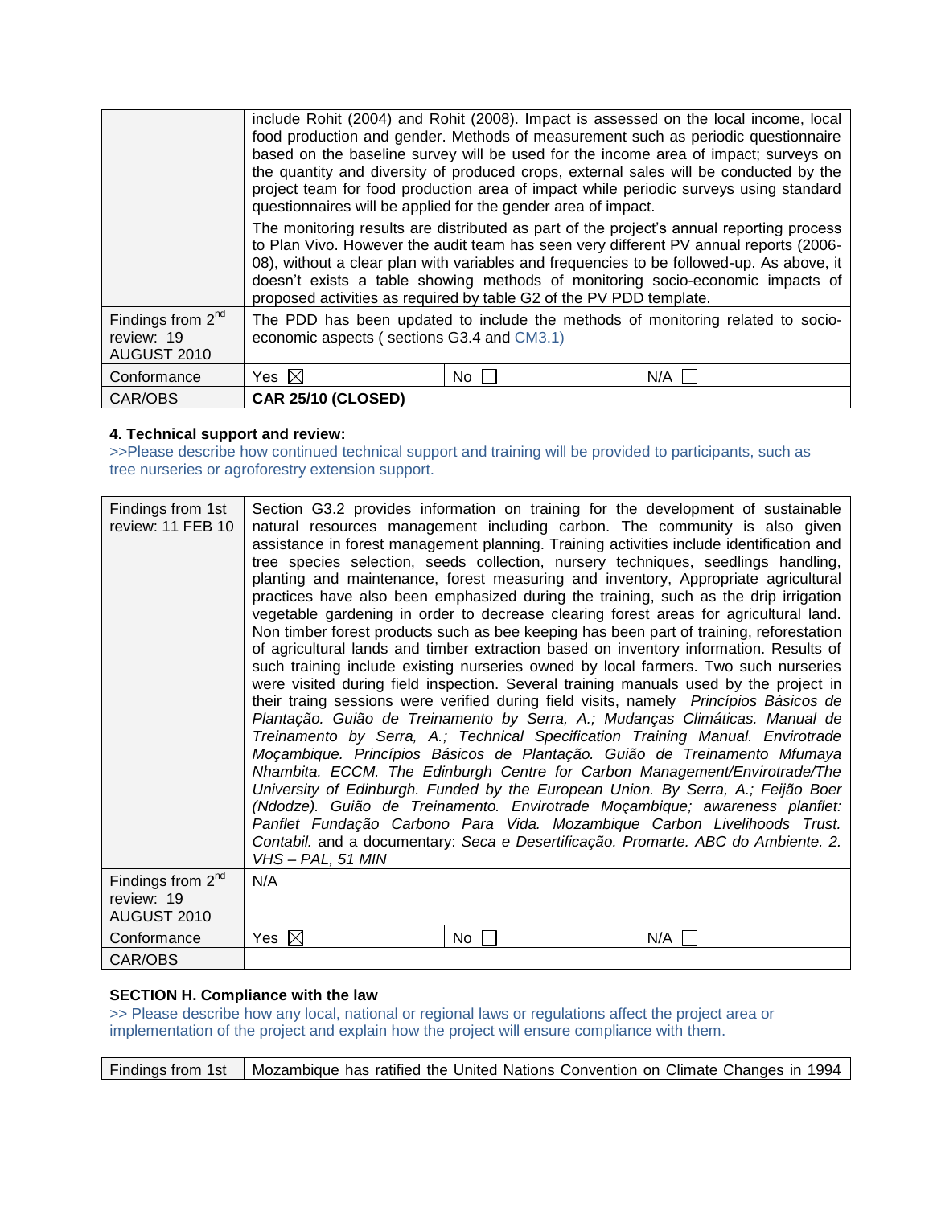| | | | |
|---|---|---|---|
| | include Rohit (2004) and Rohit (2008). Impact is assessed on the local income, local food production and gender. Methods of measurement such as periodic questionnaire based on the baseline survey will be used for the income area of impact; surveys on the quantity and diversity of produced crops, external sales will be conducted by the project team for food production area of impact while periodic surveys using standard questionnaires will be applied for the gender area of impact.<br><br>The monitoring results are distributed as part of the project's annual reporting process to Plan Vivo. However the audit team has seen very different PV annual reports (2006-08), without a clear plan with variables and frequencies to be followed-up. As above, it doesn't exists a table showing methods of monitoring socio-economic impacts of proposed activities as required by table G2 of the PV PDD template. | | |
| Findings from 2nd review: 19 AUGUST 2010 | The PDD has been updated to include the methods of monitoring related to socio-economic aspects ( sections G3.4 and CM3.1) | | |
| Conformance | Yes ☒ | No ☐ | N/A ☐ |
| CAR/OBS | **CAR 25/10 (CLOSED)** | | |

**4. Technical support and review:**

>>Please describe how continued technical support and training will be provided to participants, such as tree nurseries or agroforestry extension support.

| | | | |
|---|---|---|---|
| Findings from 1st review: 11 FEB 10 | Section G3.2 provides information on training for the development of sustainable natural resources management including carbon. The community is also given assistance in forest management planning. Training activities include identification and tree species selection, seeds collection, nursery techniques, seedlings handling, planting and maintenance, forest measuring and inventory, Appropriate agricultural practices have also been emphasized during the training, such as the drip irrigation vegetable gardening in order to decrease clearing forest areas for agricultural land. Non timber forest products such as bee keeping has been part of training, reforestation of agricultural lands and timber extraction based on inventory information. Results of such training include existing nurseries owned by local farmers. Two such nurseries were visited during field inspection. Several training manuals used by the project in their traing sessions were verified during field visits, namely *Princípios Básicos de Plantação. Guião de Treinamento by Serra, A.; Mudanças Climáticas. Manual de Treinamento by Serra, A.; Technical Specification Training Manual. Envirotrade Moçambique. Princípios Básicos de Plantação. Guião de Treinamento Mfumaya Nhambita. ECCM. The Edinburgh Centre for Carbon Management/Envirotrade/The University of Edinburgh. Funded by the European Union. By Serra, A.; Feijão Boer (Ndodze). Guião de Treinamento. Envirotrade Moçambique; awareness planflet: Panflet Fundação Carbono Para Vida. Mozambique Carbon Livelihoods Trust. Contabil.* and a documentary: *Seca e Desertificação. Promarte. ABC do Ambiente. 2. VHS – PAL, 51 MIN* | | |
| Findings from 2nd review: 19 AUGUST 2010 | N/A | | |
| Conformance | Yes ☒ | No ☐ | N/A ☐ |
| CAR/OBS | | | |

**SECTION H. Compliance with the law**

>> Please describe how any local, national or regional laws or regulations affect the project area or implementation of the project and explain how the project will ensure compliance with them.

| | |
|---|---|
| Findings from 1st | Mozambique has ratified the United Nations Convention on Climate Changes in 1994 |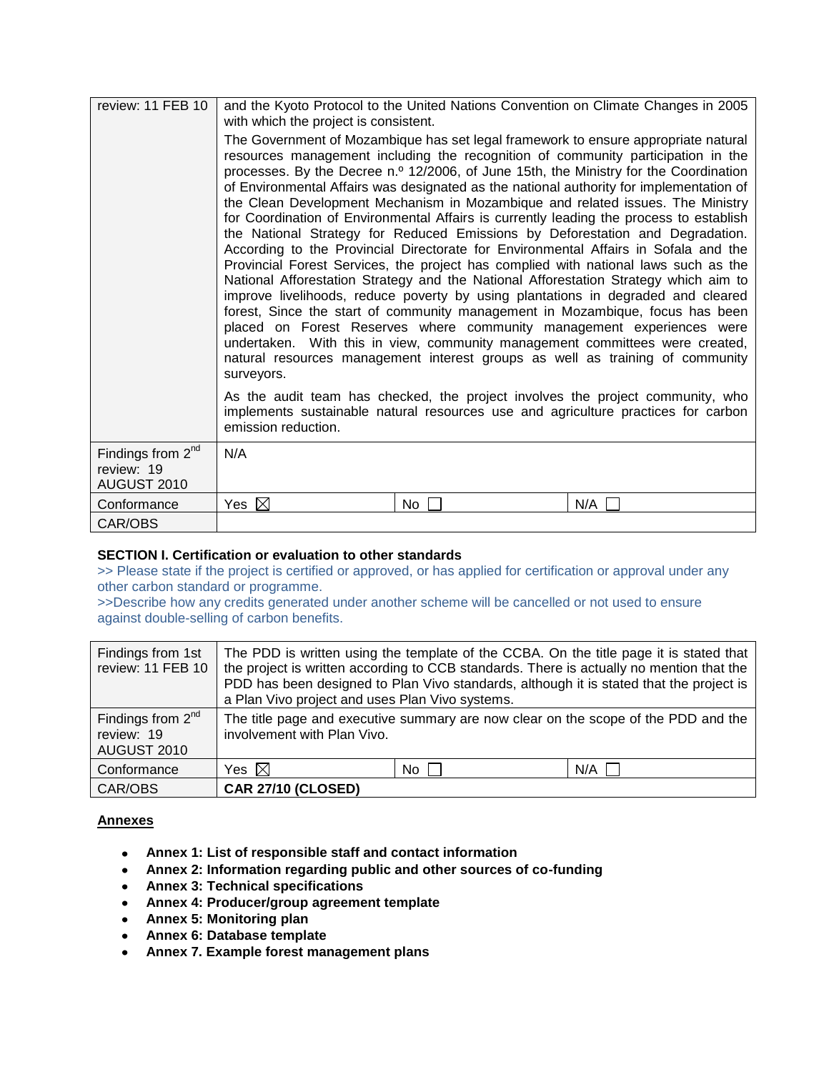| review: 11 FEB 10 | and the Kyoto Protocol to the United Nations Convention on Climate Changes in 2005 with which the project is consistent.<br>The Government of Mozambique has set legal framework to ensure appropriate natural resources management including the recognition of community participation in the processes. By the Decree n.º 12/2006, of June 15th, the Ministry for the Coordination of Environmental Affairs was designated as the national authority for implementation of the Clean Development Mechanism in Mozambique and related issues. The Ministry for Coordination of Environmental Affairs is currently leading the process to establish the National Strategy for Reduced Emissions by Deforestation and Degradation. According to the Provincial Directorate for Environmental Affairs in Sofala and the Provincial Forest Services, the project has complied with national laws such as the National Afforestation Strategy and the National Afforestation Strategy which aim to improve livelihoods, reduce poverty by using plantations in degraded and cleared forest, Since the start of community management in Mozambique, focus has been placed on Forest Reserves where community management experiences were undertaken. With this in view, community management committees were created, natural resources management interest groups as well as training of community surveyors.<br>As the audit team has checked, the project involves the project community, who implements sustainable natural resources use and agriculture practices for carbon emission reduction. | | |
|---|---|---|---|
| Findings from 2nd review: 19 AUGUST 2010 | N/A | | |
| Conformance | Yes ☒ | No ☐ | N/A ☐ |
| CAR/OBS | | | |

**SECTION I. Certification or evaluation to other standards**

>> Please state if the project is certified or approved, or has applied for certification or approval under any other carbon standard or programme.

>>Describe how any credits generated under another scheme will be cancelled or not used to ensure against double-selling of carbon benefits.

| Findings from 1st review: 11 FEB 10 | The PDD is written using the template of the CCBA. On the title page it is stated that the project is written according to CCB standards. There is actually no mention that the PDD has been designed to Plan Vivo standards, although it is stated that the project is a Plan Vivo project and uses Plan Vivo systems. | | |
|---|---|---|---|
| Findings from 2nd review: 19 AUGUST 2010 | The title page and executive summary are now clear on the scope of the PDD and the involvement with Plan Vivo. | | |
| Conformance | Yes ☒ | No ☐ | N/A ☐ |
| CAR/OBS | **CAR 27/10 (CLOSED)** | | |

**Annexes**

- **Annex 1: List of responsible staff and contact information**
- **Annex 2: Information regarding public and other sources of co-funding**
- **Annex 3: Technical specifications**
- **Annex 4: Producer/group agreement template**
- **Annex 5: Monitoring plan**
- **Annex 6: Database template**
- **Annex 7. Example forest management plans**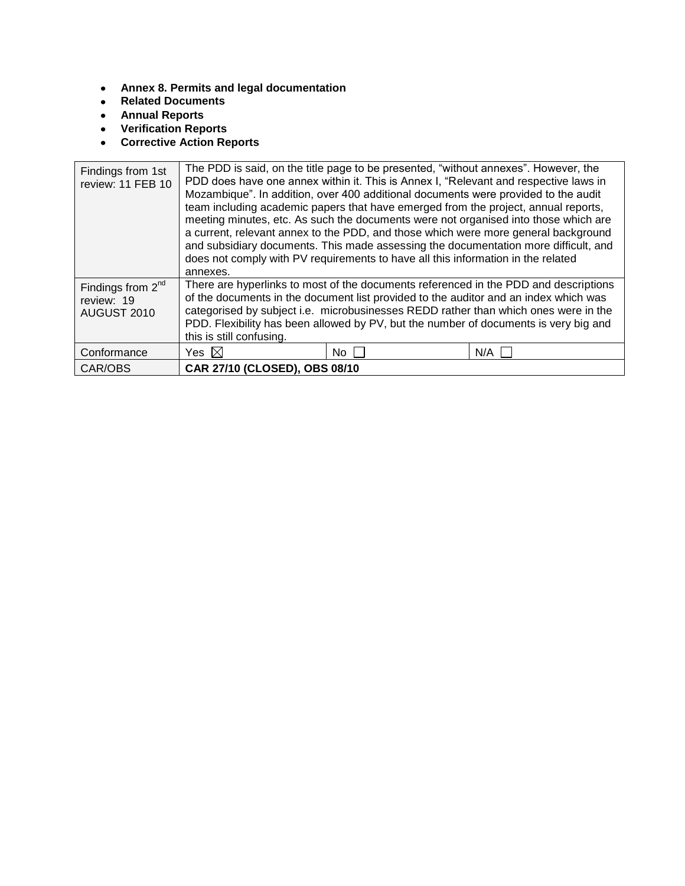- **Annex 8. Permits and legal documentation**
- **Related Documents**
- **Annual Reports**
- **Verification Reports**
- **Corrective Action Reports**

| | | | |
|---|---|---|---|
| Findings from 1st review: 11 FEB 10 | The PDD is said, on the title page to be presented, "without annexes". However, the PDD does have one annex within it. This is Annex I, "Relevant and respective laws in Mozambique". In addition, over 400 additional documents were provided to the audit team including academic papers that have emerged from the project, annual reports, meeting minutes, etc. As such the documents were not organised into those which are a current, relevant annex to the PDD, and those which were more general background and subsidiary documents. This made assessing the documentation more difficult, and does not comply with PV requirements to have all this information in the related annexes. | | |
| Findings from 2nd review: 19 AUGUST 2010 | There are hyperlinks to most of the documents referenced in the PDD and descriptions of the documents in the document list provided to the auditor and an index which was categorised by subject i.e. microbusinesses REDD rather than which ones were in the PDD. Flexibility has been allowed by PV, but the number of documents is very big and this is still confusing. | | |
| Conformance | Yes ☒ | No ☐ | N/A ☐ |
| CAR/OBS | **CAR 27/10 (CLOSED), OBS 08/10** | | |